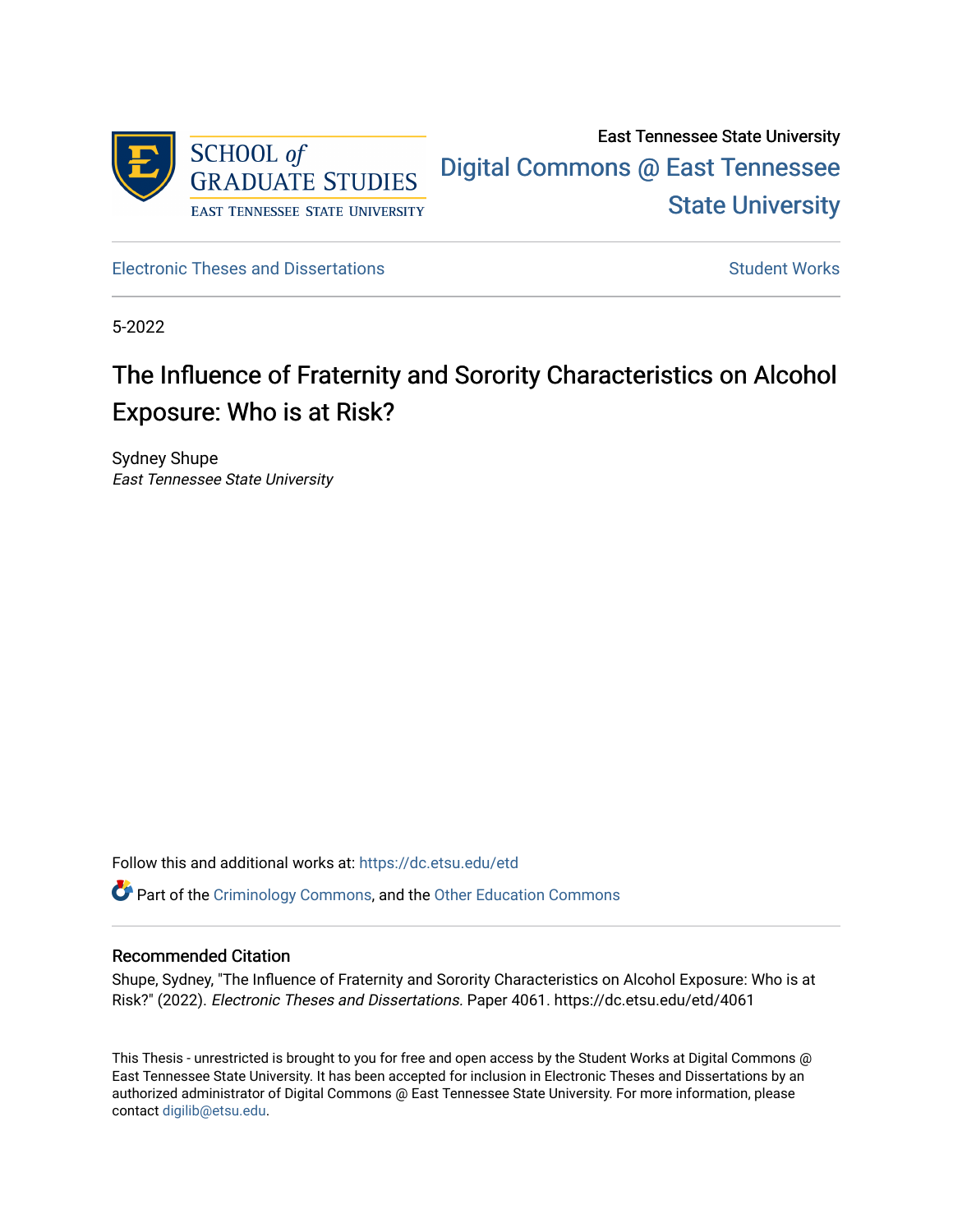East Tennessee State University

Digital Commons @ East Tennessee State University

Electronic Theses and Dissertations

Student Works

5-2022

# The Influence of Fraternity and Sorority Characteristics on Alcohol Exposure: Who is at Risk?

Sydney Shupe
*East Tennessee State University*

Follow this and additional works at: https://dc.etsu.edu/etd

Part of the Criminology Commons, and the Other Education Commons

## Recommended Citation

Shupe, Sydney, "The Influence of Fraternity and Sorority Characteristics on Alcohol Exposure: Who is at Risk?" (2022). *Electronic Theses and Dissertations.* Paper 4061. https://dc.etsu.edu/etd/4061

This Thesis - unrestricted is brought to you for free and open access by the Student Works at Digital Commons @ East Tennessee State University. It has been accepted for inclusion in Electronic Theses and Dissertations by an authorized administrator of Digital Commons @ East Tennessee State University. For more information, please contact digilib@etsu.edu.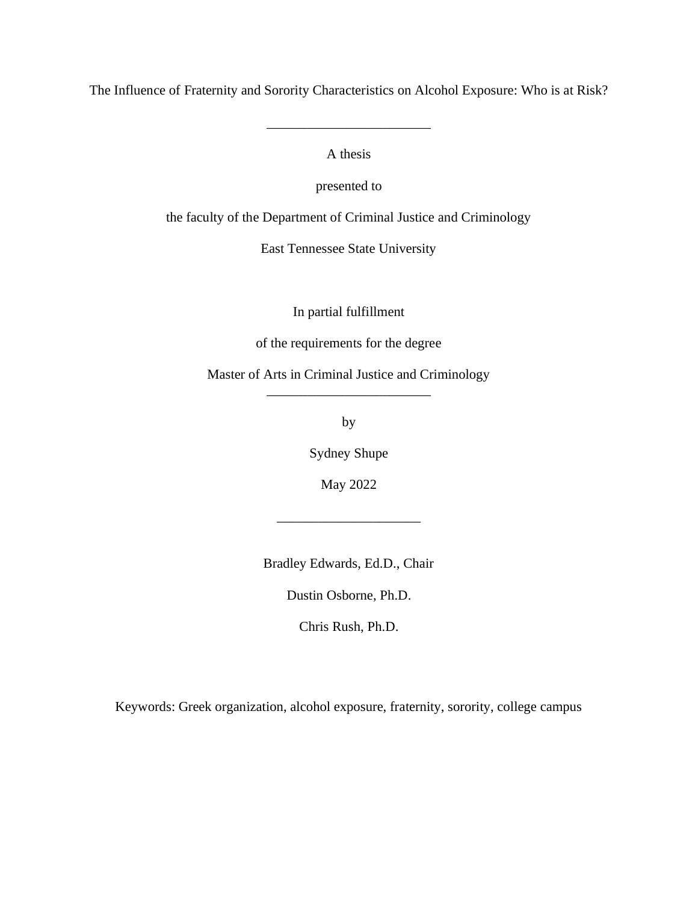# The Influence of Fraternity and Sorority Characteristics on Alcohol Exposure: Who is at Risk?

________________________

A thesis

presented to

the faculty of the Department of Criminal Justice and Criminology

East Tennessee State University

In partial fulfillment

of the requirements for the degree

Master of Arts in Criminal Justice and Criminology

________________________

by

Sydney Shupe

May 2022

_____________________

Bradley Edwards, Ed.D., Chair

Dustin Osborne, Ph.D.

Chris Rush, Ph.D.

Keywords: Greek organization, alcohol exposure, fraternity, sorority, college campus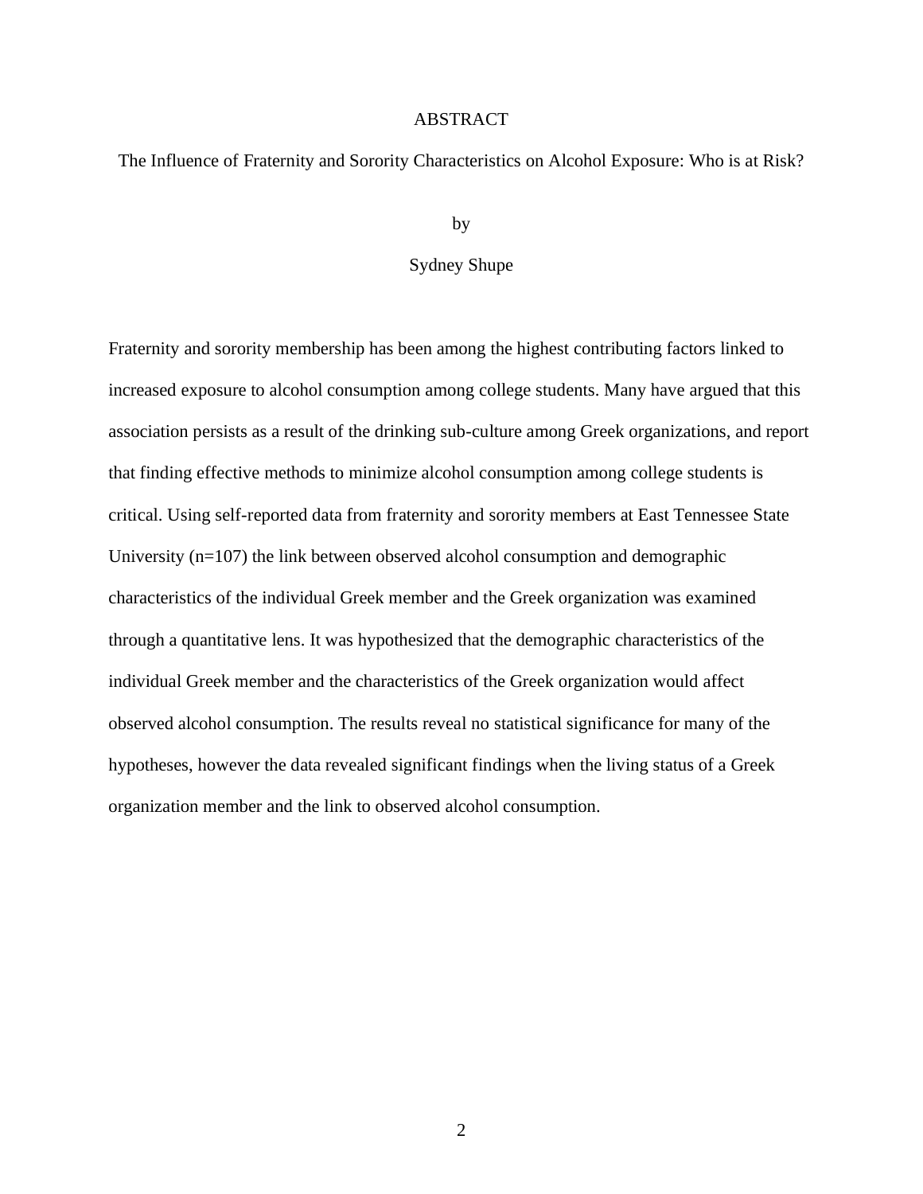# ABSTRACT

The Influence of Fraternity and Sorority Characteristics on Alcohol Exposure: Who is at Risk?

by

Sydney Shupe

Fraternity and sorority membership has been among the highest contributing factors linked to increased exposure to alcohol consumption among college students. Many have argued that this association persists as a result of the drinking sub-culture among Greek organizations, and report that finding effective methods to minimize alcohol consumption among college students is critical. Using self-reported data from fraternity and sorority members at East Tennessee State University (n=107) the link between observed alcohol consumption and demographic characteristics of the individual Greek member and the Greek organization was examined through a quantitative lens. It was hypothesized that the demographic characteristics of the individual Greek member and the characteristics of the Greek organization would affect observed alcohol consumption. The results reveal no statistical significance for many of the hypotheses, however the data revealed significant findings when the living status of a Greek organization member and the link to observed alcohol consumption.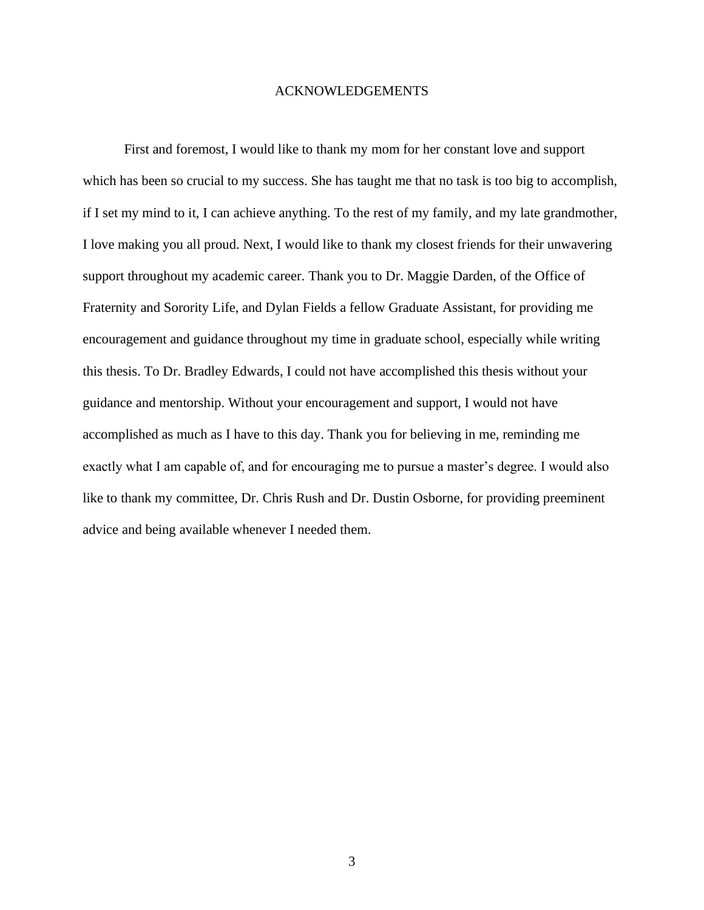# ACKNOWLEDGEMENTS

First and foremost, I would like to thank my mom for her constant love and support which has been so crucial to my success. She has taught me that no task is too big to accomplish, if I set my mind to it, I can achieve anything. To the rest of my family, and my late grandmother, I love making you all proud. Next, I would like to thank my closest friends for their unwavering support throughout my academic career. Thank you to Dr. Maggie Darden, of the Office of Fraternity and Sorority Life, and Dylan Fields a fellow Graduate Assistant, for providing me encouragement and guidance throughout my time in graduate school, especially while writing this thesis. To Dr. Bradley Edwards, I could not have accomplished this thesis without your guidance and mentorship. Without your encouragement and support, I would not have accomplished as much as I have to this day. Thank you for believing in me, reminding me exactly what I am capable of, and for encouraging me to pursue a master's degree. I would also like to thank my committee, Dr. Chris Rush and Dr. Dustin Osborne, for providing preeminent advice and being available whenever I needed them.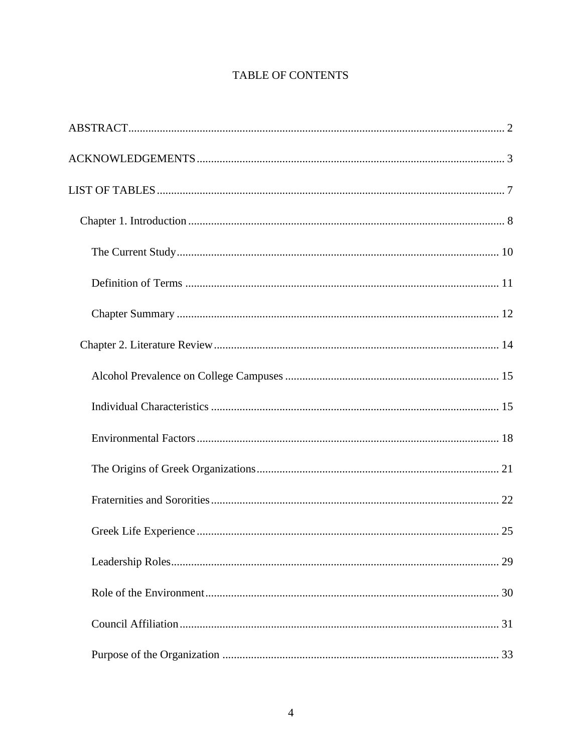# TABLE OF CONTENTS

ABSTRACT .................................................................................................................. 2

ACKNOWLEDGEMENTS .......................................................................................... 3

LIST OF TABLES ........................................................................................................ 7

Chapter 1. Introduction ............................................................................................ 8

The Current Study ................................................................................................ 10

Definition of Terms .............................................................................................. 11

Chapter Summary ................................................................................................. 12

Chapter 2. Literature Review .................................................................................. 14

Alcohol Prevalence on College Campuses ........................................................... 15

Individual Characteristics ..................................................................................... 15

Environmental Factors .......................................................................................... 18

The Origins of Greek Organizations .................................................................... 21

Fraternities and Sororities .................................................................................... 22

Greek Life Experience .......................................................................................... 25

Leadership Roles ................................................................................................... 29

Role of the Environment ....................................................................................... 30

Council Affiliation ................................................................................................ 31

Purpose of the Organization ................................................................................. 33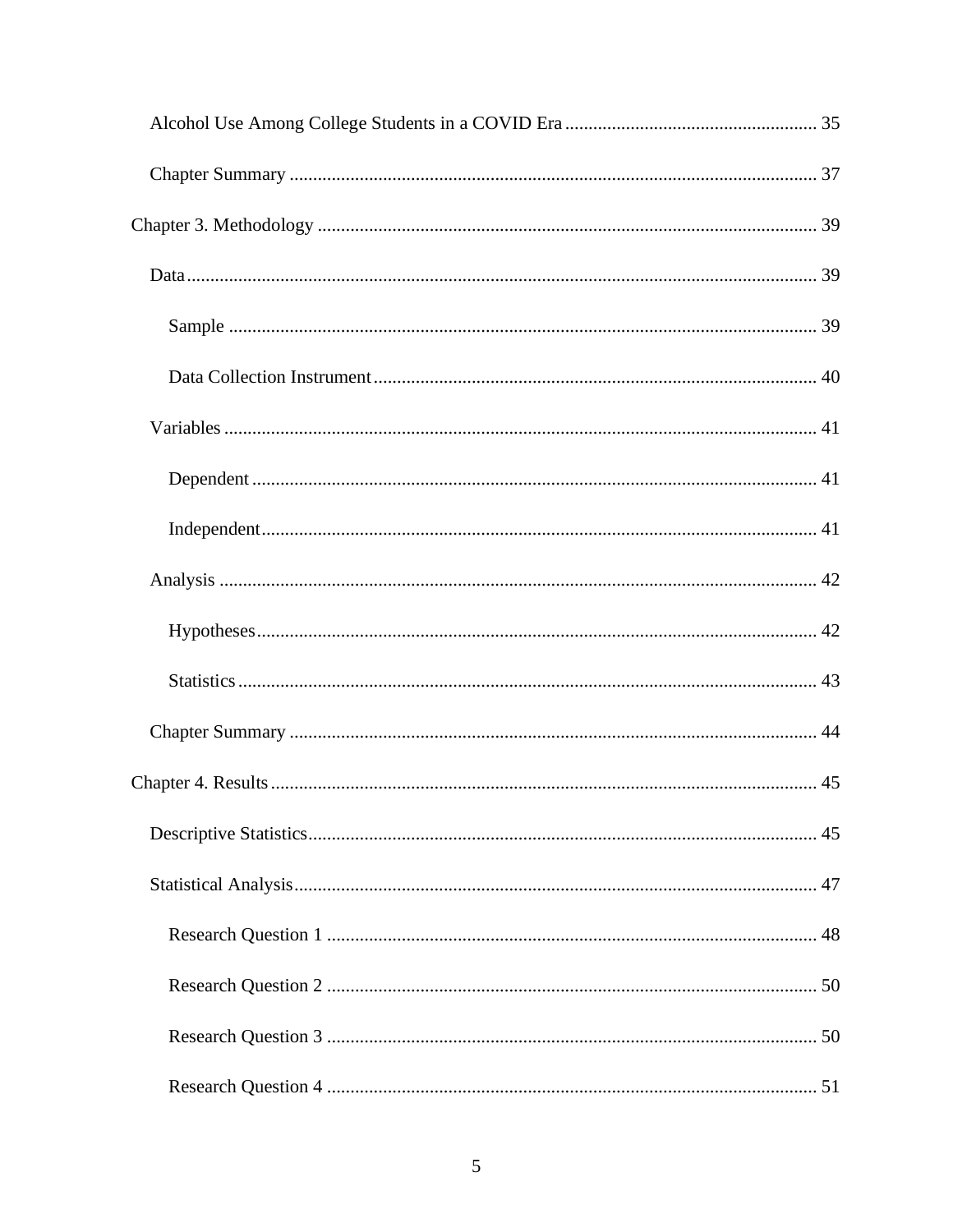Alcohol Use Among College Students in a COVID Era ..................................................... 35

Chapter Summary ................................................................................................................ 37

Chapter 3. Methodology .......................................................................................................... 39

Data ...................................................................................................................................... 39

Sample ............................................................................................................................ 39

Data Collection Instrument ............................................................................................. 40

Variables .............................................................................................................................. 41

Dependent ........................................................................................................................ 41

Independent ..................................................................................................................... 41

Analysis ............................................................................................................................... 42

Hypotheses ...................................................................................................................... 42

Statistics .......................................................................................................................... 43

Chapter Summary ................................................................................................................ 44

Chapter 4. Results .................................................................................................................... 45

Descriptive Statistics ............................................................................................................ 45

Statistical Analysis ............................................................................................................... 47

Research Question 1 ........................................................................................................ 48

Research Question 2 ........................................................................................................ 50

Research Question 3 ........................................................................................................ 50

Research Question 4 ........................................................................................................ 51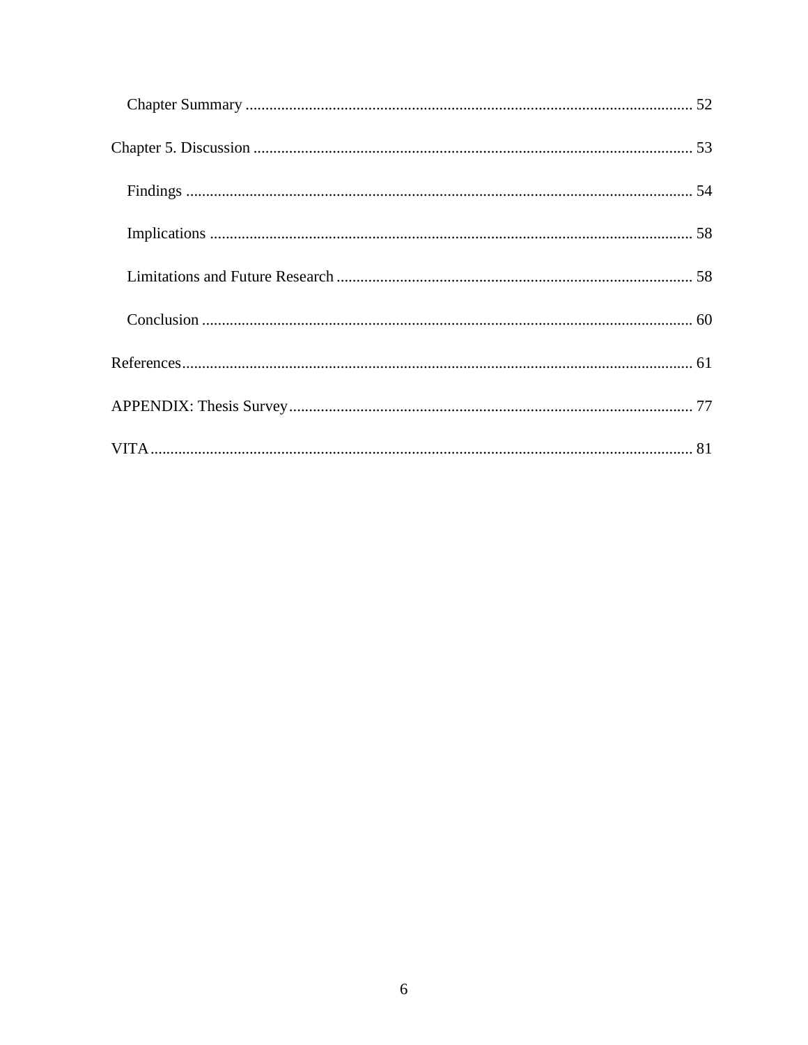Chapter Summary ........................................................................................................... 52

Chapter 5. Discussion ........................................................................................................ 53

Findings ........................................................................................................................ 54

Implications .................................................................................................................. 58

Limitations and Future Research ................................................................................... 58

Conclusion .................................................................................................................... 60

References.......................................................................................................................... 61

APPENDIX: Thesis Survey ................................................................................................ 77

VITA ................................................................................................................................... 81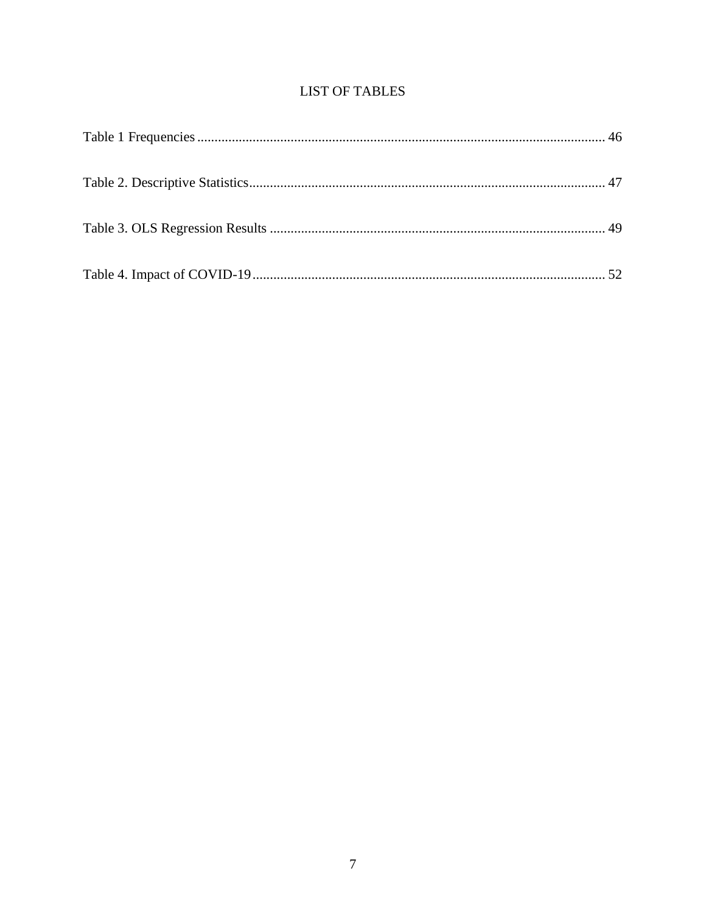# LIST OF TABLES

Table 1 Frequencies ..................................................................................................................... 46

Table 2. Descriptive Statistics ...................................................................................................... 47

Table 3. OLS Regression Results ................................................................................................ 49

Table 4. Impact of COVID-19 ...................................................................................................... 52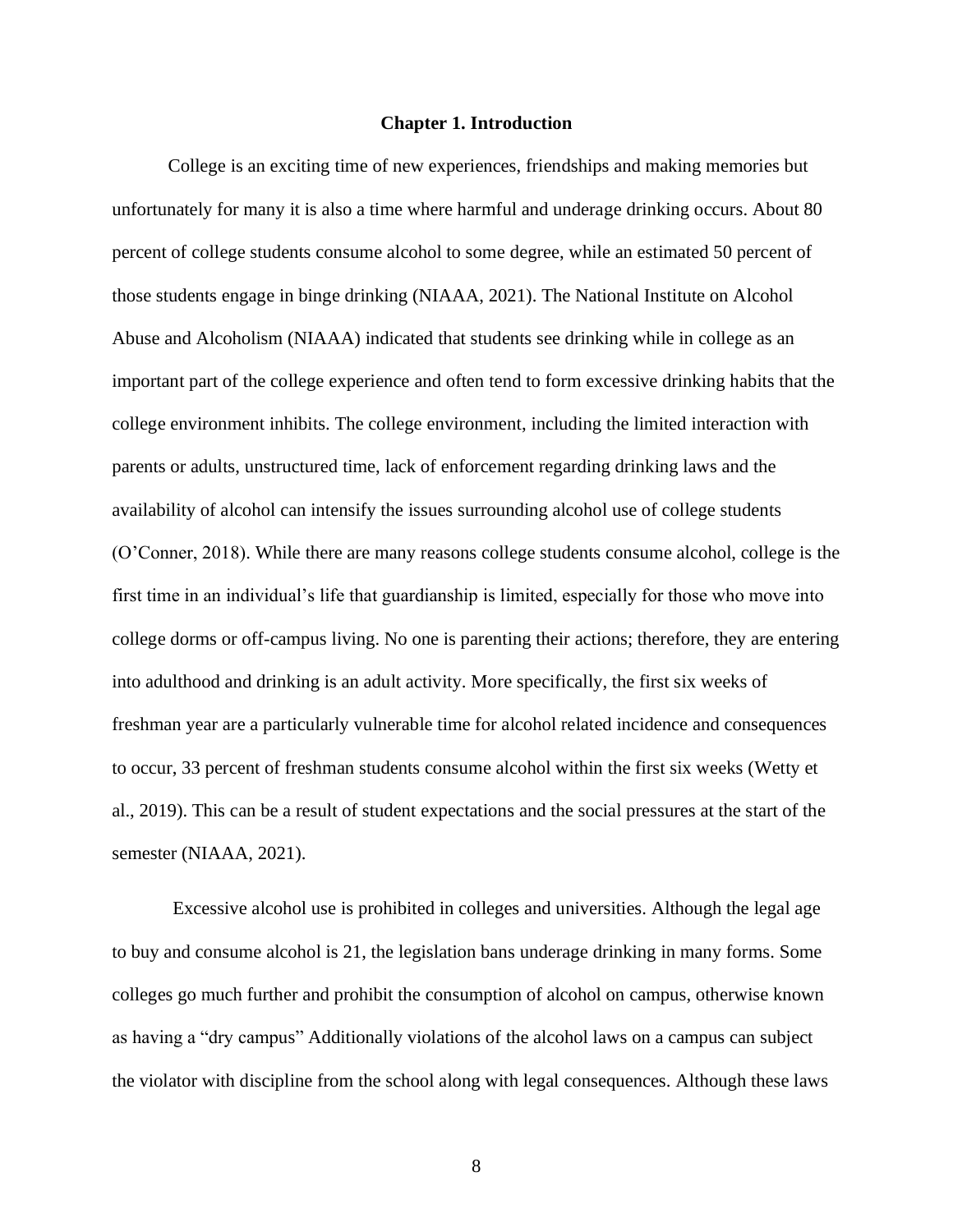# Chapter 1. Introduction

College is an exciting time of new experiences, friendships and making memories but unfortunately for many it is also a time where harmful and underage drinking occurs. About 80 percent of college students consume alcohol to some degree, while an estimated 50 percent of those students engage in binge drinking (NIAAA, 2021). The National Institute on Alcohol Abuse and Alcoholism (NIAAA) indicated that students see drinking while in college as an important part of the college experience and often tend to form excessive drinking habits that the college environment inhibits. The college environment, including the limited interaction with parents or adults, unstructured time, lack of enforcement regarding drinking laws and the availability of alcohol can intensify the issues surrounding alcohol use of college students (O'Conner, 2018). While there are many reasons college students consume alcohol, college is the first time in an individual's life that guardianship is limited, especially for those who move into college dorms or off-campus living. No one is parenting their actions; therefore, they are entering into adulthood and drinking is an adult activity. More specifically, the first six weeks of freshman year are a particularly vulnerable time for alcohol related incidence and consequences to occur, 33 percent of freshman students consume alcohol within the first six weeks (Wetty et al., 2019). This can be a result of student expectations and the social pressures at the start of the semester (NIAAA, 2021).

Excessive alcohol use is prohibited in colleges and universities. Although the legal age to buy and consume alcohol is 21, the legislation bans underage drinking in many forms. Some colleges go much further and prohibit the consumption of alcohol on campus, otherwise known as having a "dry campus" Additionally violations of the alcohol laws on a campus can subject the violator with discipline from the school along with legal consequences. Although these laws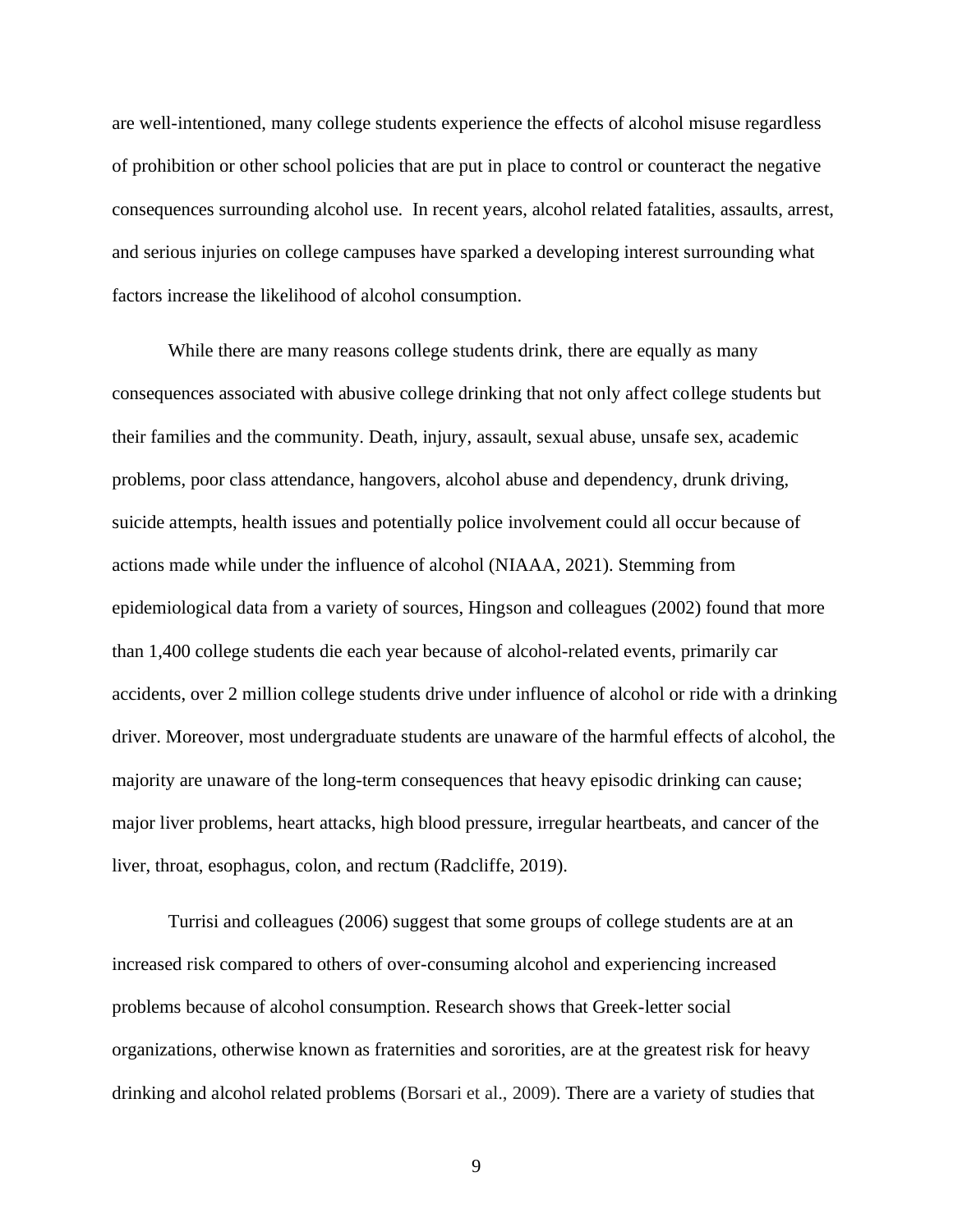are well-intentioned, many college students experience the effects of alcohol misuse regardless of prohibition or other school policies that are put in place to control or counteract the negative consequences surrounding alcohol use. In recent years, alcohol related fatalities, assaults, arrest, and serious injuries on college campuses have sparked a developing interest surrounding what factors increase the likelihood of alcohol consumption.

While there are many reasons college students drink, there are equally as many consequences associated with abusive college drinking that not only affect college students but their families and the community. Death, injury, assault, sexual abuse, unsafe sex, academic problems, poor class attendance, hangovers, alcohol abuse and dependency, drunk driving, suicide attempts, health issues and potentially police involvement could all occur because of actions made while under the influence of alcohol (NIAAA, 2021). Stemming from epidemiological data from a variety of sources, Hingson and colleagues (2002) found that more than 1,400 college students die each year because of alcohol-related events, primarily car accidents, over 2 million college students drive under influence of alcohol or ride with a drinking driver. Moreover, most undergraduate students are unaware of the harmful effects of alcohol, the majority are unaware of the long-term consequences that heavy episodic drinking can cause; major liver problems, heart attacks, high blood pressure, irregular heartbeats, and cancer of the liver, throat, esophagus, colon, and rectum (Radcliffe, 2019).

Turrisi and colleagues (2006) suggest that some groups of college students are at an increased risk compared to others of over-consuming alcohol and experiencing increased problems because of alcohol consumption. Research shows that Greek-letter social organizations, otherwise known as fraternities and sororities, are at the greatest risk for heavy drinking and alcohol related problems (Borsari et al., 2009). There are a variety of studies that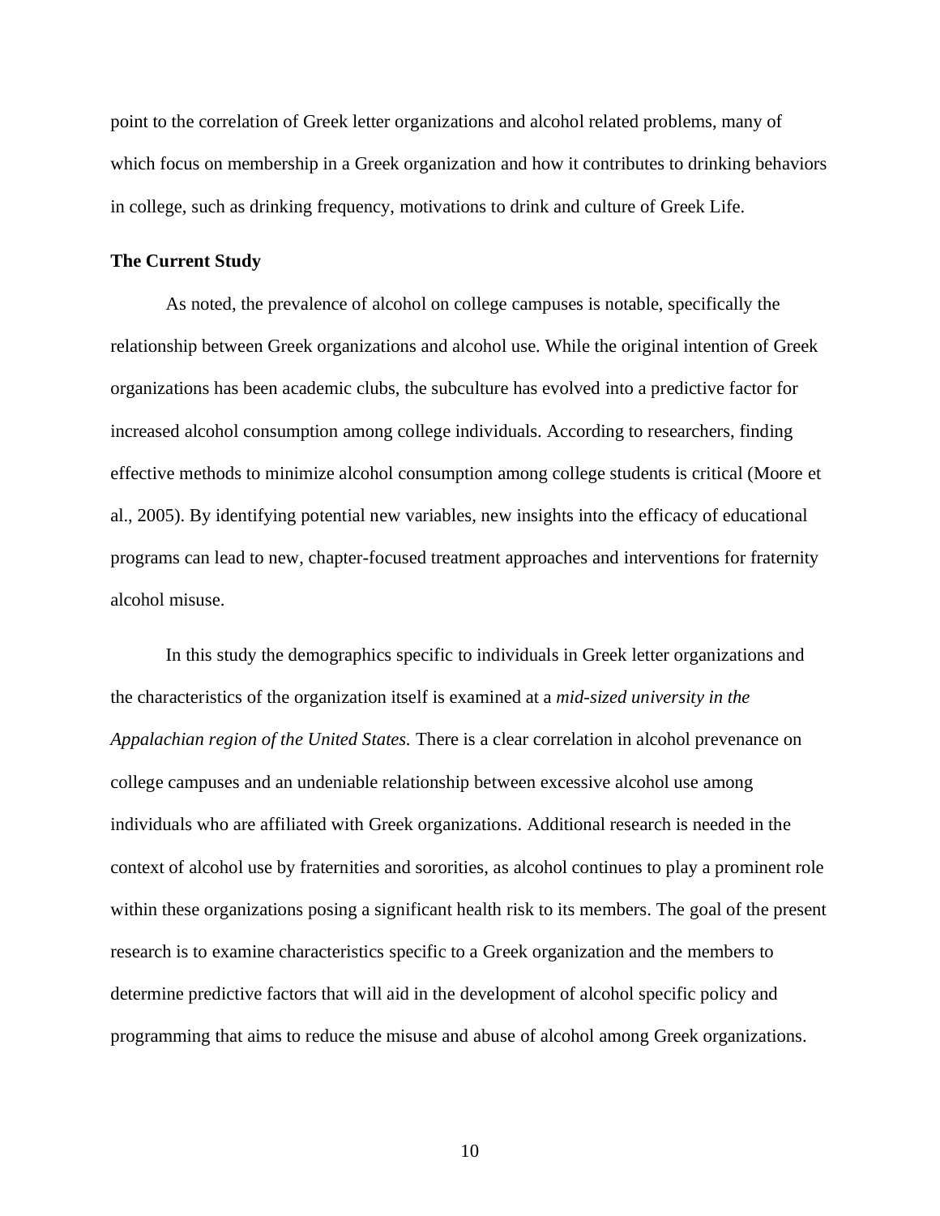point to the correlation of Greek letter organizations and alcohol related problems, many of which focus on membership in a Greek organization and how it contributes to drinking behaviors in college, such as drinking frequency, motivations to drink and culture of Greek Life.

**The Current Study**

As noted, the prevalence of alcohol on college campuses is notable, specifically the relationship between Greek organizations and alcohol use. While the original intention of Greek organizations has been academic clubs, the subculture has evolved into a predictive factor for increased alcohol consumption among college individuals. According to researchers, finding effective methods to minimize alcohol consumption among college students is critical (Moore et al., 2005). By identifying potential new variables, new insights into the efficacy of educational programs can lead to new, chapter-focused treatment approaches and interventions for fraternity alcohol misuse.

In this study the demographics specific to individuals in Greek letter organizations and the characteristics of the organization itself is examined at a *mid-sized university in the Appalachian region of the United States.* There is a clear correlation in alcohol prevenance on college campuses and an undeniable relationship between excessive alcohol use among individuals who are affiliated with Greek organizations. Additional research is needed in the context of alcohol use by fraternities and sororities, as alcohol continues to play a prominent role within these organizations posing a significant health risk to its members. The goal of the present research is to examine characteristics specific to a Greek organization and the members to determine predictive factors that will aid in the development of alcohol specific policy and programming that aims to reduce the misuse and abuse of alcohol among Greek organizations.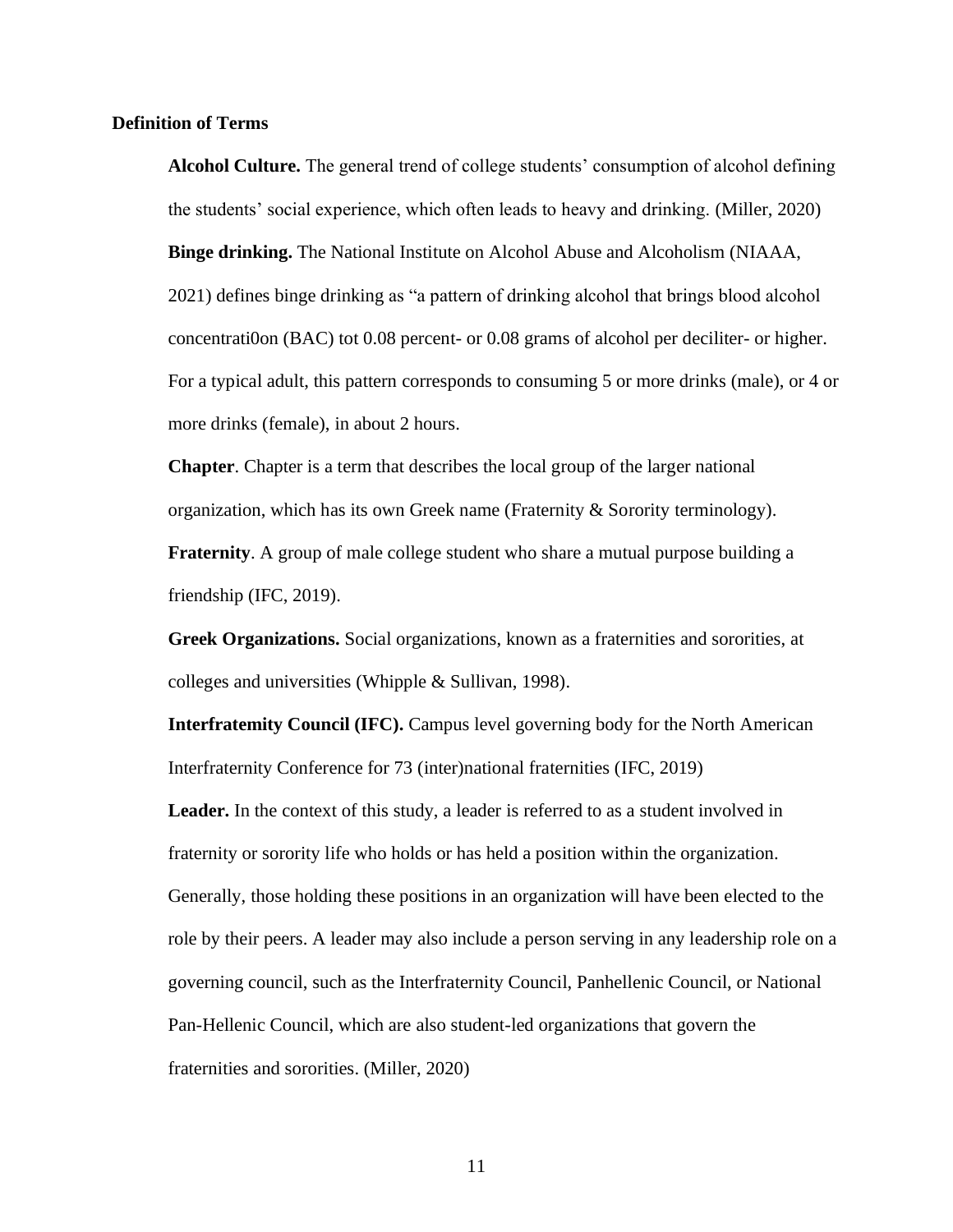**Definition of Terms**

**Alcohol Culture.** The general trend of college students' consumption of alcohol defining the students' social experience, which often leads to heavy and drinking. (Miller, 2020)

**Binge drinking.** The National Institute on Alcohol Abuse and Alcoholism (NIAAA, 2021) defines binge drinking as "a pattern of drinking alcohol that brings blood alcohol concentrati0on (BAC) tot 0.08 percent- or 0.08 grams of alcohol per deciliter- or higher. For a typical adult, this pattern corresponds to consuming 5 or more drinks (male), or 4 or more drinks (female), in about 2 hours.

**Chapter**. Chapter is a term that describes the local group of the larger national organization, which has its own Greek name (Fraternity & Sorority terminology).

**Fraternity**. A group of male college student who share a mutual purpose building a friendship (IFC, 2019).

**Greek Organizations.** Social organizations, known as a fraternities and sororities, at colleges and universities (Whipple & Sullivan, 1998).

**Interfratemity Council (IFC).** Campus level governing body for the North American Interfraternity Conference for 73 (inter)national fraternities (IFC, 2019)

**Leader.** In the context of this study, a leader is referred to as a student involved in fraternity or sorority life who holds or has held a position within the organization. Generally, those holding these positions in an organization will have been elected to the role by their peers. A leader may also include a person serving in any leadership role on a governing council, such as the Interfraternity Council, Panhellenic Council, or National Pan-Hellenic Council, which are also student-led organizations that govern the fraternities and sororities. (Miller, 2020)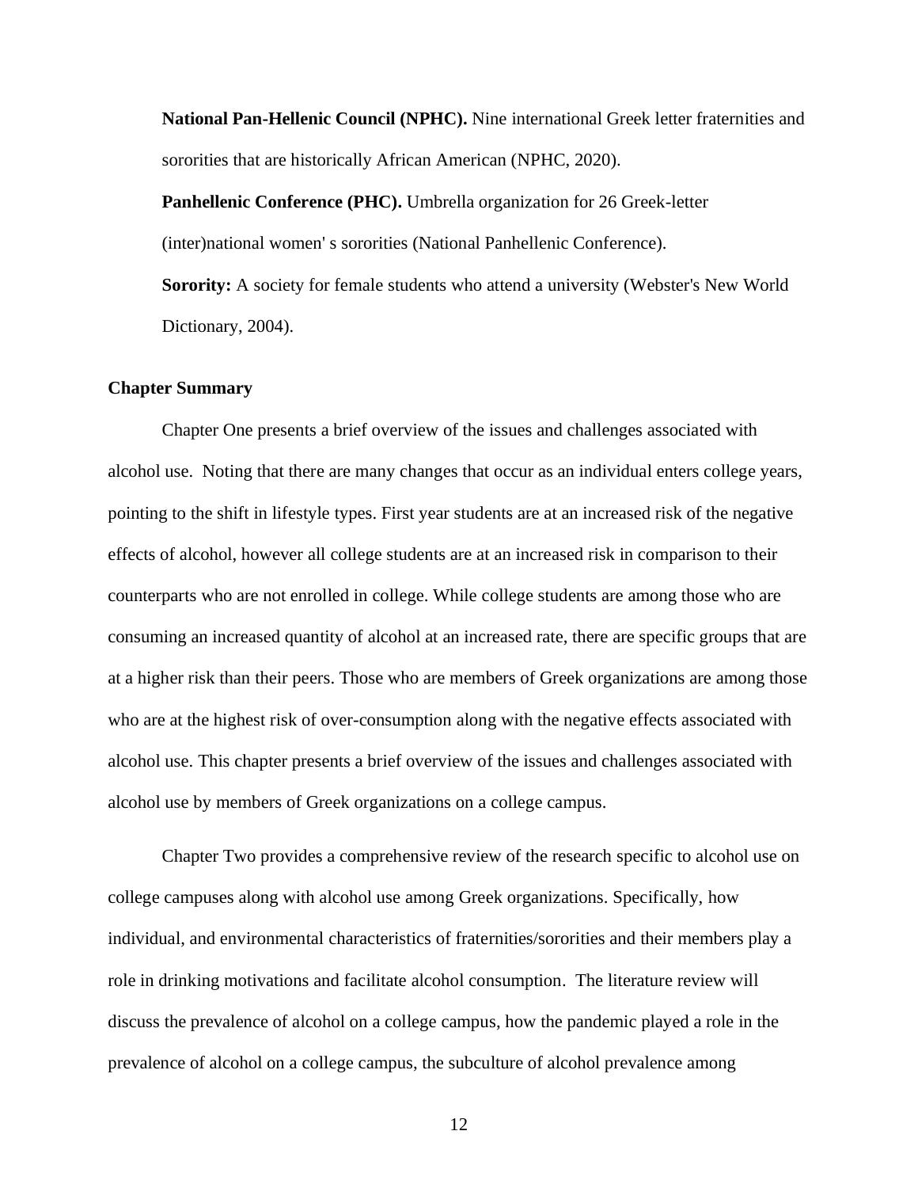**National Pan-Hellenic Council (NPHC).** Nine international Greek letter fraternities and sororities that are historically African American (NPHC, 2020).

**Panhellenic Conference (PHC).** Umbrella organization for 26 Greek-letter (inter)national women' s sororities (National Panhellenic Conference).

**Sorority:** A society for female students who attend a university (Webster's New World Dictionary, 2004).

## Chapter Summary

Chapter One presents a brief overview of the issues and challenges associated with alcohol use. Noting that there are many changes that occur as an individual enters college years, pointing to the shift in lifestyle types. First year students are at an increased risk of the negative effects of alcohol, however all college students are at an increased risk in comparison to their counterparts who are not enrolled in college. While college students are among those who are consuming an increased quantity of alcohol at an increased rate, there are specific groups that are at a higher risk than their peers. Those who are members of Greek organizations are among those who are at the highest risk of over-consumption along with the negative effects associated with alcohol use. This chapter presents a brief overview of the issues and challenges associated with alcohol use by members of Greek organizations on a college campus.

Chapter Two provides a comprehensive review of the research specific to alcohol use on college campuses along with alcohol use among Greek organizations. Specifically, how individual, and environmental characteristics of fraternities/sororities and their members play a role in drinking motivations and facilitate alcohol consumption. The literature review will discuss the prevalence of alcohol on a college campus, how the pandemic played a role in the prevalence of alcohol on a college campus, the subculture of alcohol prevalence among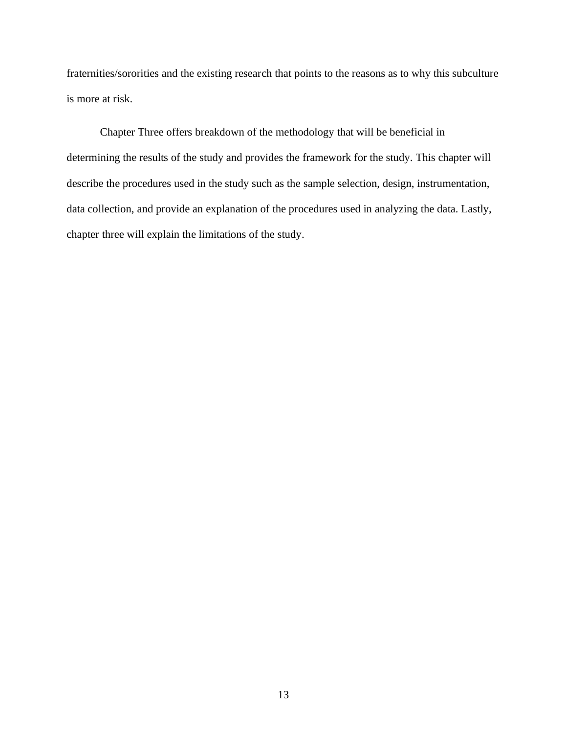fraternities/sororities and the existing research that points to the reasons as to why this subculture is more at risk.

Chapter Three offers breakdown of the methodology that will be beneficial in determining the results of the study and provides the framework for the study. This chapter will describe the procedures used in the study such as the sample selection, design, instrumentation, data collection, and provide an explanation of the procedures used in analyzing the data. Lastly, chapter three will explain the limitations of the study.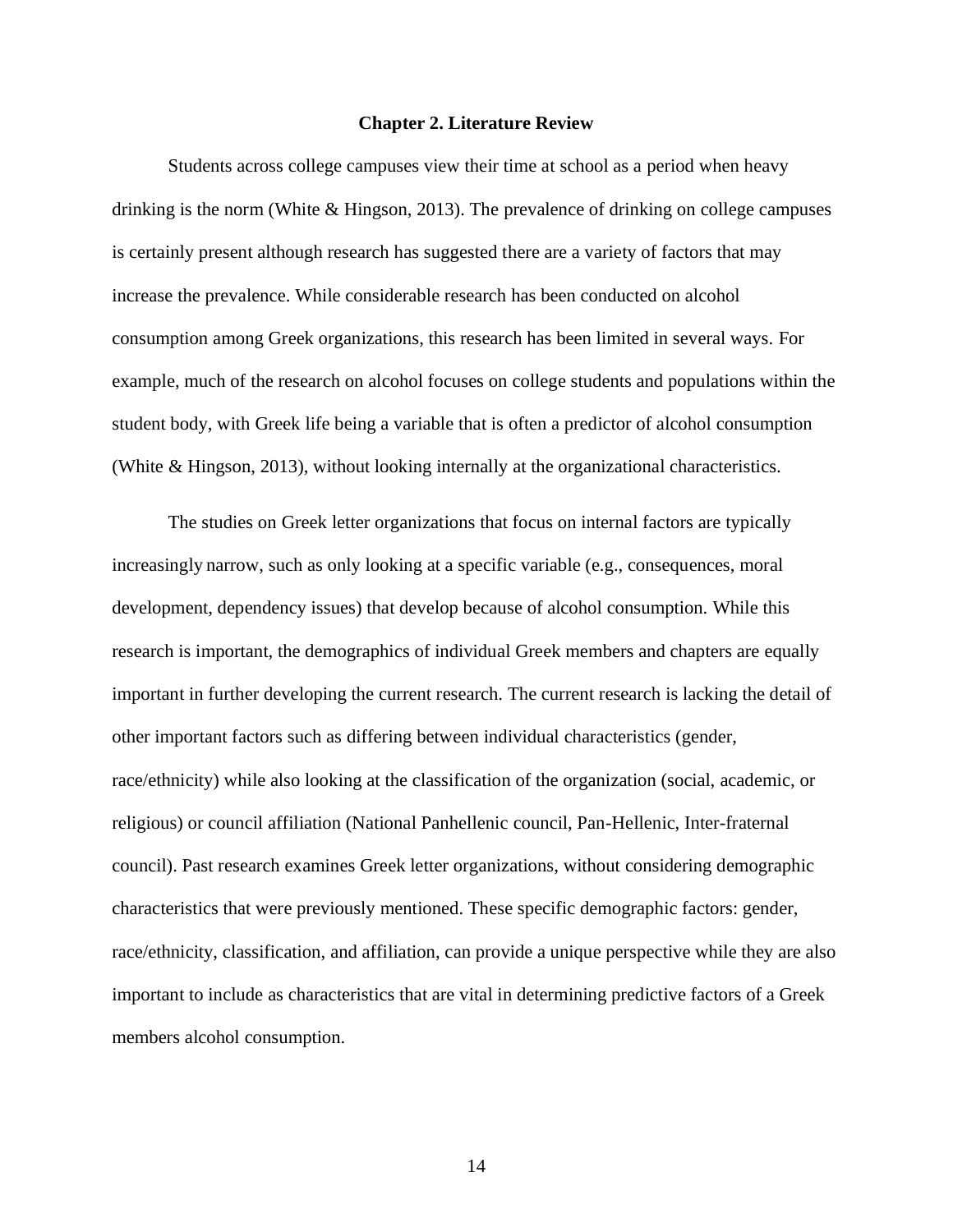# Chapter 2. Literature Review

Students across college campuses view their time at school as a period when heavy drinking is the norm (White & Hingson, 2013). The prevalence of drinking on college campuses is certainly present although research has suggested there are a variety of factors that may increase the prevalence. While considerable research has been conducted on alcohol consumption among Greek organizations, this research has been limited in several ways. For example, much of the research on alcohol focuses on college students and populations within the student body, with Greek life being a variable that is often a predictor of alcohol consumption (White & Hingson, 2013), without looking internally at the organizational characteristics.

The studies on Greek letter organizations that focus on internal factors are typically increasingly narrow, such as only looking at a specific variable (e.g., consequences, moral development, dependency issues) that develop because of alcohol consumption. While this research is important, the demographics of individual Greek members and chapters are equally important in further developing the current research. The current research is lacking the detail of other important factors such as differing between individual characteristics (gender, race/ethnicity) while also looking at the classification of the organization (social, academic, or religious) or council affiliation (National Panhellenic council, Pan-Hellenic, Inter-fraternal council). Past research examines Greek letter organizations, without considering demographic characteristics that were previously mentioned. These specific demographic factors: gender, race/ethnicity, classification, and affiliation, can provide a unique perspective while they are also important to include as characteristics that are vital in determining predictive factors of a Greek members alcohol consumption.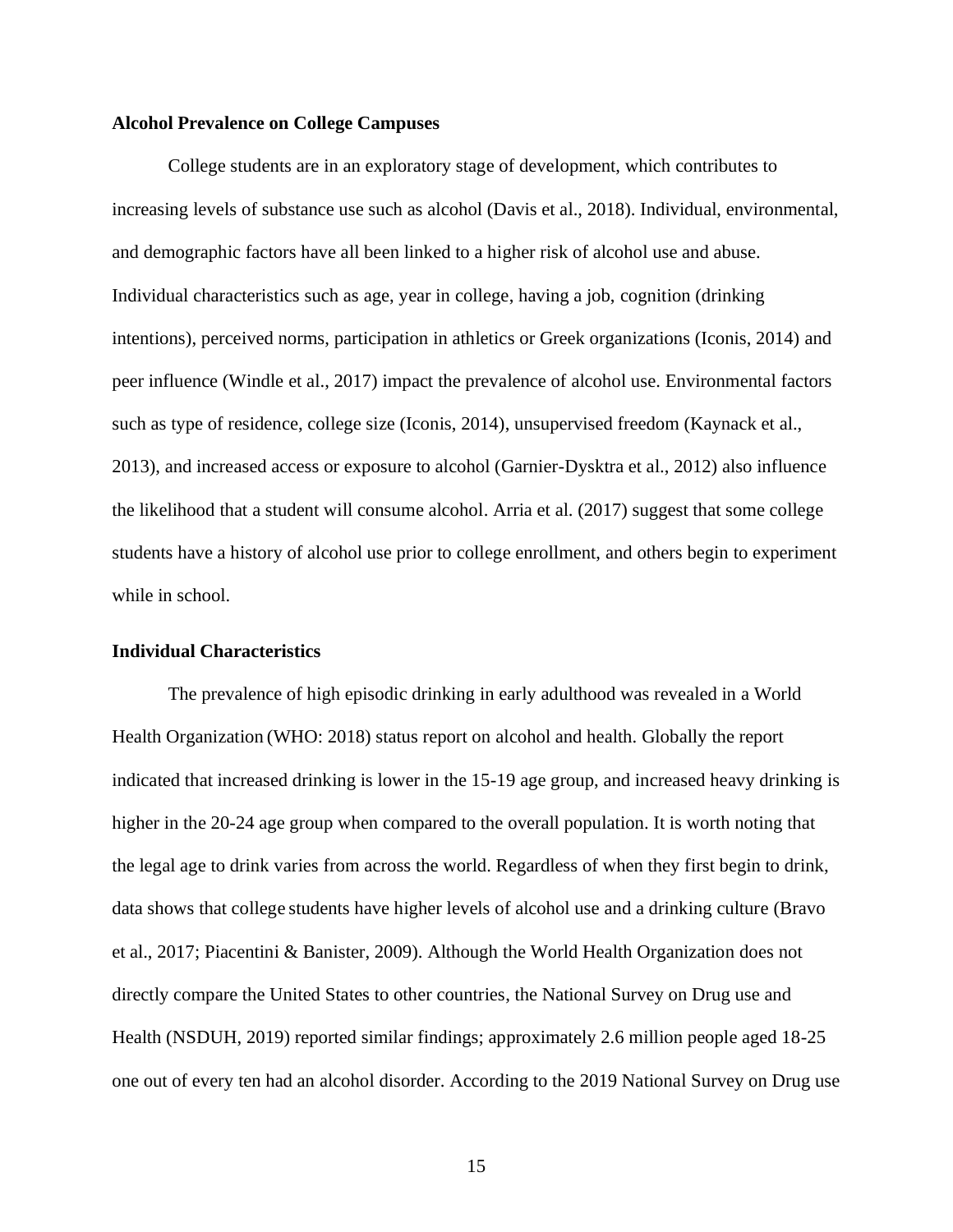**Alcohol Prevalence on College Campuses**

College students are in an exploratory stage of development, which contributes to increasing levels of substance use such as alcohol (Davis et al., 2018). Individual, environmental, and demographic factors have all been linked to a higher risk of alcohol use and abuse. Individual characteristics such as age, year in college, having a job, cognition (drinking intentions), perceived norms, participation in athletics or Greek organizations (Iconis, 2014) and peer influence (Windle et al., 2017) impact the prevalence of alcohol use. Environmental factors such as type of residence, college size (Iconis, 2014), unsupervised freedom (Kaynack et al., 2013), and increased access or exposure to alcohol (Garnier-Dysktra et al., 2012) also influence the likelihood that a student will consume alcohol. Arria et al. (2017) suggest that some college students have a history of alcohol use prior to college enrollment, and others begin to experiment while in school.

**Individual Characteristics**

The prevalence of high episodic drinking in early adulthood was revealed in a World Health Organization (WHO: 2018) status report on alcohol and health. Globally the report indicated that increased drinking is lower in the 15-19 age group, and increased heavy drinking is higher in the 20-24 age group when compared to the overall population. It is worth noting that the legal age to drink varies from across the world. Regardless of when they first begin to drink, data shows that college students have higher levels of alcohol use and a drinking culture (Bravo et al., 2017; Piacentini & Banister, 2009). Although the World Health Organization does not directly compare the United States to other countries, the National Survey on Drug use and Health (NSDUH, 2019) reported similar findings; approximately 2.6 million people aged 18-25 one out of every ten had an alcohol disorder. According to the 2019 National Survey on Drug use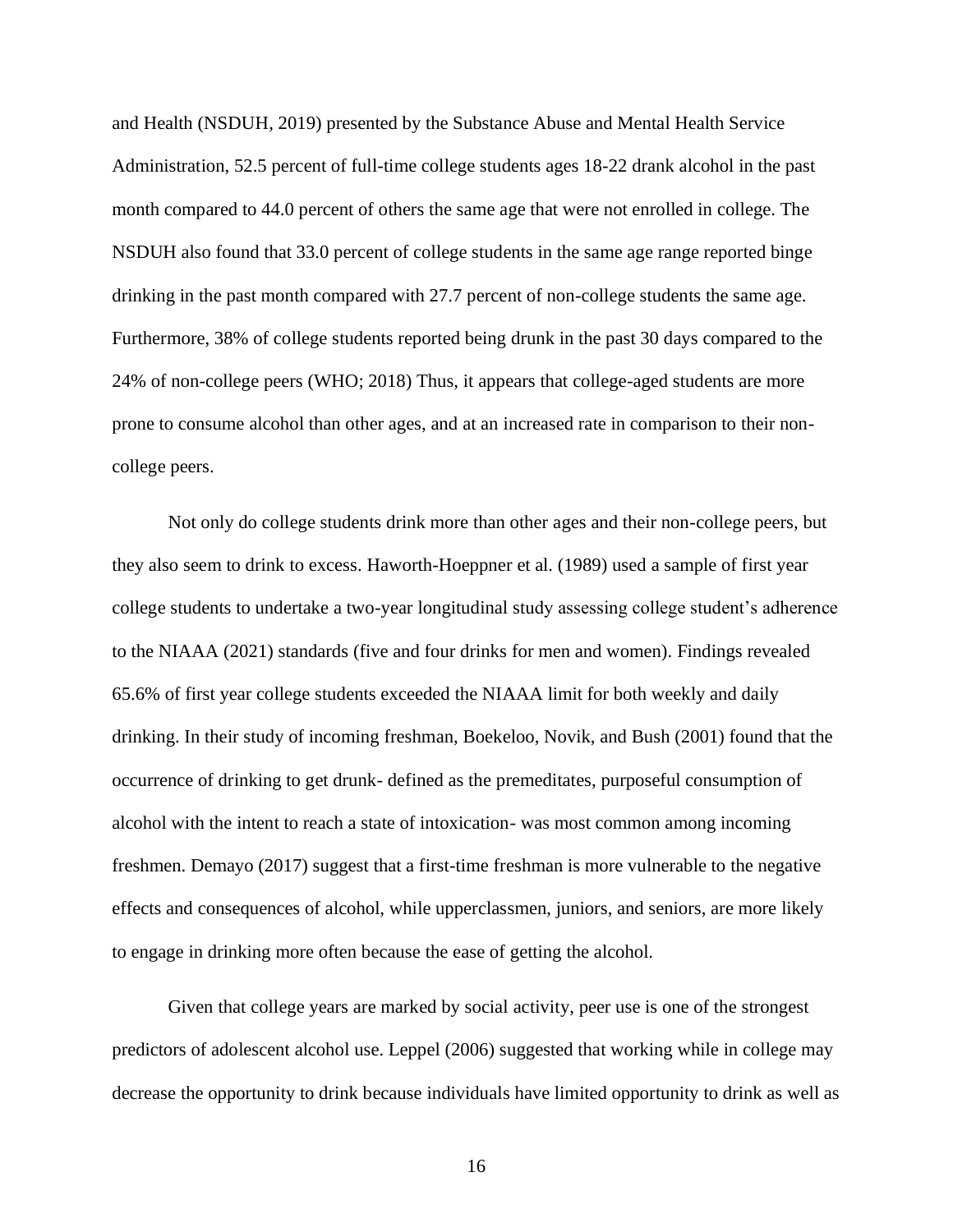and Health (NSDUH, 2019) presented by the Substance Abuse and Mental Health Service Administration, 52.5 percent of full-time college students ages 18-22 drank alcohol in the past month compared to 44.0 percent of others the same age that were not enrolled in college. The NSDUH also found that 33.0 percent of college students in the same age range reported binge drinking in the past month compared with 27.7 percent of non-college students the same age. Furthermore, 38% of college students reported being drunk in the past 30 days compared to the 24% of non-college peers (WHO; 2018) Thus, it appears that college-aged students are more prone to consume alcohol than other ages, and at an increased rate in comparison to their non-college peers.

Not only do college students drink more than other ages and their non-college peers, but they also seem to drink to excess. Haworth-Hoeppner et al. (1989) used a sample of first year college students to undertake a two-year longitudinal study assessing college student's adherence to the NIAAA (2021) standards (five and four drinks for men and women). Findings revealed 65.6% of first year college students exceeded the NIAAA limit for both weekly and daily drinking. In their study of incoming freshman, Boekeloo, Novik, and Bush (2001) found that the occurrence of drinking to get drunk- defined as the premeditates, purposeful consumption of alcohol with the intent to reach a state of intoxication- was most common among incoming freshmen. Demayo (2017) suggest that a first-time freshman is more vulnerable to the negative effects and consequences of alcohol, while upperclassmen, juniors, and seniors, are more likely to engage in drinking more often because the ease of getting the alcohol.

Given that college years are marked by social activity, peer use is one of the strongest predictors of adolescent alcohol use. Leppel (2006) suggested that working while in college may decrease the opportunity to drink because individuals have limited opportunity to drink as well as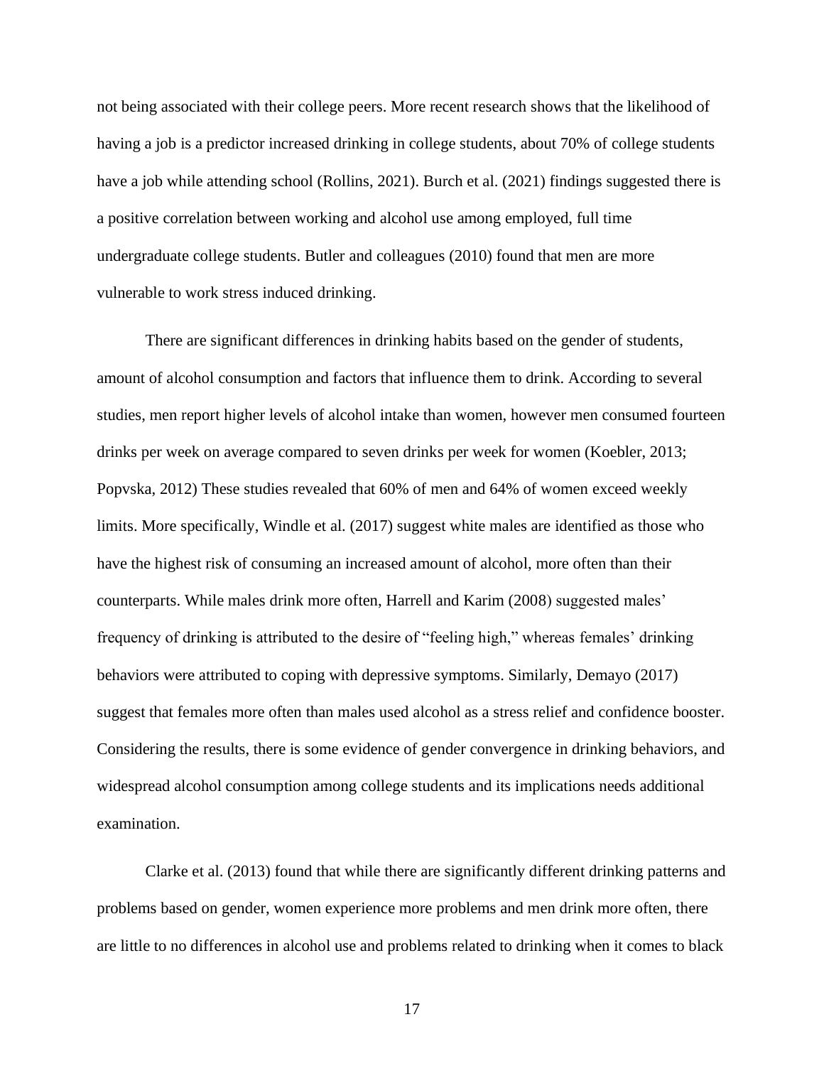not being associated with their college peers. More recent research shows that the likelihood of having a job is a predictor increased drinking in college students, about 70% of college students have a job while attending school (Rollins, 2021). Burch et al. (2021) findings suggested there is a positive correlation between working and alcohol use among employed, full time undergraduate college students. Butler and colleagues (2010) found that men are more vulnerable to work stress induced drinking.

There are significant differences in drinking habits based on the gender of students, amount of alcohol consumption and factors that influence them to drink. According to several studies, men report higher levels of alcohol intake than women, however men consumed fourteen drinks per week on average compared to seven drinks per week for women (Koebler, 2013; Popvska, 2012) These studies revealed that 60% of men and 64% of women exceed weekly limits. More specifically, Windle et al. (2017) suggest white males are identified as those who have the highest risk of consuming an increased amount of alcohol, more often than their counterparts. While males drink more often, Harrell and Karim (2008) suggested males' frequency of drinking is attributed to the desire of "feeling high," whereas females' drinking behaviors were attributed to coping with depressive symptoms. Similarly, Demayo (2017) suggest that females more often than males used alcohol as a stress relief and confidence booster. Considering the results, there is some evidence of gender convergence in drinking behaviors, and widespread alcohol consumption among college students and its implications needs additional examination.

Clarke et al. (2013) found that while there are significantly different drinking patterns and problems based on gender, women experience more problems and men drink more often, there are little to no differences in alcohol use and problems related to drinking when it comes to black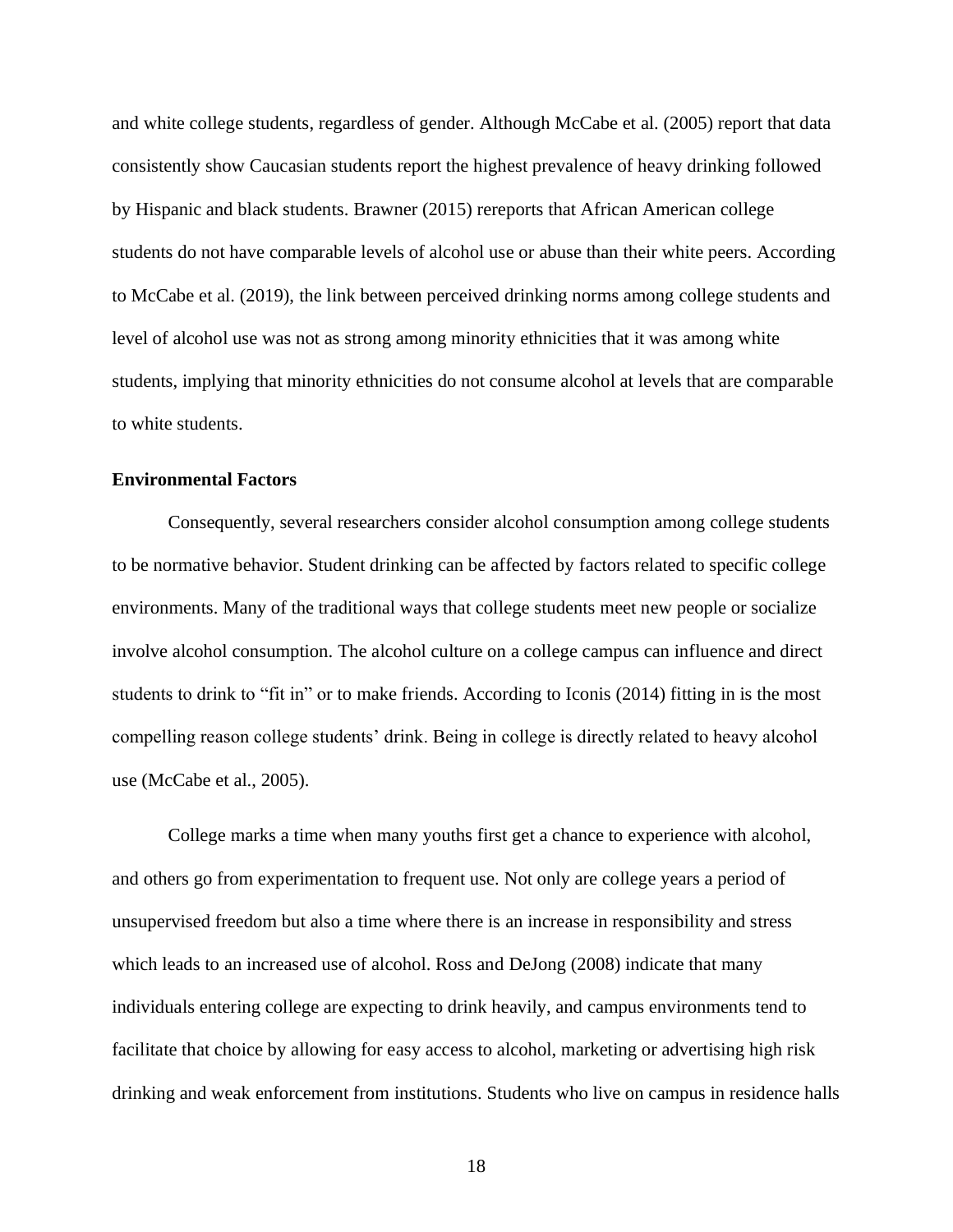and white college students, regardless of gender. Although McCabe et al. (2005) report that data consistently show Caucasian students report the highest prevalence of heavy drinking followed by Hispanic and black students. Brawner (2015) rereports that African American college students do not have comparable levels of alcohol use or abuse than their white peers. According to McCabe et al. (2019), the link between perceived drinking norms among college students and level of alcohol use was not as strong among minority ethnicities that it was among white students, implying that minority ethnicities do not consume alcohol at levels that are comparable to white students.

**Environmental Factors**

Consequently, several researchers consider alcohol consumption among college students to be normative behavior. Student drinking can be affected by factors related to specific college environments. Many of the traditional ways that college students meet new people or socialize involve alcohol consumption. The alcohol culture on a college campus can influence and direct students to drink to "fit in" or to make friends. According to Iconis (2014) fitting in is the most compelling reason college students' drink. Being in college is directly related to heavy alcohol use (McCabe et al., 2005).

College marks a time when many youths first get a chance to experience with alcohol, and others go from experimentation to frequent use. Not only are college years a period of unsupervised freedom but also a time where there is an increase in responsibility and stress which leads to an increased use of alcohol. Ross and DeJong (2008) indicate that many individuals entering college are expecting to drink heavily, and campus environments tend to facilitate that choice by allowing for easy access to alcohol, marketing or advertising high risk drinking and weak enforcement from institutions. Students who live on campus in residence halls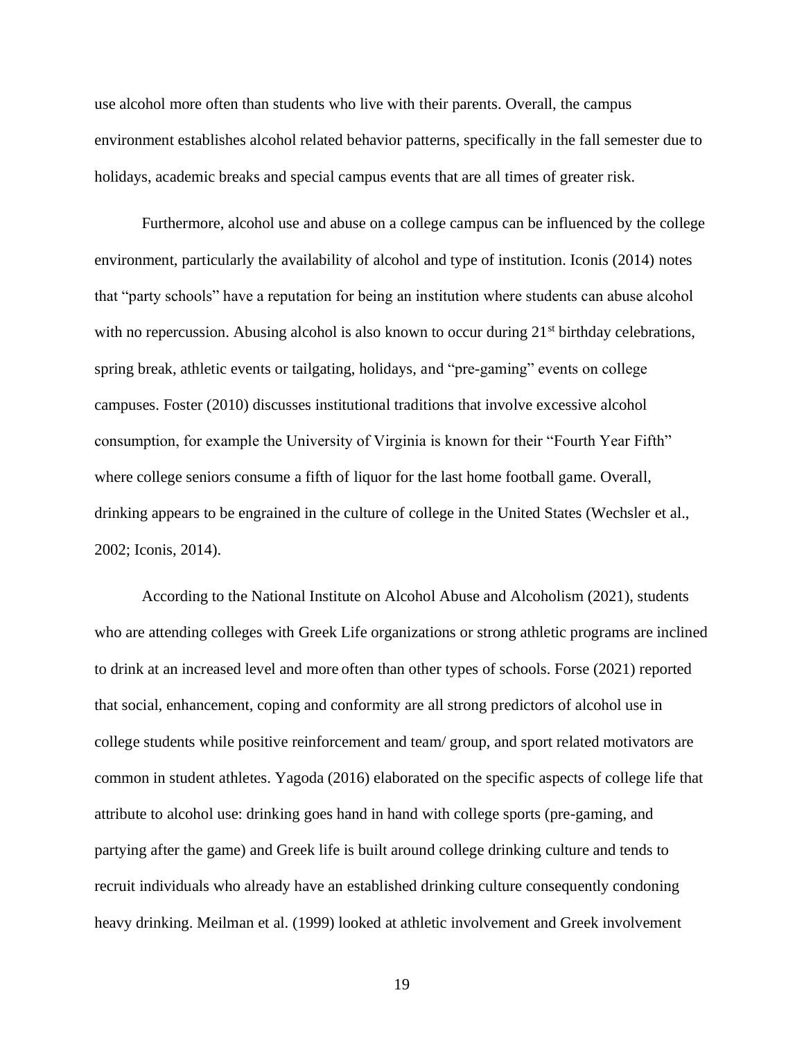use alcohol more often than students who live with their parents. Overall, the campus environment establishes alcohol related behavior patterns, specifically in the fall semester due to holidays, academic breaks and special campus events that are all times of greater risk.

Furthermore, alcohol use and abuse on a college campus can be influenced by the college environment, particularly the availability of alcohol and type of institution. Iconis (2014) notes that "party schools" have a reputation for being an institution where students can abuse alcohol with no repercussion. Abusing alcohol is also known to occur during 21st birthday celebrations, spring break, athletic events or tailgating, holidays, and "pre-gaming" events on college campuses. Foster (2010) discusses institutional traditions that involve excessive alcohol consumption, for example the University of Virginia is known for their "Fourth Year Fifth" where college seniors consume a fifth of liquor for the last home football game. Overall, drinking appears to be engrained in the culture of college in the United States (Wechsler et al., 2002; Iconis, 2014).

According to the National Institute on Alcohol Abuse and Alcoholism (2021), students who are attending colleges with Greek Life organizations or strong athletic programs are inclined to drink at an increased level and more often than other types of schools. Forse (2021) reported that social, enhancement, coping and conformity are all strong predictors of alcohol use in college students while positive reinforcement and team/ group, and sport related motivators are common in student athletes. Yagoda (2016) elaborated on the specific aspects of college life that attribute to alcohol use: drinking goes hand in hand with college sports (pre-gaming, and partying after the game) and Greek life is built around college drinking culture and tends to recruit individuals who already have an established drinking culture consequently condoning heavy drinking. Meilman et al. (1999) looked at athletic involvement and Greek involvement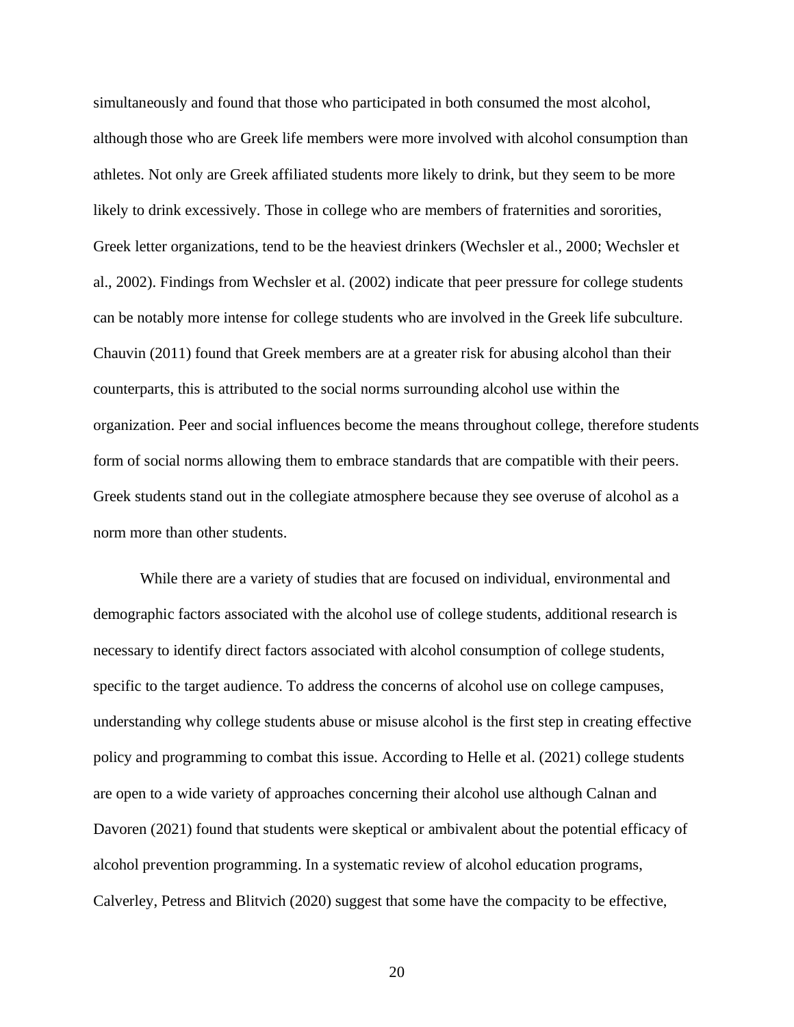simultaneously and found that those who participated in both consumed the most alcohol, although those who are Greek life members were more involved with alcohol consumption than athletes. Not only are Greek affiliated students more likely to drink, but they seem to be more likely to drink excessively. Those in college who are members of fraternities and sororities, Greek letter organizations, tend to be the heaviest drinkers (Wechsler et al., 2000; Wechsler et al., 2002). Findings from Wechsler et al. (2002) indicate that peer pressure for college students can be notably more intense for college students who are involved in the Greek life subculture. Chauvin (2011) found that Greek members are at a greater risk for abusing alcohol than their counterparts, this is attributed to the social norms surrounding alcohol use within the organization. Peer and social influences become the means throughout college, therefore students form of social norms allowing them to embrace standards that are compatible with their peers. Greek students stand out in the collegiate atmosphere because they see overuse of alcohol as a norm more than other students.

While there are a variety of studies that are focused on individual, environmental and demographic factors associated with the alcohol use of college students, additional research is necessary to identify direct factors associated with alcohol consumption of college students, specific to the target audience. To address the concerns of alcohol use on college campuses, understanding why college students abuse or misuse alcohol is the first step in creating effective policy and programming to combat this issue. According to Helle et al. (2021) college students are open to a wide variety of approaches concerning their alcohol use although Calnan and Davoren (2021) found that students were skeptical or ambivalent about the potential efficacy of alcohol prevention programming. In a systematic review of alcohol education programs, Calverley, Petress and Blitvich (2020) suggest that some have the compacity to be effective,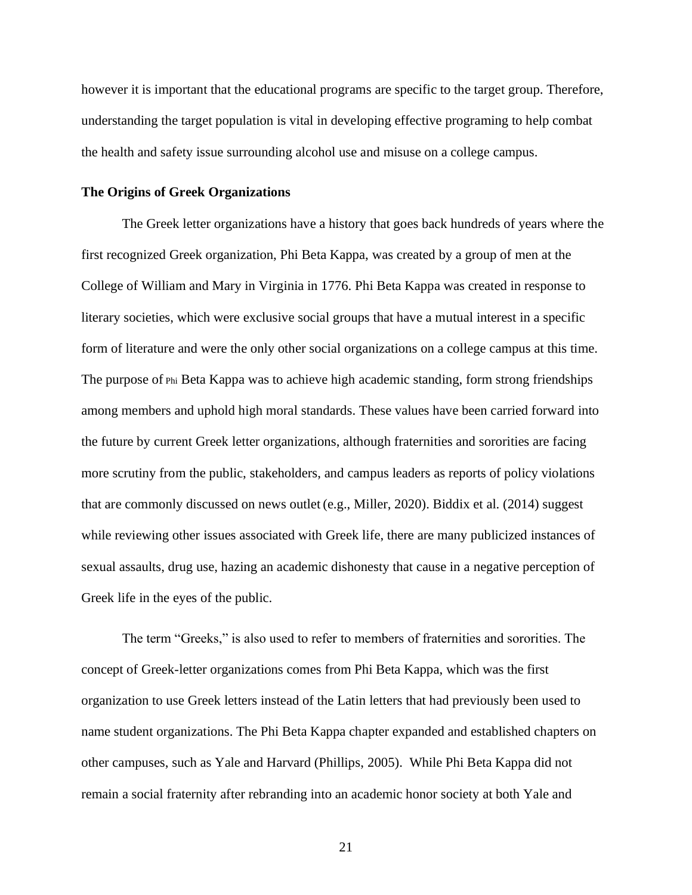however it is important that the educational programs are specific to the target group. Therefore, understanding the target population is vital in developing effective programing to help combat the health and safety issue surrounding alcohol use and misuse on a college campus.

### The Origins of Greek Organizations

The Greek letter organizations have a history that goes back hundreds of years where the first recognized Greek organization, Phi Beta Kappa, was created by a group of men at the College of William and Mary in Virginia in 1776. Phi Beta Kappa was created in response to literary societies, which were exclusive social groups that have a mutual interest in a specific form of literature and were the only other social organizations on a college campus at this time. The purpose of Phi Beta Kappa was to achieve high academic standing, form strong friendships among members and uphold high moral standards. These values have been carried forward into the future by current Greek letter organizations, although fraternities and sororities are facing more scrutiny from the public, stakeholders, and campus leaders as reports of policy violations that are commonly discussed on news outlet (e.g., Miller, 2020). Biddix et al. (2014) suggest while reviewing other issues associated with Greek life, there are many publicized instances of sexual assaults, drug use, hazing an academic dishonesty that cause in a negative perception of Greek life in the eyes of the public.

The term "Greeks," is also used to refer to members of fraternities and sororities. The concept of Greek-letter organizations comes from Phi Beta Kappa, which was the first organization to use Greek letters instead of the Latin letters that had previously been used to name student organizations. The Phi Beta Kappa chapter expanded and established chapters on other campuses, such as Yale and Harvard (Phillips, 2005). While Phi Beta Kappa did not remain a social fraternity after rebranding into an academic honor society at both Yale and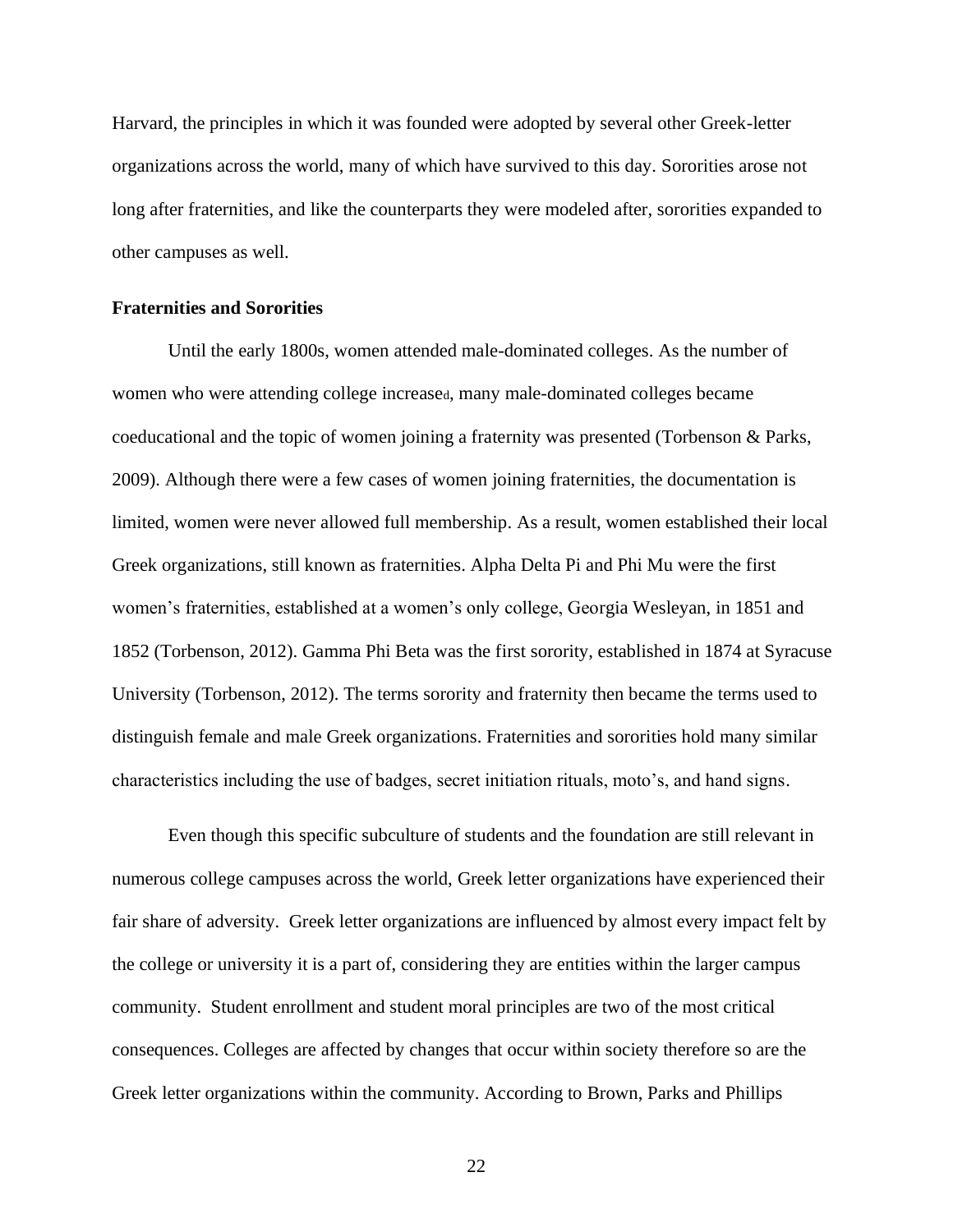Harvard, the principles in which it was founded were adopted by several other Greek-letter organizations across the world, many of which have survived to this day. Sororities arose not long after fraternities, and like the counterparts they were modeled after, sororities expanded to other campuses as well.

**Fraternities and Sororities**

Until the early 1800s, women attended male-dominated colleges. As the number of women who were attending college increased, many male-dominated colleges became coeducational and the topic of women joining a fraternity was presented (Torbenson & Parks, 2009). Although there were a few cases of women joining fraternities, the documentation is limited, women were never allowed full membership. As a result, women established their local Greek organizations, still known as fraternities. Alpha Delta Pi and Phi Mu were the first women's fraternities, established at a women's only college, Georgia Wesleyan, in 1851 and 1852 (Torbenson, 2012). Gamma Phi Beta was the first sorority, established in 1874 at Syracuse University (Torbenson, 2012). The terms sorority and fraternity then became the terms used to distinguish female and male Greek organizations. Fraternities and sororities hold many similar characteristics including the use of badges, secret initiation rituals, moto's, and hand signs.

Even though this specific subculture of students and the foundation are still relevant in numerous college campuses across the world, Greek letter organizations have experienced their fair share of adversity. Greek letter organizations are influenced by almost every impact felt by the college or university it is a part of, considering they are entities within the larger campus community. Student enrollment and student moral principles are two of the most critical consequences. Colleges are affected by changes that occur within society therefore so are the Greek letter organizations within the community. According to Brown, Parks and Phillips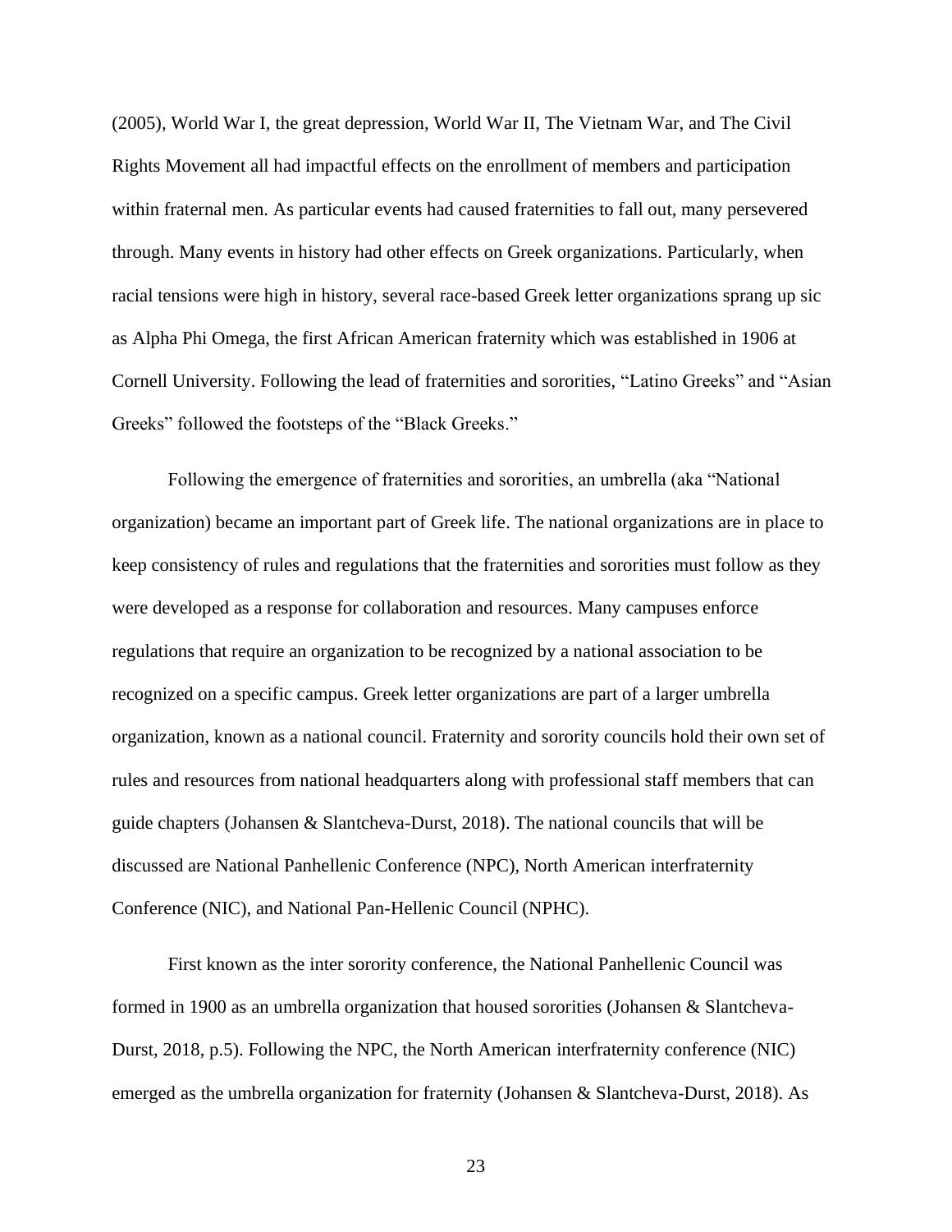(2005), World War I, the great depression, World War II, The Vietnam War, and The Civil Rights Movement all had impactful effects on the enrollment of members and participation within fraternal men. As particular events had caused fraternities to fall out, many persevered through. Many events in history had other effects on Greek organizations. Particularly, when racial tensions were high in history, several race-based Greek letter organizations sprang up sic as Alpha Phi Omega, the first African American fraternity which was established in 1906 at Cornell University. Following the lead of fraternities and sororities, "Latino Greeks" and "Asian Greeks" followed the footsteps of the "Black Greeks."

Following the emergence of fraternities and sororities, an umbrella (aka "National organization) became an important part of Greek life. The national organizations are in place to keep consistency of rules and regulations that the fraternities and sororities must follow as they were developed as a response for collaboration and resources. Many campuses enforce regulations that require an organization to be recognized by a national association to be recognized on a specific campus. Greek letter organizations are part of a larger umbrella organization, known as a national council. Fraternity and sorority councils hold their own set of rules and resources from national headquarters along with professional staff members that can guide chapters (Johansen & Slantcheva-Durst, 2018). The national councils that will be discussed are National Panhellenic Conference (NPC), North American interfraternity Conference (NIC), and National Pan-Hellenic Council (NPHC).

First known as the inter sorority conference, the National Panhellenic Council was formed in 1900 as an umbrella organization that housed sororities (Johansen & Slantcheva-Durst, 2018, p.5). Following the NPC, the North American interfraternity conference (NIC) emerged as the umbrella organization for fraternity (Johansen & Slantcheva-Durst, 2018). As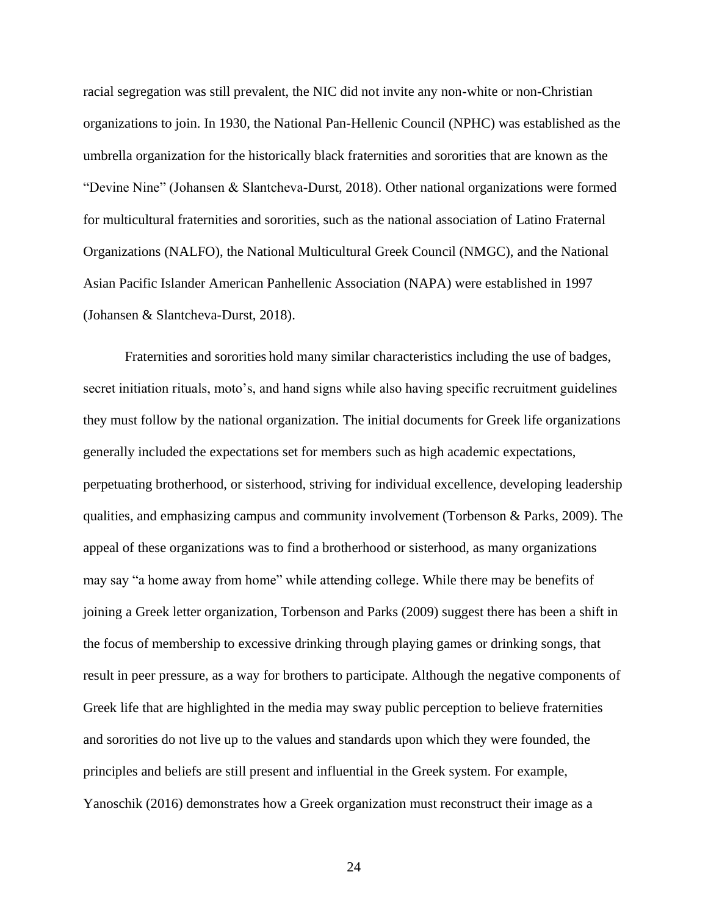racial segregation was still prevalent, the NIC did not invite any non-white or non-Christian organizations to join. In 1930, the National Pan-Hellenic Council (NPHC) was established as the umbrella organization for the historically black fraternities and sororities that are known as the "Devine Nine" (Johansen & Slantcheva-Durst, 2018). Other national organizations were formed for multicultural fraternities and sororities, such as the national association of Latino Fraternal Organizations (NALFO), the National Multicultural Greek Council (NMGC), and the National Asian Pacific Islander American Panhellenic Association (NAPA) were established in 1997 (Johansen & Slantcheva-Durst, 2018).

Fraternities and sororities hold many similar characteristics including the use of badges, secret initiation rituals, moto's, and hand signs while also having specific recruitment guidelines they must follow by the national organization. The initial documents for Greek life organizations generally included the expectations set for members such as high academic expectations, perpetuating brotherhood, or sisterhood, striving for individual excellence, developing leadership qualities, and emphasizing campus and community involvement (Torbenson & Parks, 2009). The appeal of these organizations was to find a brotherhood or sisterhood, as many organizations may say "a home away from home" while attending college. While there may be benefits of joining a Greek letter organization, Torbenson and Parks (2009) suggest there has been a shift in the focus of membership to excessive drinking through playing games or drinking songs, that result in peer pressure, as a way for brothers to participate. Although the negative components of Greek life that are highlighted in the media may sway public perception to believe fraternities and sororities do not live up to the values and standards upon which they were founded, the principles and beliefs are still present and influential in the Greek system. For example, Yanoschik (2016) demonstrates how a Greek organization must reconstruct their image as a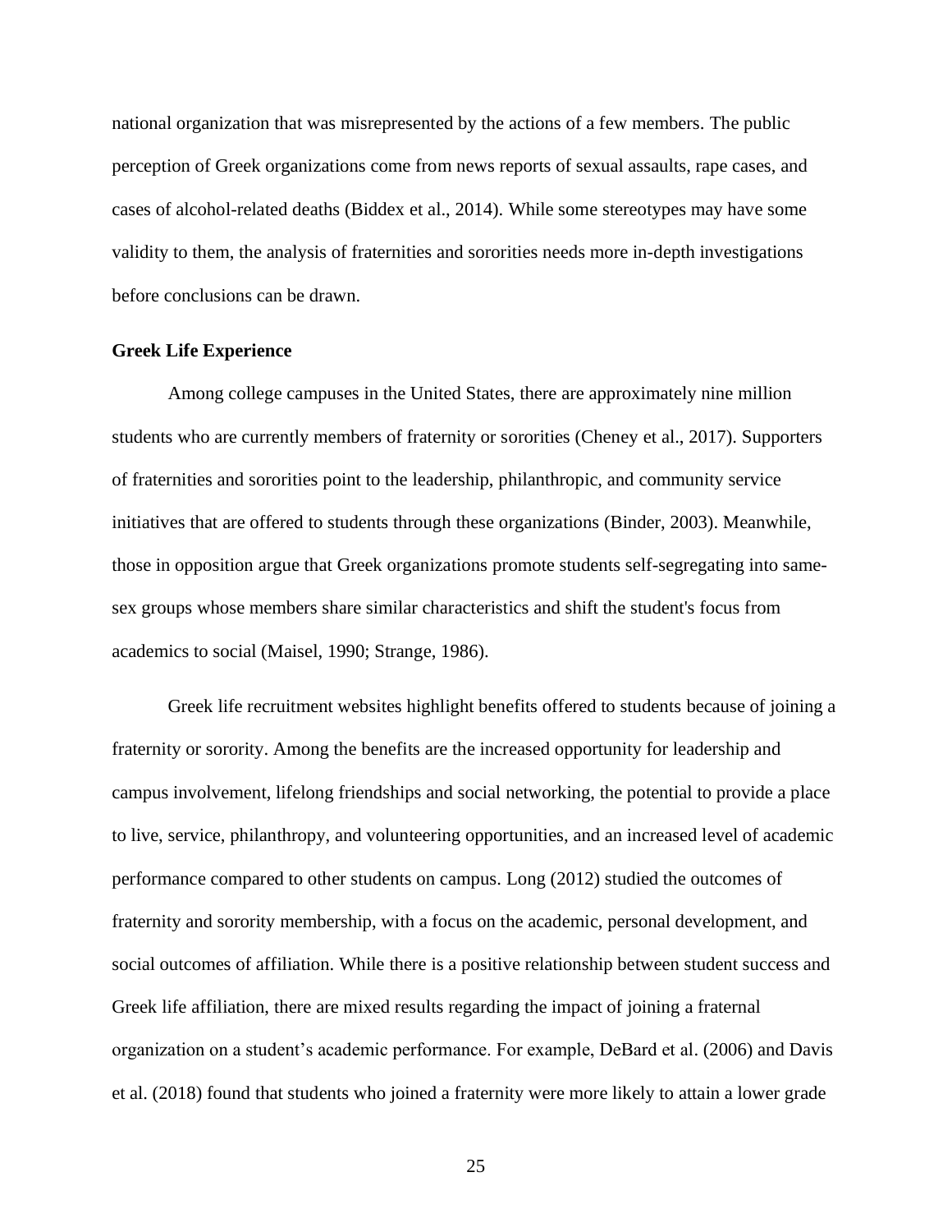national organization that was misrepresented by the actions of a few members. The public perception of Greek organizations come from news reports of sexual assaults, rape cases, and cases of alcohol-related deaths (Biddex et al., 2014). While some stereotypes may have some validity to them, the analysis of fraternities and sororities needs more in-depth investigations before conclusions can be drawn.

### Greek Life Experience

Among college campuses in the United States, there are approximately nine million students who are currently members of fraternity or sororities (Cheney et al., 2017). Supporters of fraternities and sororities point to the leadership, philanthropic, and community service initiatives that are offered to students through these organizations (Binder, 2003). Meanwhile, those in opposition argue that Greek organizations promote students self-segregating into same-sex groups whose members share similar characteristics and shift the student's focus from academics to social (Maisel, 1990; Strange, 1986).

Greek life recruitment websites highlight benefits offered to students because of joining a fraternity or sorority. Among the benefits are the increased opportunity for leadership and campus involvement, lifelong friendships and social networking, the potential to provide a place to live, service, philanthropy, and volunteering opportunities, and an increased level of academic performance compared to other students on campus. Long (2012) studied the outcomes of fraternity and sorority membership, with a focus on the academic, personal development, and social outcomes of affiliation. While there is a positive relationship between student success and Greek life affiliation, there are mixed results regarding the impact of joining a fraternal organization on a student's academic performance. For example, DeBard et al. (2006) and Davis et al. (2018) found that students who joined a fraternity were more likely to attain a lower grade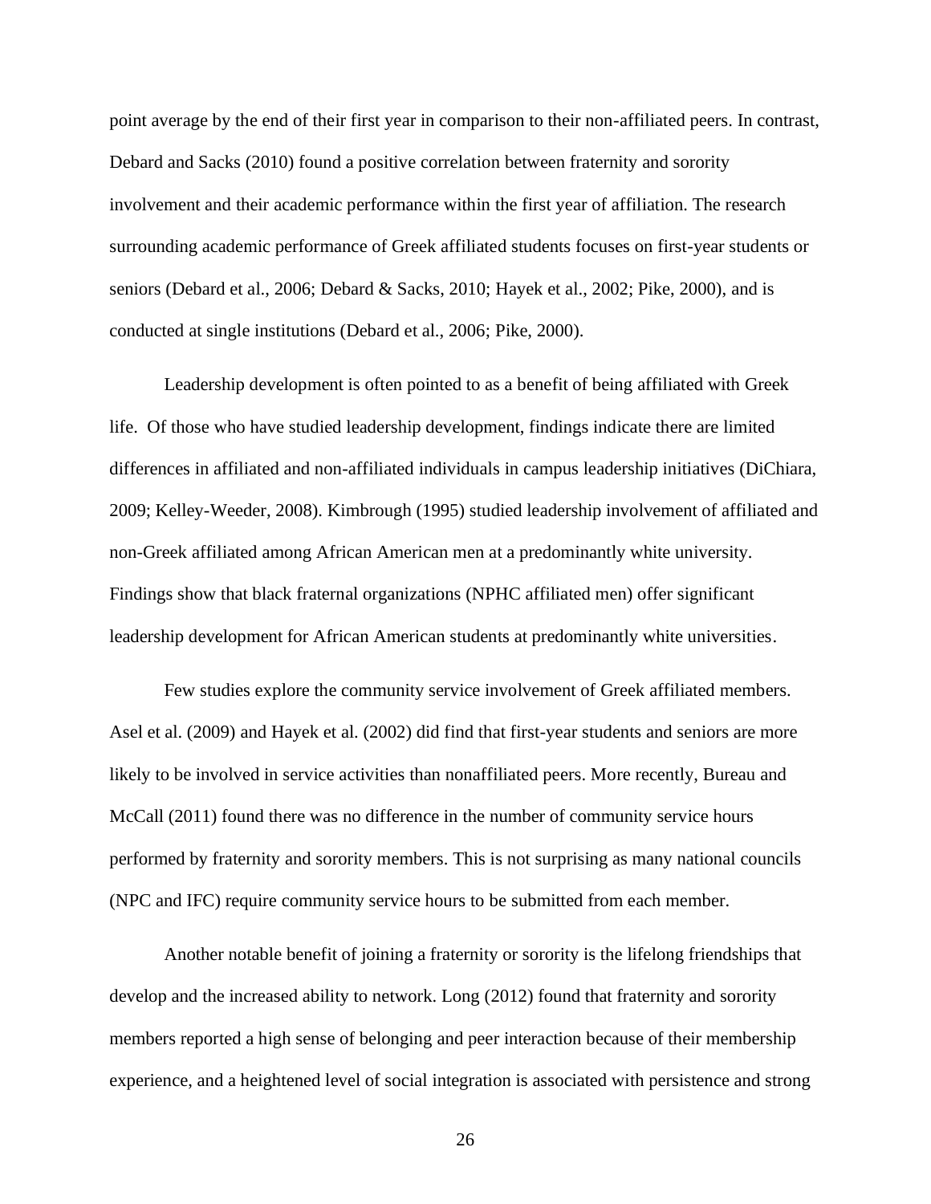point average by the end of their first year in comparison to their non-affiliated peers. In contrast, Debard and Sacks (2010) found a positive correlation between fraternity and sorority involvement and their academic performance within the first year of affiliation. The research surrounding academic performance of Greek affiliated students focuses on first-year students or seniors (Debard et al., 2006; Debard & Sacks, 2010; Hayek et al., 2002; Pike, 2000), and is conducted at single institutions (Debard et al., 2006; Pike, 2000).

Leadership development is often pointed to as a benefit of being affiliated with Greek life. Of those who have studied leadership development, findings indicate there are limited differences in affiliated and non-affiliated individuals in campus leadership initiatives (DiChiara, 2009; Kelley-Weeder, 2008). Kimbrough (1995) studied leadership involvement of affiliated and non-Greek affiliated among African American men at a predominantly white university. Findings show that black fraternal organizations (NPHC affiliated men) offer significant leadership development for African American students at predominantly white universities.

Few studies explore the community service involvement of Greek affiliated members. Asel et al. (2009) and Hayek et al. (2002) did find that first-year students and seniors are more likely to be involved in service activities than nonaffiliated peers. More recently, Bureau and McCall (2011) found there was no difference in the number of community service hours performed by fraternity and sorority members. This is not surprising as many national councils (NPC and IFC) require community service hours to be submitted from each member.

Another notable benefit of joining a fraternity or sorority is the lifelong friendships that develop and the increased ability to network. Long (2012) found that fraternity and sorority members reported a high sense of belonging and peer interaction because of their membership experience, and a heightened level of social integration is associated with persistence and strong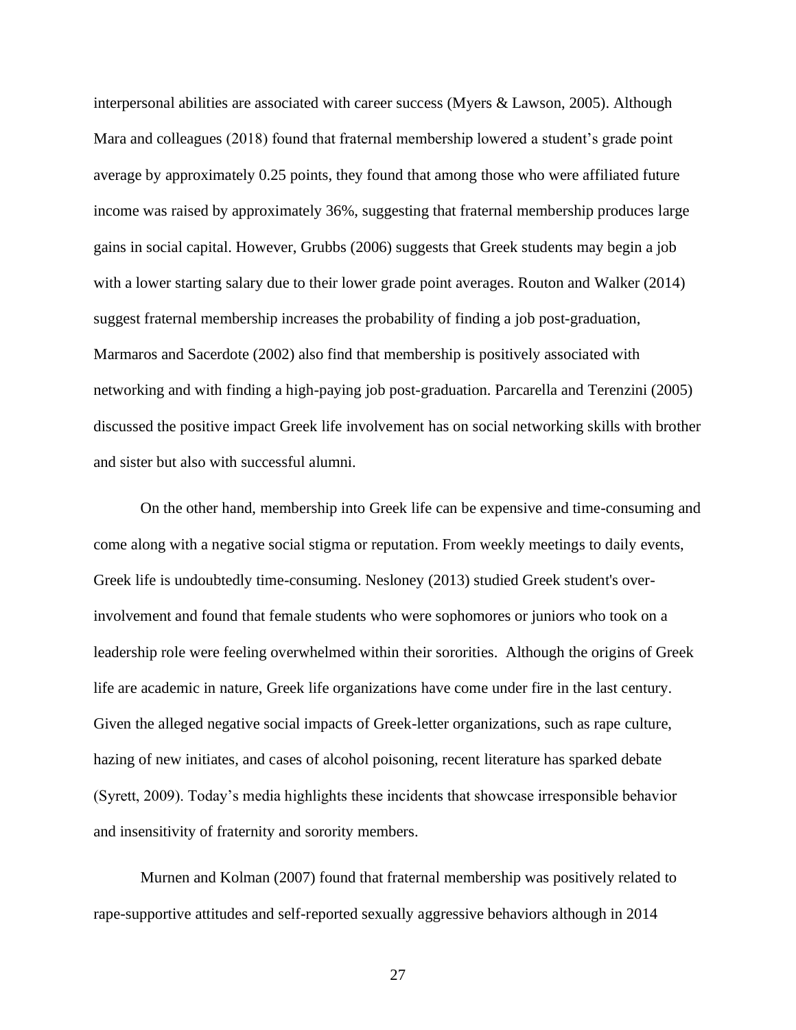interpersonal abilities are associated with career success (Myers & Lawson, 2005). Although Mara and colleagues (2018) found that fraternal membership lowered a student's grade point average by approximately 0.25 points, they found that among those who were affiliated future income was raised by approximately 36%, suggesting that fraternal membership produces large gains in social capital. However, Grubbs (2006) suggests that Greek students may begin a job with a lower starting salary due to their lower grade point averages. Routon and Walker (2014) suggest fraternal membership increases the probability of finding a job post-graduation, Marmaros and Sacerdote (2002) also find that membership is positively associated with networking and with finding a high-paying job post-graduation. Parcarella and Terenzini (2005) discussed the positive impact Greek life involvement has on social networking skills with brother and sister but also with successful alumni.

On the other hand, membership into Greek life can be expensive and time-consuming and come along with a negative social stigma or reputation. From weekly meetings to daily events, Greek life is undoubtedly time-consuming. Nesloney (2013) studied Greek student's over-involvement and found that female students who were sophomores or juniors who took on a leadership role were feeling overwhelmed within their sororities. Although the origins of Greek life are academic in nature, Greek life organizations have come under fire in the last century. Given the alleged negative social impacts of Greek-letter organizations, such as rape culture, hazing of new initiates, and cases of alcohol poisoning, recent literature has sparked debate (Syrett, 2009). Today's media highlights these incidents that showcase irresponsible behavior and insensitivity of fraternity and sorority members.

Murnen and Kolman (2007) found that fraternal membership was positively related to rape-supportive attitudes and self-reported sexually aggressive behaviors although in 2014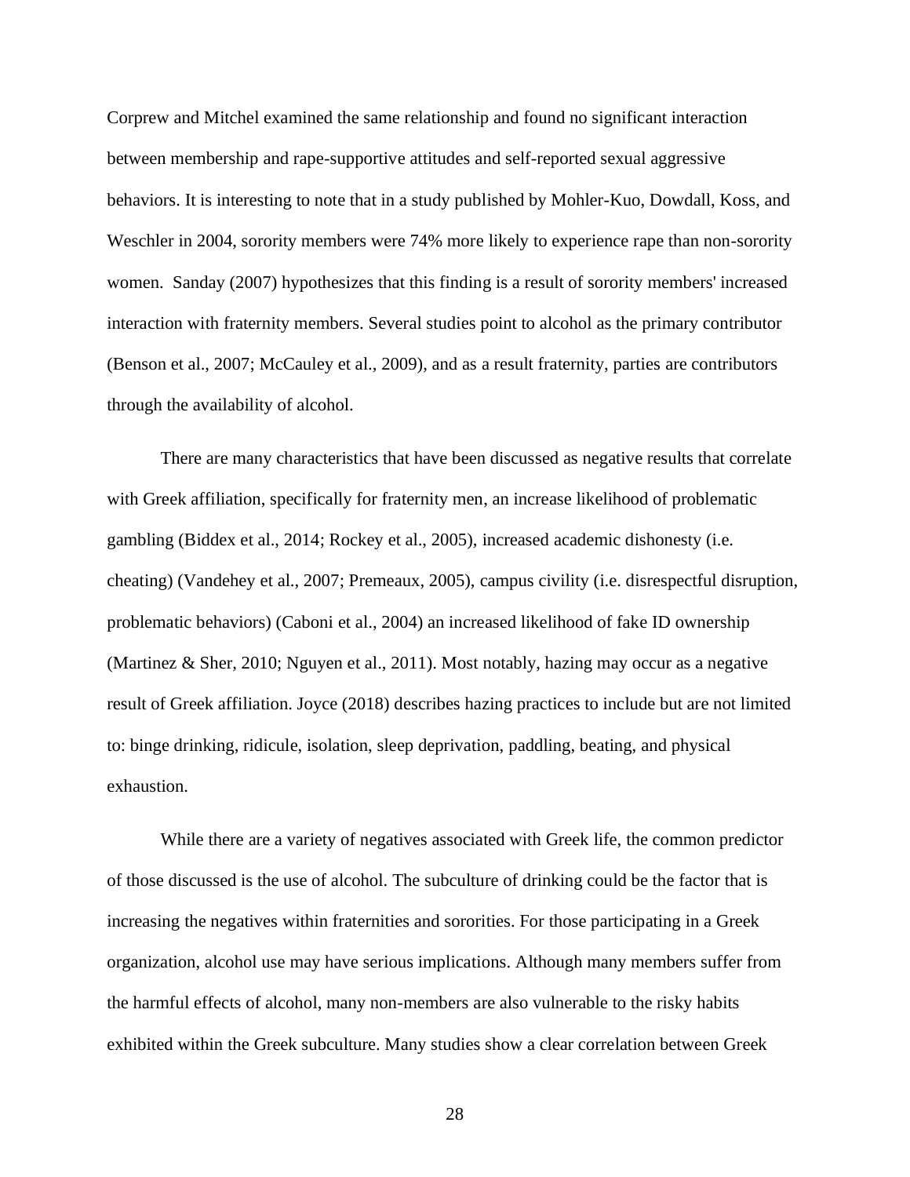Corprew and Mitchel examined the same relationship and found no significant interaction between membership and rape-supportive attitudes and self-reported sexual aggressive behaviors. It is interesting to note that in a study published by Mohler-Kuo, Dowdall, Koss, and Weschler in 2004, sorority members were 74% more likely to experience rape than non-sorority women. Sanday (2007) hypothesizes that this finding is a result of sorority members' increased interaction with fraternity members. Several studies point to alcohol as the primary contributor (Benson et al., 2007; McCauley et al., 2009), and as a result fraternity, parties are contributors through the availability of alcohol.

There are many characteristics that have been discussed as negative results that correlate with Greek affiliation, specifically for fraternity men, an increase likelihood of problematic gambling (Biddex et al., 2014; Rockey et al., 2005), increased academic dishonesty (i.e. cheating) (Vandehey et al., 2007; Premeaux, 2005), campus civility (i.e. disrespectful disruption, problematic behaviors) (Caboni et al., 2004) an increased likelihood of fake ID ownership (Martinez & Sher, 2010; Nguyen et al., 2011). Most notably, hazing may occur as a negative result of Greek affiliation. Joyce (2018) describes hazing practices to include but are not limited to: binge drinking, ridicule, isolation, sleep deprivation, paddling, beating, and physical exhaustion.

While there are a variety of negatives associated with Greek life, the common predictor of those discussed is the use of alcohol. The subculture of drinking could be the factor that is increasing the negatives within fraternities and sororities. For those participating in a Greek organization, alcohol use may have serious implications. Although many members suffer from the harmful effects of alcohol, many non-members are also vulnerable to the risky habits exhibited within the Greek subculture. Many studies show a clear correlation between Greek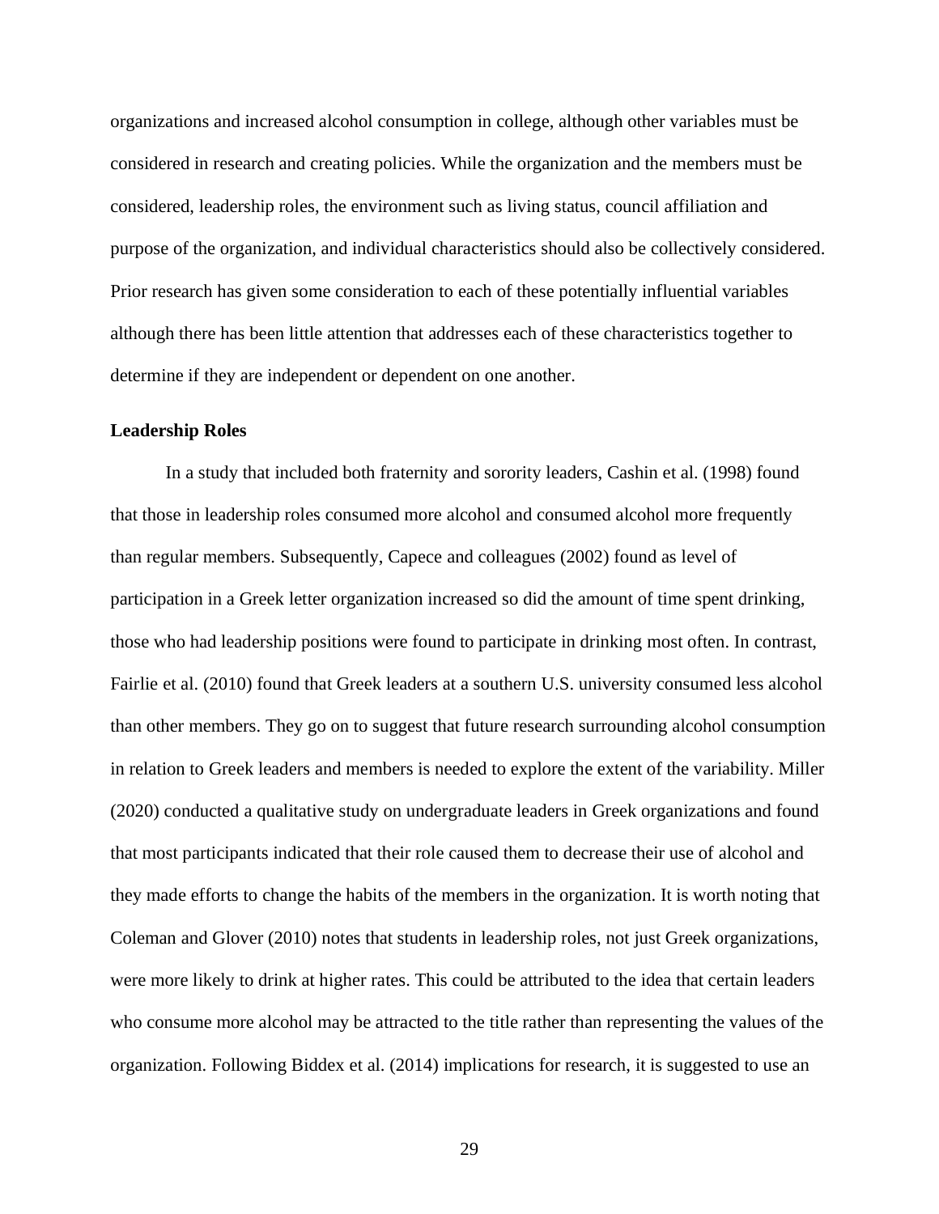organizations and increased alcohol consumption in college, although other variables must be considered in research and creating policies. While the organization and the members must be considered, leadership roles, the environment such as living status, council affiliation and purpose of the organization, and individual characteristics should also be collectively considered. Prior research has given some consideration to each of these potentially influential variables although there has been little attention that addresses each of these characteristics together to determine if they are independent or dependent on one another.

### Leadership Roles

In a study that included both fraternity and sorority leaders, Cashin et al. (1998) found that those in leadership roles consumed more alcohol and consumed alcohol more frequently than regular members. Subsequently, Capece and colleagues (2002) found as level of participation in a Greek letter organization increased so did the amount of time spent drinking, those who had leadership positions were found to participate in drinking most often. In contrast, Fairlie et al. (2010) found that Greek leaders at a southern U.S. university consumed less alcohol than other members. They go on to suggest that future research surrounding alcohol consumption in relation to Greek leaders and members is needed to explore the extent of the variability. Miller (2020) conducted a qualitative study on undergraduate leaders in Greek organizations and found that most participants indicated that their role caused them to decrease their use of alcohol and they made efforts to change the habits of the members in the organization. It is worth noting that Coleman and Glover (2010) notes that students in leadership roles, not just Greek organizations, were more likely to drink at higher rates. This could be attributed to the idea that certain leaders who consume more alcohol may be attracted to the title rather than representing the values of the organization. Following Biddex et al. (2014) implications for research, it is suggested to use an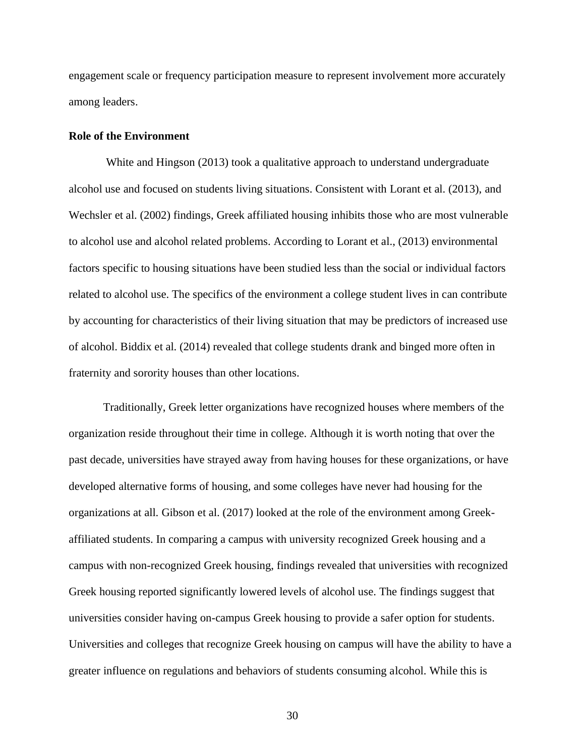engagement scale or frequency participation measure to represent involvement more accurately among leaders.

**Role of the Environment**

White and Hingson (2013) took a qualitative approach to understand undergraduate alcohol use and focused on students living situations. Consistent with Lorant et al. (2013), and Wechsler et al. (2002) findings, Greek affiliated housing inhibits those who are most vulnerable to alcohol use and alcohol related problems. According to Lorant et al., (2013) environmental factors specific to housing situations have been studied less than the social or individual factors related to alcohol use. The specifics of the environment a college student lives in can contribute by accounting for characteristics of their living situation that may be predictors of increased use of alcohol. Biddix et al. (2014) revealed that college students drank and binged more often in fraternity and sorority houses than other locations.

Traditionally, Greek letter organizations have recognized houses where members of the organization reside throughout their time in college. Although it is worth noting that over the past decade, universities have strayed away from having houses for these organizations, or have developed alternative forms of housing, and some colleges have never had housing for the organizations at all. Gibson et al. (2017) looked at the role of the environment among Greek-affiliated students. In comparing a campus with university recognized Greek housing and a campus with non-recognized Greek housing, findings revealed that universities with recognized Greek housing reported significantly lowered levels of alcohol use. The findings suggest that universities consider having on-campus Greek housing to provide a safer option for students. Universities and colleges that recognize Greek housing on campus will have the ability to have a greater influence on regulations and behaviors of students consuming alcohol. While this is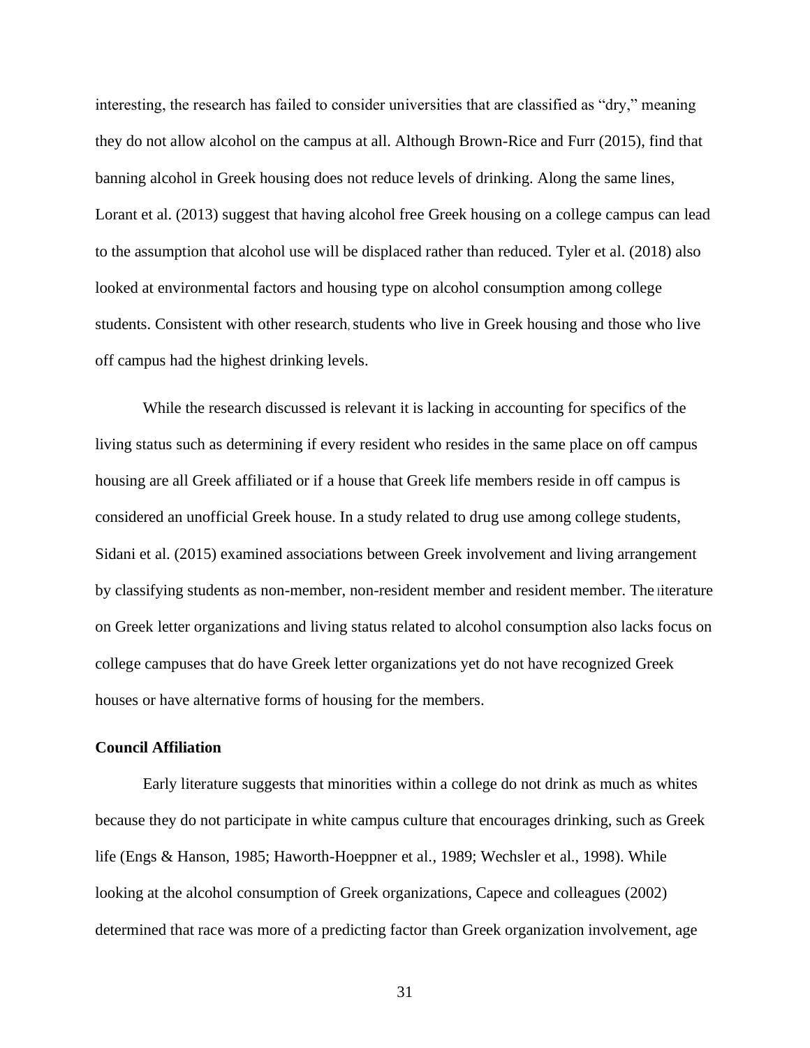interesting, the research has failed to consider universities that are classified as "dry," meaning they do not allow alcohol on the campus at all. Although Brown-Rice and Furr (2015), find that banning alcohol in Greek housing does not reduce levels of drinking. Along the same lines, Lorant et al. (2013) suggest that having alcohol free Greek housing on a college campus can lead to the assumption that alcohol use will be displaced rather than reduced. Tyler et al. (2018) also looked at environmental factors and housing type on alcohol consumption among college students. Consistent with other research, students who live in Greek housing and those who live off campus had the highest drinking levels.

While the research discussed is relevant it is lacking in accounting for specifics of the living status such as determining if every resident who resides in the same place on off campus housing are all Greek affiliated or if a house that Greek life members reside in off campus is considered an unofficial Greek house. In a study related to drug use among college students, Sidani et al. (2015) examined associations between Greek involvement and living arrangement by classifying students as non-member, non-resident member and resident member. The literature on Greek letter organizations and living status related to alcohol consumption also lacks focus on college campuses that do have Greek letter organizations yet do not have recognized Greek houses or have alternative forms of housing for the members.

**Council Affiliation**

Early literature suggests that minorities within a college do not drink as much as whites because they do not participate in white campus culture that encourages drinking, such as Greek life (Engs & Hanson, 1985; Haworth-Hoeppner et al., 1989; Wechsler et al., 1998). While looking at the alcohol consumption of Greek organizations, Capece and colleagues (2002) determined that race was more of a predicting factor than Greek organization involvement, age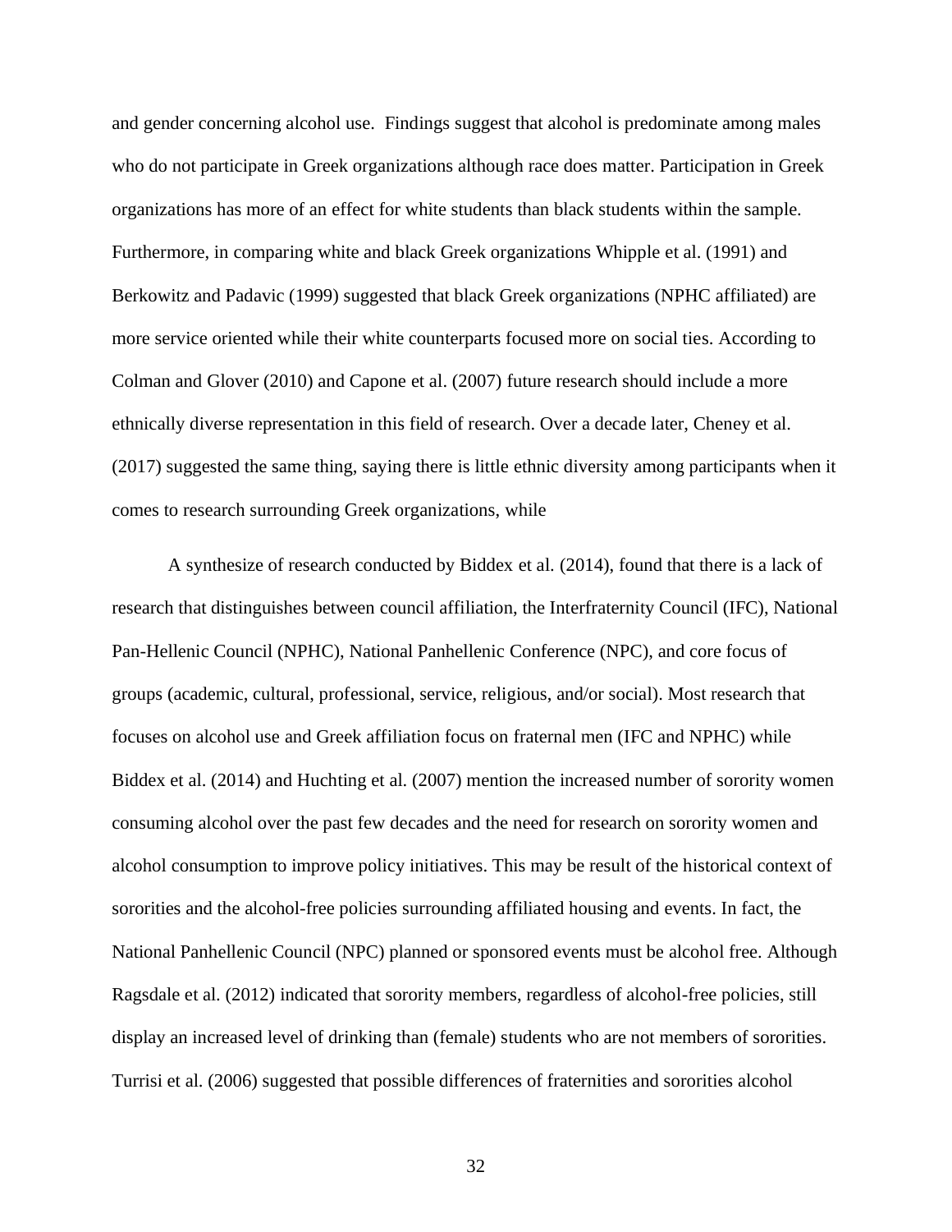and gender concerning alcohol use. Findings suggest that alcohol is predominate among males who do not participate in Greek organizations although race does matter. Participation in Greek organizations has more of an effect for white students than black students within the sample. Furthermore, in comparing white and black Greek organizations Whipple et al. (1991) and Berkowitz and Padavic (1999) suggested that black Greek organizations (NPHC affiliated) are more service oriented while their white counterparts focused more on social ties. According to Colman and Glover (2010) and Capone et al. (2007) future research should include a more ethnically diverse representation in this field of research. Over a decade later, Cheney et al. (2017) suggested the same thing, saying there is little ethnic diversity among participants when it comes to research surrounding Greek organizations, while

A synthesize of research conducted by Biddex et al. (2014), found that there is a lack of research that distinguishes between council affiliation, the Interfraternity Council (IFC), National Pan-Hellenic Council (NPHC), National Panhellenic Conference (NPC), and core focus of groups (academic, cultural, professional, service, religious, and/or social). Most research that focuses on alcohol use and Greek affiliation focus on fraternal men (IFC and NPHC) while Biddex et al. (2014) and Huchting et al. (2007) mention the increased number of sorority women consuming alcohol over the past few decades and the need for research on sorority women and alcohol consumption to improve policy initiatives. This may be result of the historical context of sororities and the alcohol-free policies surrounding affiliated housing and events. In fact, the National Panhellenic Council (NPC) planned or sponsored events must be alcohol free. Although Ragsdale et al. (2012) indicated that sorority members, regardless of alcohol-free policies, still display an increased level of drinking than (female) students who are not members of sororities. Turrisi et al. (2006) suggested that possible differences of fraternities and sororities alcohol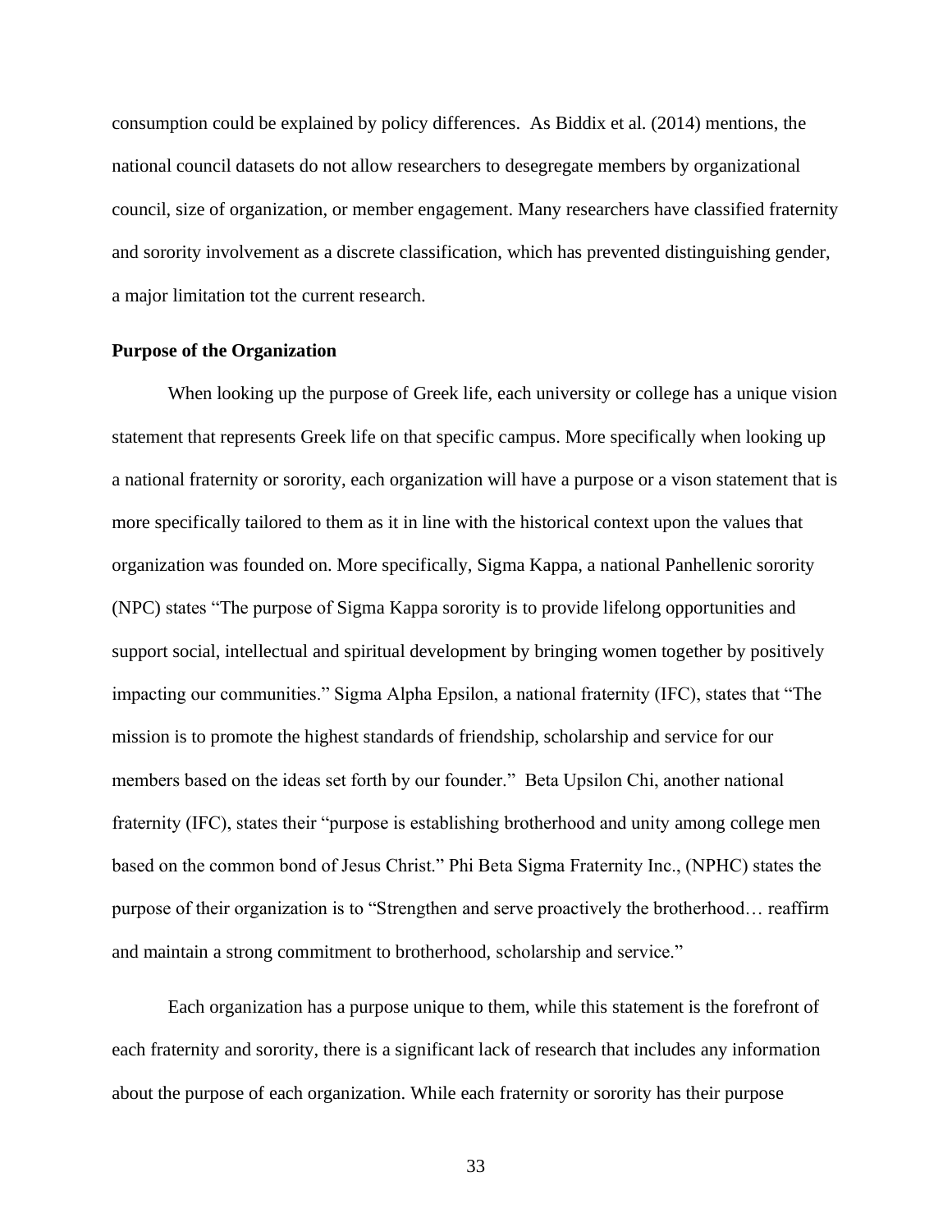consumption could be explained by policy differences. As Biddix et al. (2014) mentions, the national council datasets do not allow researchers to desegregate members by organizational council, size of organization, or member engagement. Many researchers have classified fraternity and sorority involvement as a discrete classification, which has prevented distinguishing gender, a major limitation tot the current research.

**Purpose of the Organization**

When looking up the purpose of Greek life, each university or college has a unique vision statement that represents Greek life on that specific campus. More specifically when looking up a national fraternity or sorority, each organization will have a purpose or a vison statement that is more specifically tailored to them as it in line with the historical context upon the values that organization was founded on. More specifically, Sigma Kappa, a national Panhellenic sorority (NPC) states "The purpose of Sigma Kappa sorority is to provide lifelong opportunities and support social, intellectual and spiritual development by bringing women together by positively impacting our communities." Sigma Alpha Epsilon, a national fraternity (IFC), states that "The mission is to promote the highest standards of friendship, scholarship and service for our members based on the ideas set forth by our founder." Beta Upsilon Chi, another national fraternity (IFC), states their "purpose is establishing brotherhood and unity among college men based on the common bond of Jesus Christ." Phi Beta Sigma Fraternity Inc., (NPHC) states the purpose of their organization is to "Strengthen and serve proactively the brotherhood… reaffirm and maintain a strong commitment to brotherhood, scholarship and service."

Each organization has a purpose unique to them, while this statement is the forefront of each fraternity and sorority, there is a significant lack of research that includes any information about the purpose of each organization. While each fraternity or sorority has their purpose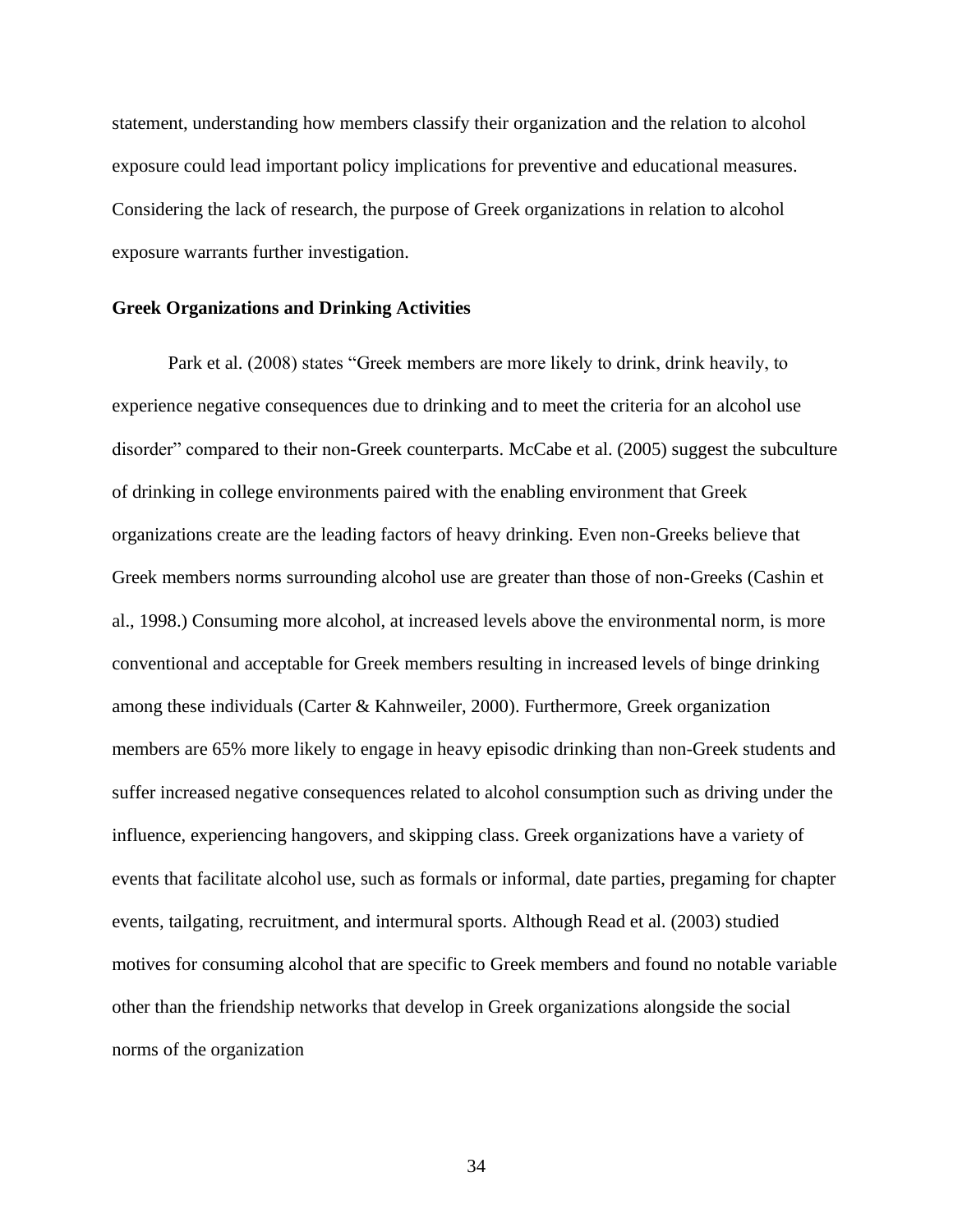statement, understanding how members classify their organization and the relation to alcohol exposure could lead important policy implications for preventive and educational measures. Considering the lack of research, the purpose of Greek organizations in relation to alcohol exposure warrants further investigation.

**Greek Organizations and Drinking Activities**

Park et al. (2008) states "Greek members are more likely to drink, drink heavily, to experience negative consequences due to drinking and to meet the criteria for an alcohol use disorder" compared to their non-Greek counterparts. McCabe et al. (2005) suggest the subculture of drinking in college environments paired with the enabling environment that Greek organizations create are the leading factors of heavy drinking. Even non-Greeks believe that Greek members norms surrounding alcohol use are greater than those of non-Greeks (Cashin et al., 1998.) Consuming more alcohol, at increased levels above the environmental norm, is more conventional and acceptable for Greek members resulting in increased levels of binge drinking among these individuals (Carter & Kahnweiler, 2000). Furthermore, Greek organization members are 65% more likely to engage in heavy episodic drinking than non-Greek students and suffer increased negative consequences related to alcohol consumption such as driving under the influence, experiencing hangovers, and skipping class. Greek organizations have a variety of events that facilitate alcohol use, such as formals or informal, date parties, pregaming for chapter events, tailgating, recruitment, and intermural sports. Although Read et al. (2003) studied motives for consuming alcohol that are specific to Greek members and found no notable variable other than the friendship networks that develop in Greek organizations alongside the social norms of the organization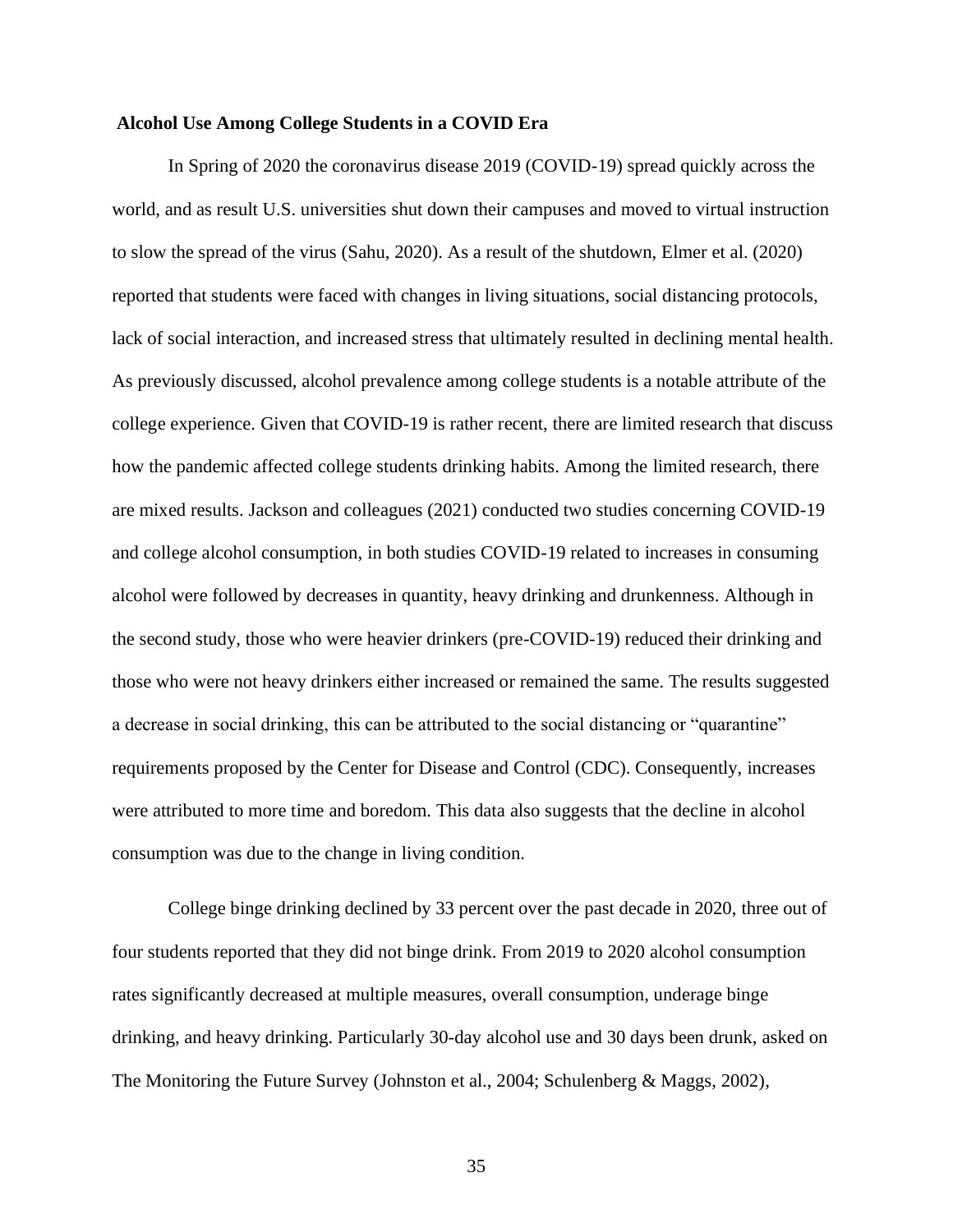**Alcohol Use Among College Students in a COVID Era**

In Spring of 2020 the coronavirus disease 2019 (COVID-19) spread quickly across the world, and as result U.S. universities shut down their campuses and moved to virtual instruction to slow the spread of the virus (Sahu, 2020). As a result of the shutdown, Elmer et al. (2020) reported that students were faced with changes in living situations, social distancing protocols, lack of social interaction, and increased stress that ultimately resulted in declining mental health. As previously discussed, alcohol prevalence among college students is a notable attribute of the college experience. Given that COVID-19 is rather recent, there are limited research that discuss how the pandemic affected college students drinking habits. Among the limited research, there are mixed results. Jackson and colleagues (2021) conducted two studies concerning COVID-19 and college alcohol consumption, in both studies COVID-19 related to increases in consuming alcohol were followed by decreases in quantity, heavy drinking and drunkenness. Although in the second study, those who were heavier drinkers (pre-COVID-19) reduced their drinking and those who were not heavy drinkers either increased or remained the same. The results suggested a decrease in social drinking, this can be attributed to the social distancing or "quarantine" requirements proposed by the Center for Disease and Control (CDC). Consequently, increases were attributed to more time and boredom. This data also suggests that the decline in alcohol consumption was due to the change in living condition.

College binge drinking declined by 33 percent over the past decade in 2020, three out of four students reported that they did not binge drink. From 2019 to 2020 alcohol consumption rates significantly decreased at multiple measures, overall consumption, underage binge drinking, and heavy drinking. Particularly 30-day alcohol use and 30 days been drunk, asked on The Monitoring the Future Survey (Johnston et al., 2004; Schulenberg & Maggs, 2002),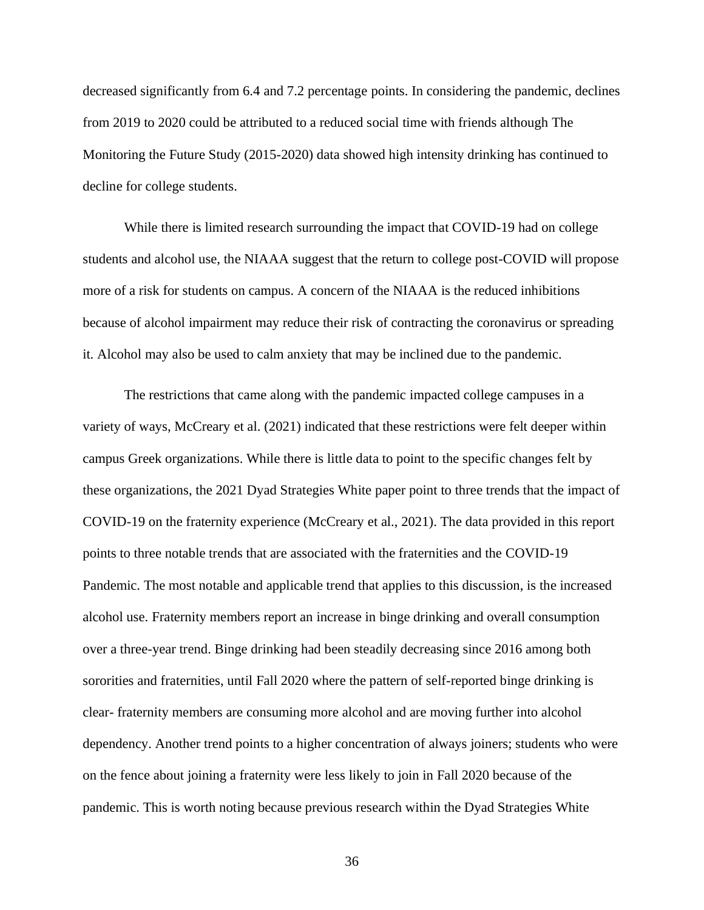decreased significantly from 6.4 and 7.2 percentage points. In considering the pandemic, declines from 2019 to 2020 could be attributed to a reduced social time with friends although The Monitoring the Future Study (2015-2020) data showed high intensity drinking has continued to decline for college students.

While there is limited research surrounding the impact that COVID-19 had on college students and alcohol use, the NIAAA suggest that the return to college post-COVID will propose more of a risk for students on campus. A concern of the NIAAA is the reduced inhibitions because of alcohol impairment may reduce their risk of contracting the coronavirus or spreading it. Alcohol may also be used to calm anxiety that may be inclined due to the pandemic.

The restrictions that came along with the pandemic impacted college campuses in a variety of ways, McCreary et al. (2021) indicated that these restrictions were felt deeper within campus Greek organizations. While there is little data to point to the specific changes felt by these organizations, the 2021 Dyad Strategies White paper point to three trends that the impact of COVID-19 on the fraternity experience (McCreary et al., 2021). The data provided in this report points to three notable trends that are associated with the fraternities and the COVID-19 Pandemic. The most notable and applicable trend that applies to this discussion, is the increased alcohol use. Fraternity members report an increase in binge drinking and overall consumption over a three-year trend. Binge drinking had been steadily decreasing since 2016 among both sororities and fraternities, until Fall 2020 where the pattern of self-reported binge drinking is clear- fraternity members are consuming more alcohol and are moving further into alcohol dependency. Another trend points to a higher concentration of always joiners; students who were on the fence about joining a fraternity were less likely to join in Fall 2020 because of the pandemic. This is worth noting because previous research within the Dyad Strategies White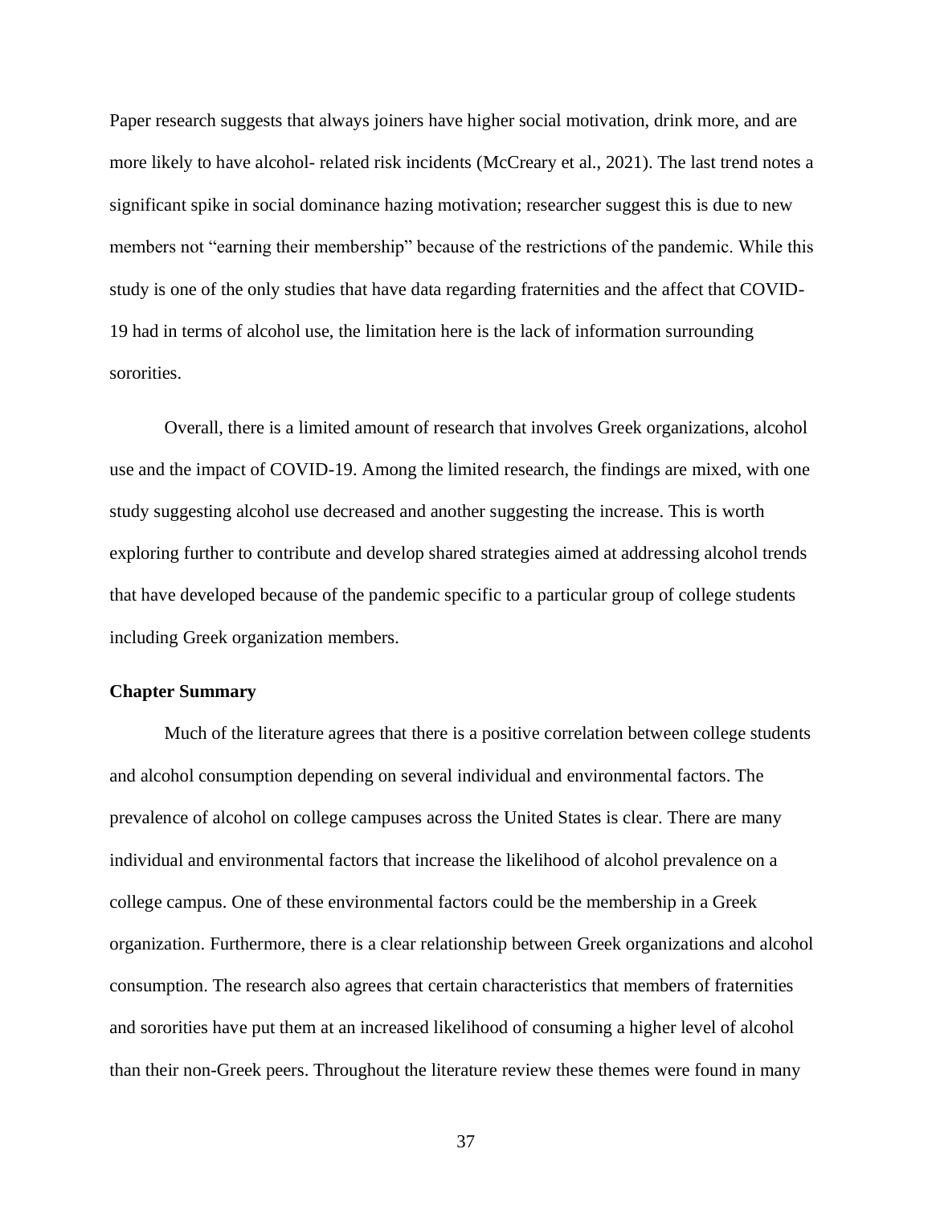Paper research suggests that always joiners have higher social motivation, drink more, and are more likely to have alcohol- related risk incidents (McCreary et al., 2021). The last trend notes a significant spike in social dominance hazing motivation; researcher suggest this is due to new members not "earning their membership" because of the restrictions of the pandemic. While this study is one of the only studies that have data regarding fraternities and the affect that COVID-19 had in terms of alcohol use, the limitation here is the lack of information surrounding sororities.

Overall, there is a limited amount of research that involves Greek organizations, alcohol use and the impact of COVID-19. Among the limited research, the findings are mixed, with one study suggesting alcohol use decreased and another suggesting the increase. This is worth exploring further to contribute and develop shared strategies aimed at addressing alcohol trends that have developed because of the pandemic specific to a particular group of college students including Greek organization members.

**Chapter Summary**

Much of the literature agrees that there is a positive correlation between college students and alcohol consumption depending on several individual and environmental factors. The prevalence of alcohol on college campuses across the United States is clear. There are many individual and environmental factors that increase the likelihood of alcohol prevalence on a college campus. One of these environmental factors could be the membership in a Greek organization. Furthermore, there is a clear relationship between Greek organizations and alcohol consumption. The research also agrees that certain characteristics that members of fraternities and sororities have put them at an increased likelihood of consuming a higher level of alcohol than their non-Greek peers. Throughout the literature review these themes were found in many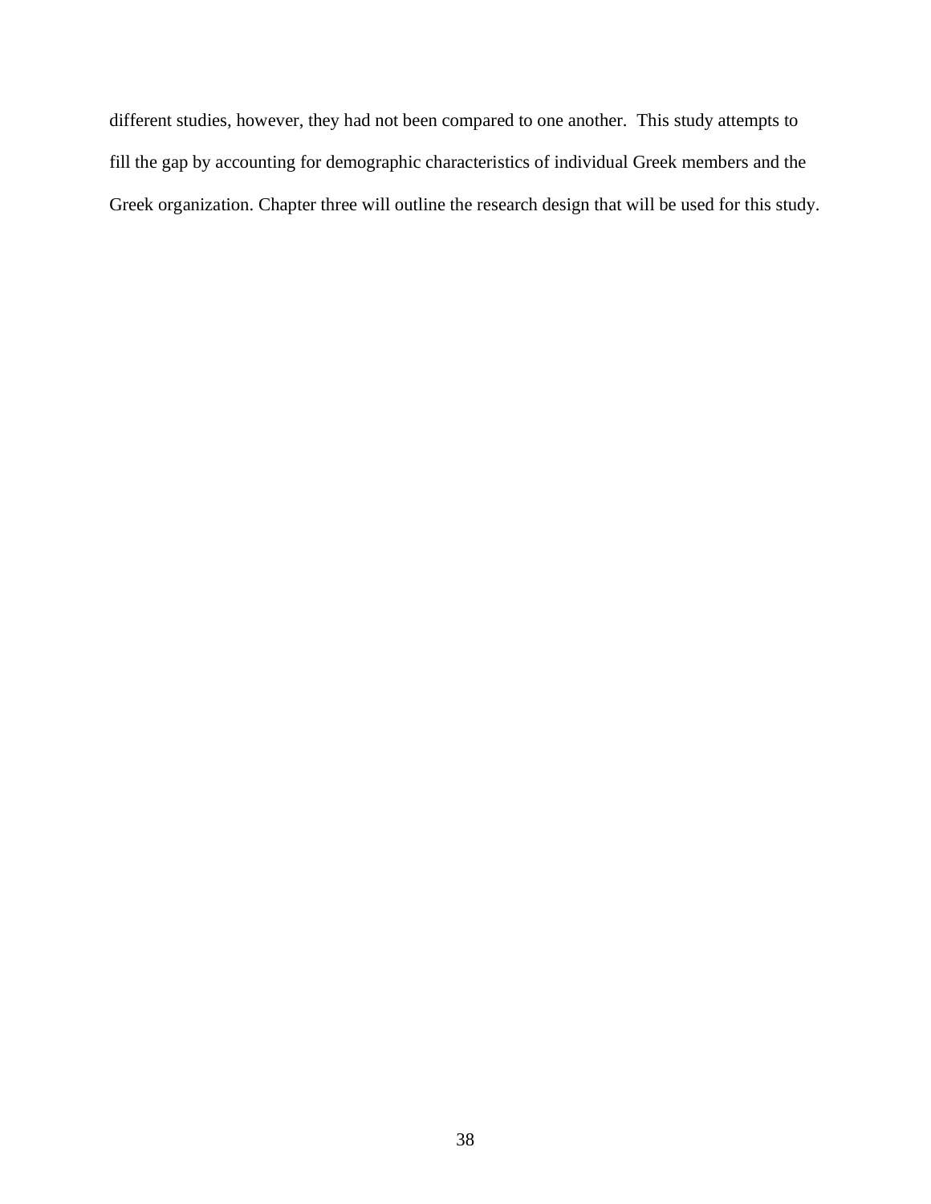different studies, however, they had not been compared to one another. This study attempts to fill the gap by accounting for demographic characteristics of individual Greek members and the Greek organization. Chapter three will outline the research design that will be used for this study.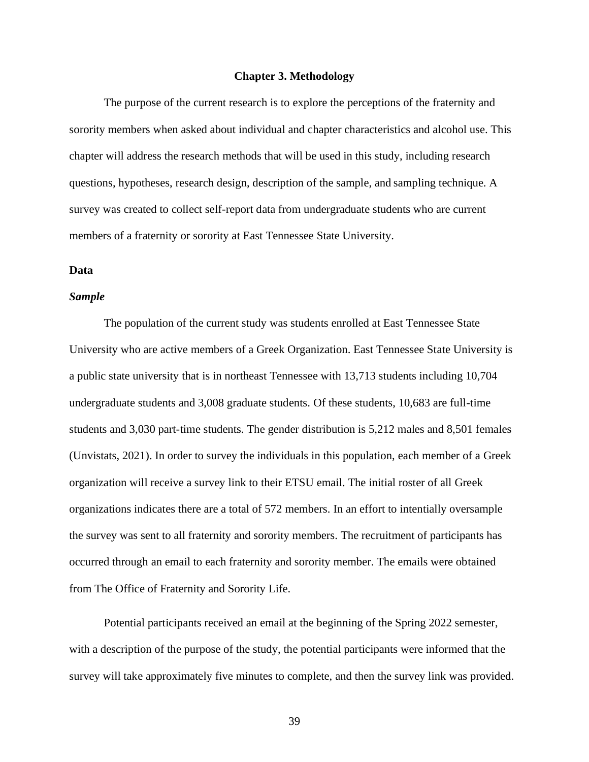# Chapter 3. Methodology

The purpose of the current research is to explore the perceptions of the fraternity and sorority members when asked about individual and chapter characteristics and alcohol use. This chapter will address the research methods that will be used in this study, including research questions, hypotheses, research design, description of the sample, and sampling technique. A survey was created to collect self-report data from undergraduate students who are current members of a fraternity or sorority at East Tennessee State University.

## Data

### *Sample*

The population of the current study was students enrolled at East Tennessee State University who are active members of a Greek Organization. East Tennessee State University is a public state university that is in northeast Tennessee with 13,713 students including 10,704 undergraduate students and 3,008 graduate students. Of these students, 10,683 are full-time students and 3,030 part-time students. The gender distribution is 5,212 males and 8,501 females (Unvistats, 2021). In order to survey the individuals in this population, each member of a Greek organization will receive a survey link to their ETSU email. The initial roster of all Greek organizations indicates there are a total of 572 members. In an effort to intentionally oversample the survey was sent to all fraternity and sorority members. The recruitment of participants has occurred through an email to each fraternity and sorority member. The emails were obtained from The Office of Fraternity and Sorority Life.

Potential participants received an email at the beginning of the Spring 2022 semester, with a description of the purpose of the study, the potential participants were informed that the survey will take approximately five minutes to complete, and then the survey link was provided.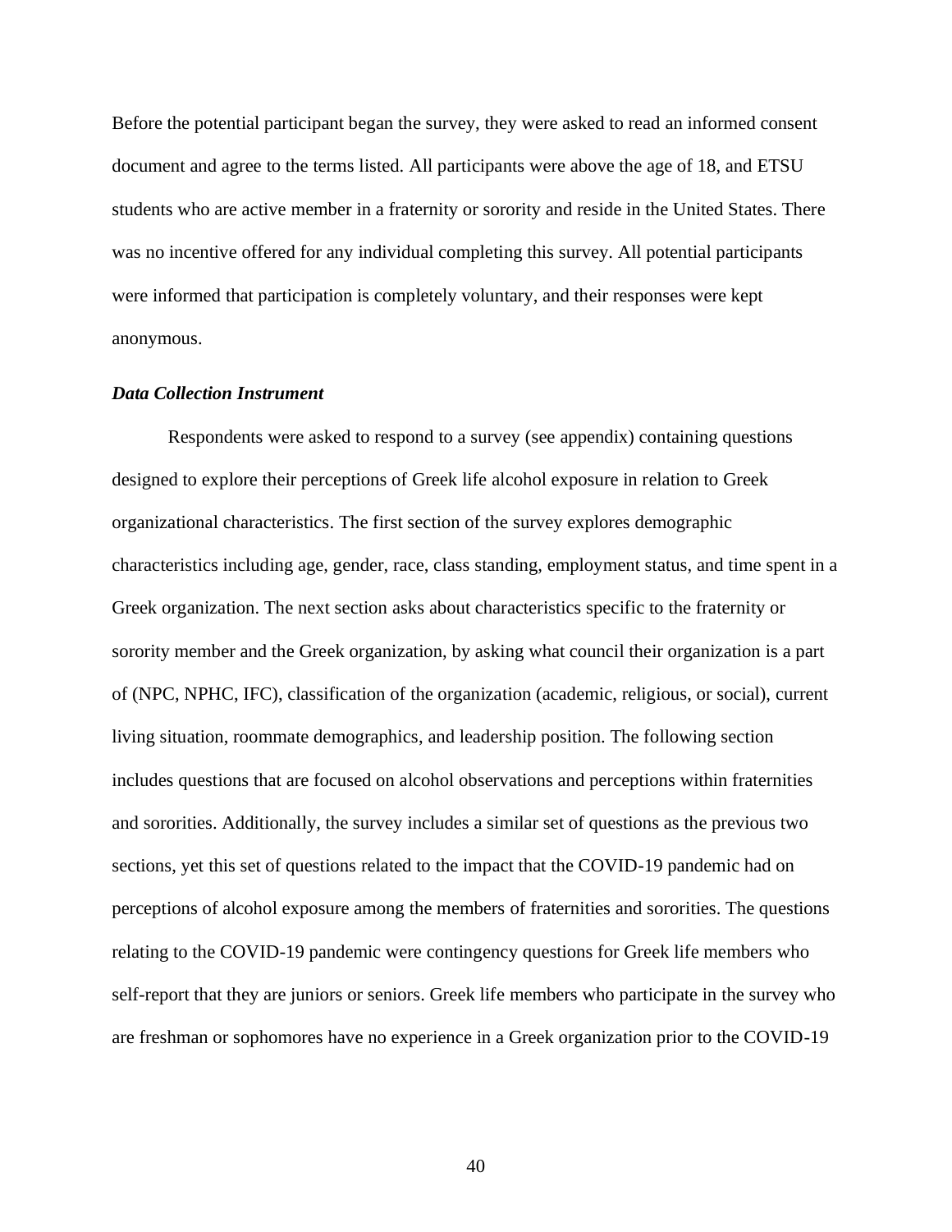Before the potential participant began the survey, they were asked to read an informed consent document and agree to the terms listed. All participants were above the age of 18, and ETSU students who are active member in a fraternity or sorority and reside in the United States. There was no incentive offered for any individual completing this survey. All potential participants were informed that participation is completely voluntary, and their responses were kept anonymous.

### *Data Collection Instrument*

Respondents were asked to respond to a survey (see appendix) containing questions designed to explore their perceptions of Greek life alcohol exposure in relation to Greek organizational characteristics. The first section of the survey explores demographic characteristics including age, gender, race, class standing, employment status, and time spent in a Greek organization. The next section asks about characteristics specific to the fraternity or sorority member and the Greek organization, by asking what council their organization is a part of (NPC, NPHC, IFC), classification of the organization (academic, religious, or social), current living situation, roommate demographics, and leadership position. The following section includes questions that are focused on alcohol observations and perceptions within fraternities and sororities. Additionally, the survey includes a similar set of questions as the previous two sections, yet this set of questions related to the impact that the COVID-19 pandemic had on perceptions of alcohol exposure among the members of fraternities and sororities. The questions relating to the COVID-19 pandemic were contingency questions for Greek life members who self-report that they are juniors or seniors. Greek life members who participate in the survey who are freshman or sophomores have no experience in a Greek organization prior to the COVID-19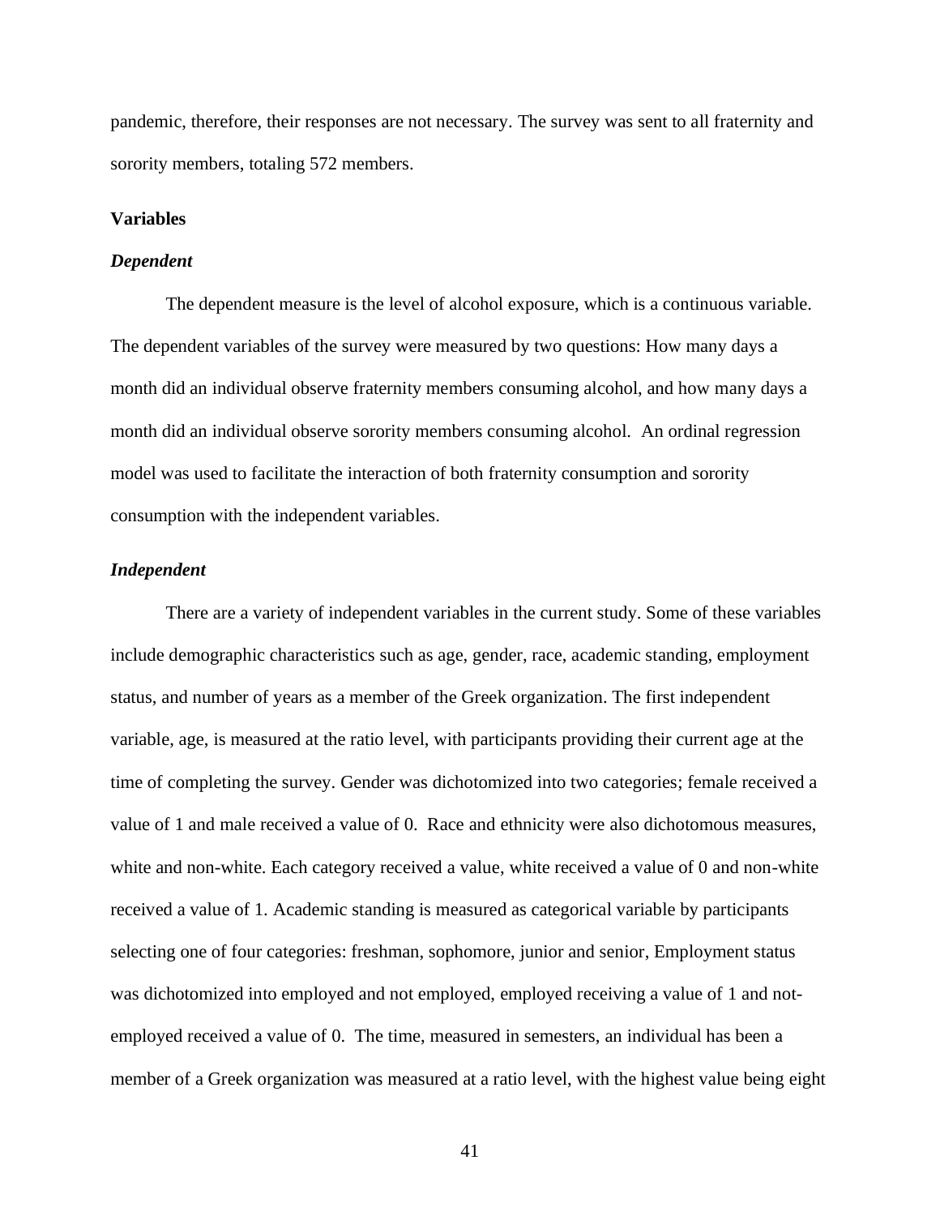pandemic, therefore, their responses are not necessary. The survey was sent to all fraternity and sorority members, totaling 572 members.

## Variables

### *Dependent*

The dependent measure is the level of alcohol exposure, which is a continuous variable. The dependent variables of the survey were measured by two questions: How many days a month did an individual observe fraternity members consuming alcohol, and how many days a month did an individual observe sorority members consuming alcohol. An ordinal regression model was used to facilitate the interaction of both fraternity consumption and sorority consumption with the independent variables.

### *Independent*

There are a variety of independent variables in the current study. Some of these variables include demographic characteristics such as age, gender, race, academic standing, employment status, and number of years as a member of the Greek organization. The first independent variable, age, is measured at the ratio level, with participants providing their current age at the time of completing the survey. Gender was dichotomized into two categories; female received a value of 1 and male received a value of 0. Race and ethnicity were also dichotomous measures, white and non-white. Each category received a value, white received a value of 0 and non-white received a value of 1. Academic standing is measured as categorical variable by participants selecting one of four categories: freshman, sophomore, junior and senior, Employment status was dichotomized into employed and not employed, employed receiving a value of 1 and not-employed received a value of 0. The time, measured in semesters, an individual has been a member of a Greek organization was measured at a ratio level, with the highest value being eight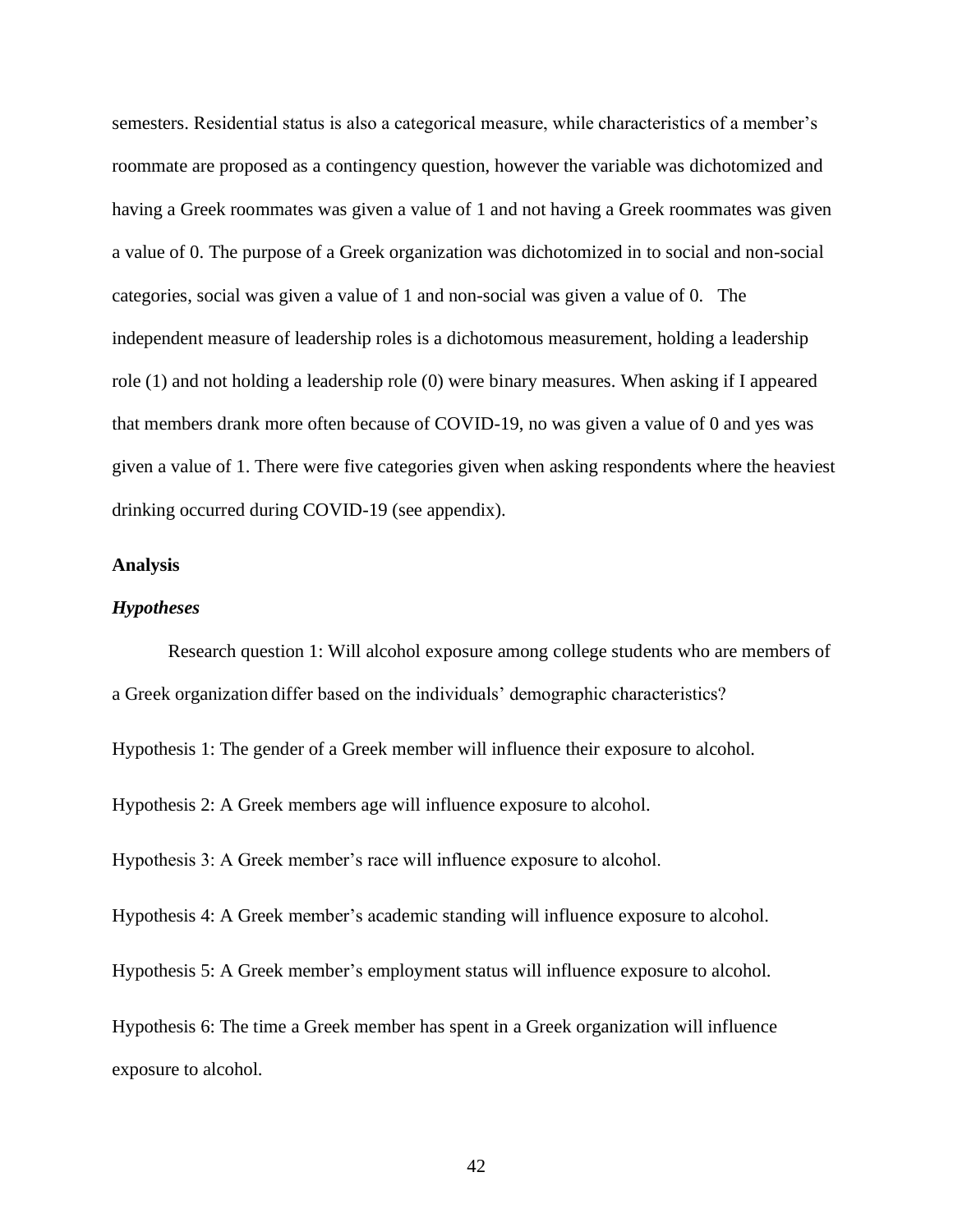semesters. Residential status is also a categorical measure, while characteristics of a member's roommate are proposed as a contingency question, however the variable was dichotomized and having a Greek roommates was given a value of 1 and not having a Greek roommates was given a value of 0. The purpose of a Greek organization was dichotomized in to social and non-social categories, social was given a value of 1 and non-social was given a value of 0. The independent measure of leadership roles is a dichotomous measurement, holding a leadership role (1) and not holding a leadership role (0) were binary measures. When asking if I appeared that members drank more often because of COVID-19, no was given a value of 0 and yes was given a value of 1. There were five categories given when asking respondents where the heaviest drinking occurred during COVID-19 (see appendix).

## Analysis

### *Hypotheses*

Research question 1: Will alcohol exposure among college students who are members of a Greek organization differ based on the individuals' demographic characteristics?

Hypothesis 1: The gender of a Greek member will influence their exposure to alcohol.

Hypothesis 2: A Greek members age will influence exposure to alcohol.

Hypothesis 3: A Greek member's race will influence exposure to alcohol.

Hypothesis 4: A Greek member's academic standing will influence exposure to alcohol.

Hypothesis 5: A Greek member's employment status will influence exposure to alcohol.

Hypothesis 6: The time a Greek member has spent in a Greek organization will influence exposure to alcohol.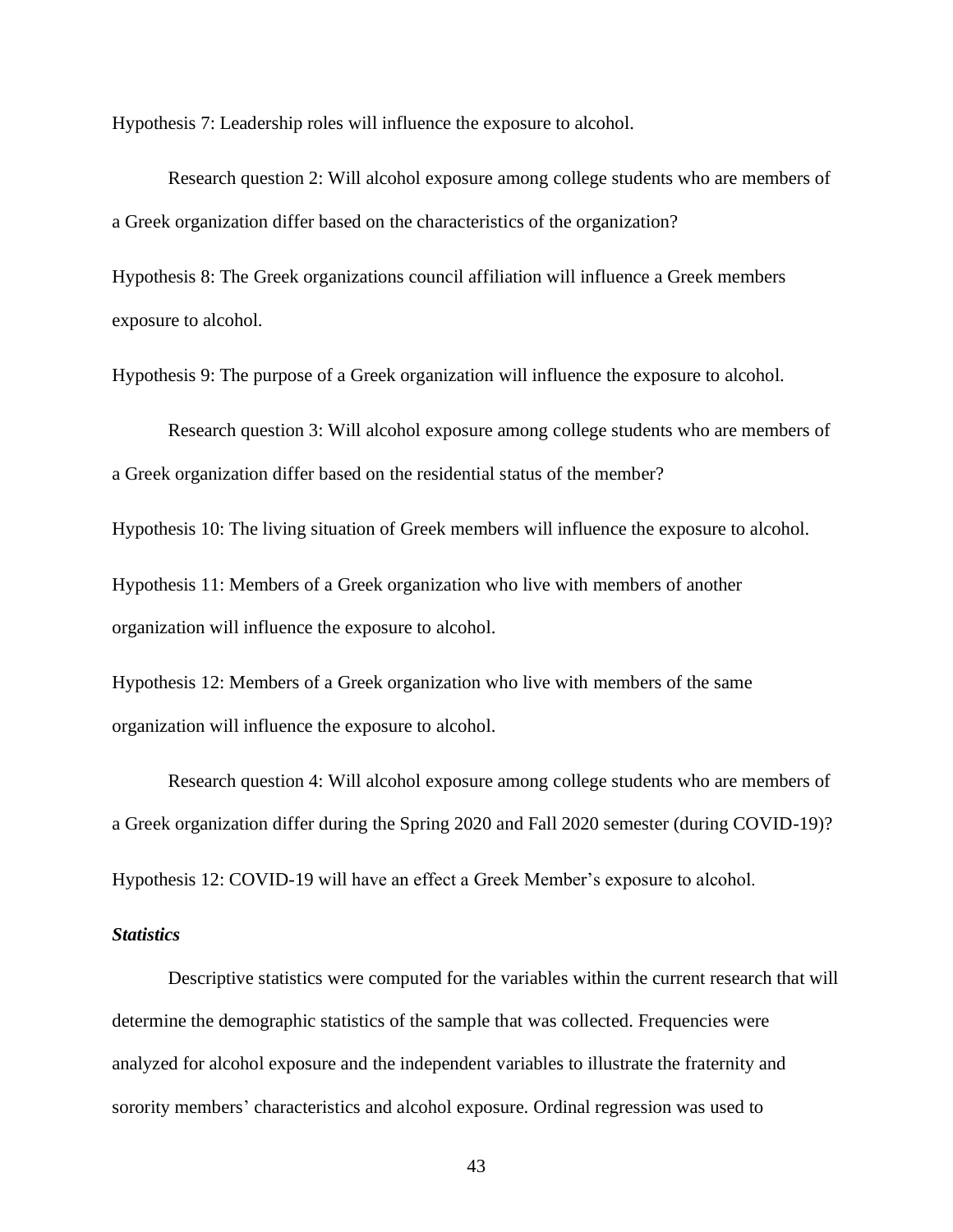Hypothesis 7: Leadership roles will influence the exposure to alcohol.

Research question 2: Will alcohol exposure among college students who are members of a Greek organization differ based on the characteristics of the organization?

Hypothesis 8: The Greek organizations council affiliation will influence a Greek members exposure to alcohol.

Hypothesis 9: The purpose of a Greek organization will influence the exposure to alcohol.

Research question 3: Will alcohol exposure among college students who are members of a Greek organization differ based on the residential status of the member?

Hypothesis 10: The living situation of Greek members will influence the exposure to alcohol.

Hypothesis 11: Members of a Greek organization who live with members of another organization will influence the exposure to alcohol.

Hypothesis 12: Members of a Greek organization who live with members of the same organization will influence the exposure to alcohol.

Research question 4: Will alcohol exposure among college students who are members of a Greek organization differ during the Spring 2020 and Fall 2020 semester (during COVID-19)?

Hypothesis 12: COVID-19 will have an effect a Greek Member's exposure to alcohol.

***Statistics***

Descriptive statistics were computed for the variables within the current research that will determine the demographic statistics of the sample that was collected. Frequencies were analyzed for alcohol exposure and the independent variables to illustrate the fraternity and sorority members' characteristics and alcohol exposure. Ordinal regression was used to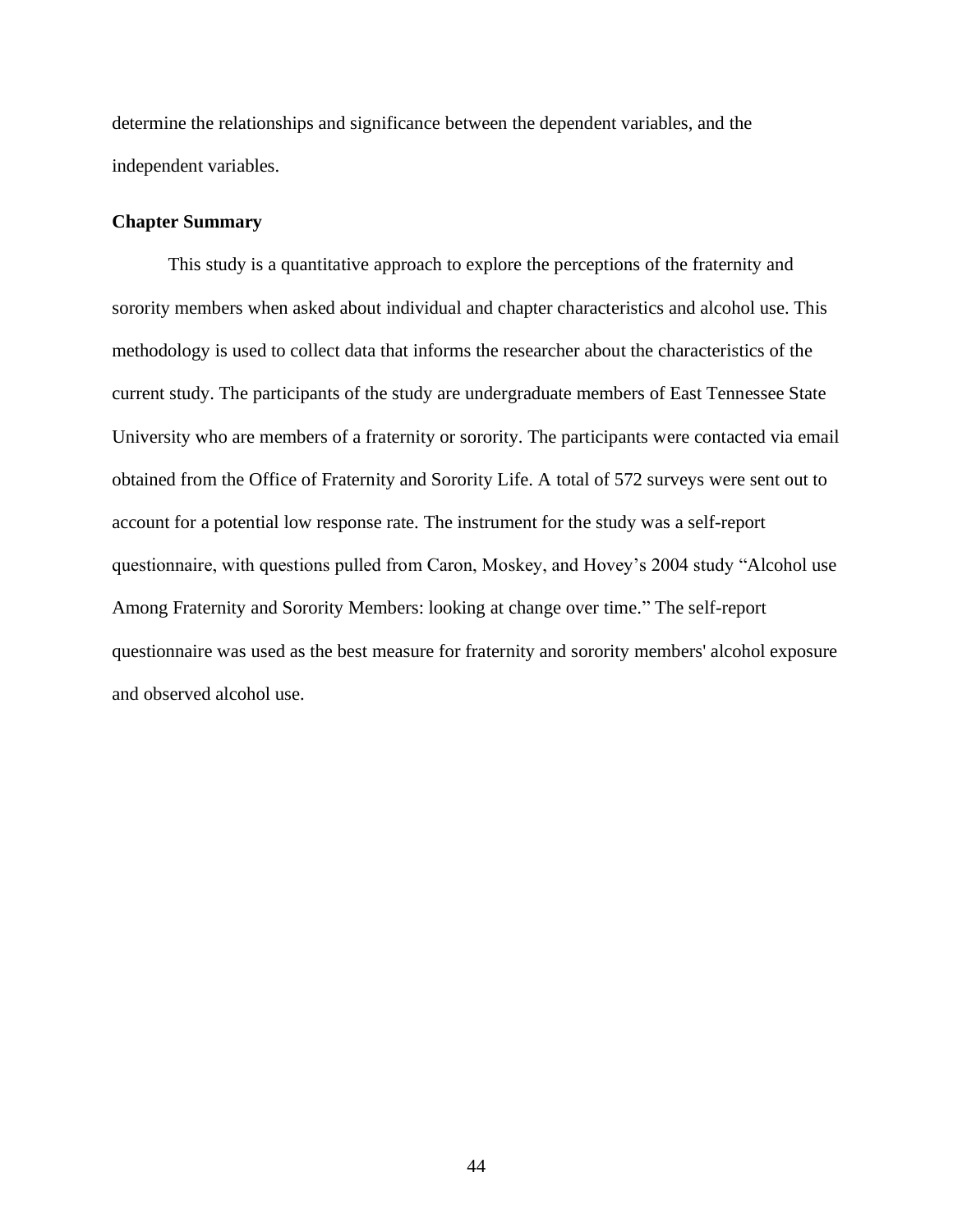determine the relationships and significance between the dependent variables, and the independent variables.

**Chapter Summary**

This study is a quantitative approach to explore the perceptions of the fraternity and sorority members when asked about individual and chapter characteristics and alcohol use. This methodology is used to collect data that informs the researcher about the characteristics of the current study. The participants of the study are undergraduate members of East Tennessee State University who are members of a fraternity or sorority. The participants were contacted via email obtained from the Office of Fraternity and Sorority Life. A total of 572 surveys were sent out to account for a potential low response rate. The instrument for the study was a self-report questionnaire, with questions pulled from Caron, Moskey, and Hovey's 2004 study "Alcohol use Among Fraternity and Sorority Members: looking at change over time." The self-report questionnaire was used as the best measure for fraternity and sorority members' alcohol exposure and observed alcohol use.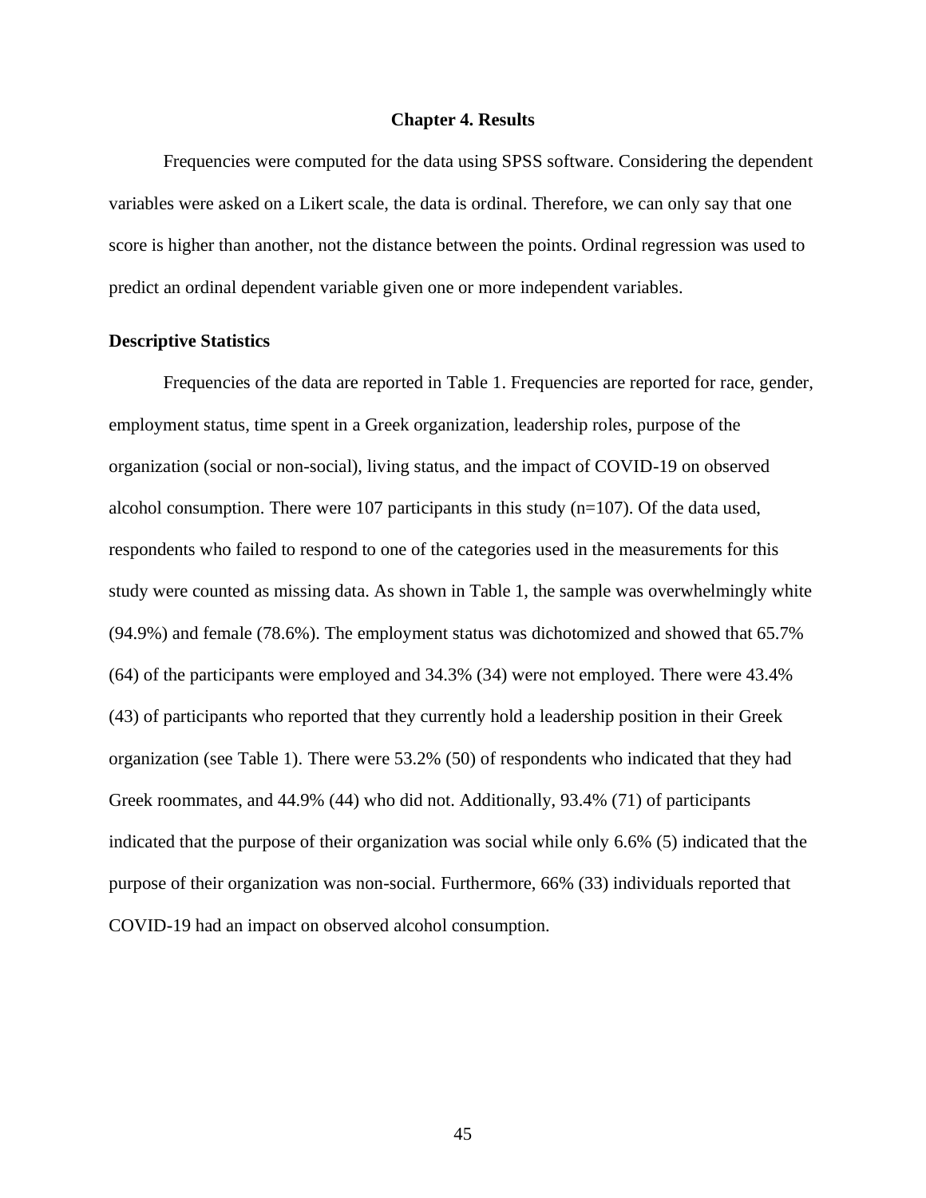# Chapter 4. Results

Frequencies were computed for the data using SPSS software. Considering the dependent variables were asked on a Likert scale, the data is ordinal. Therefore, we can only say that one score is higher than another, not the distance between the points. Ordinal regression was used to predict an ordinal dependent variable given one or more independent variables.

## Descriptive Statistics

Frequencies of the data are reported in Table 1. Frequencies are reported for race, gender, employment status, time spent in a Greek organization, leadership roles, purpose of the organization (social or non-social), living status, and the impact of COVID-19 on observed alcohol consumption. There were 107 participants in this study (n=107). Of the data used, respondents who failed to respond to one of the categories used in the measurements for this study were counted as missing data. As shown in Table 1, the sample was overwhelmingly white (94.9%) and female (78.6%). The employment status was dichotomized and showed that 65.7% (64) of the participants were employed and 34.3% (34) were not employed. There were 43.4% (43) of participants who reported that they currently hold a leadership position in their Greek organization (see Table 1). There were 53.2% (50) of respondents who indicated that they had Greek roommates, and 44.9% (44) who did not. Additionally, 93.4% (71) of participants indicated that the purpose of their organization was social while only 6.6% (5) indicated that the purpose of their organization was non-social. Furthermore, 66% (33) individuals reported that COVID-19 had an impact on observed alcohol consumption.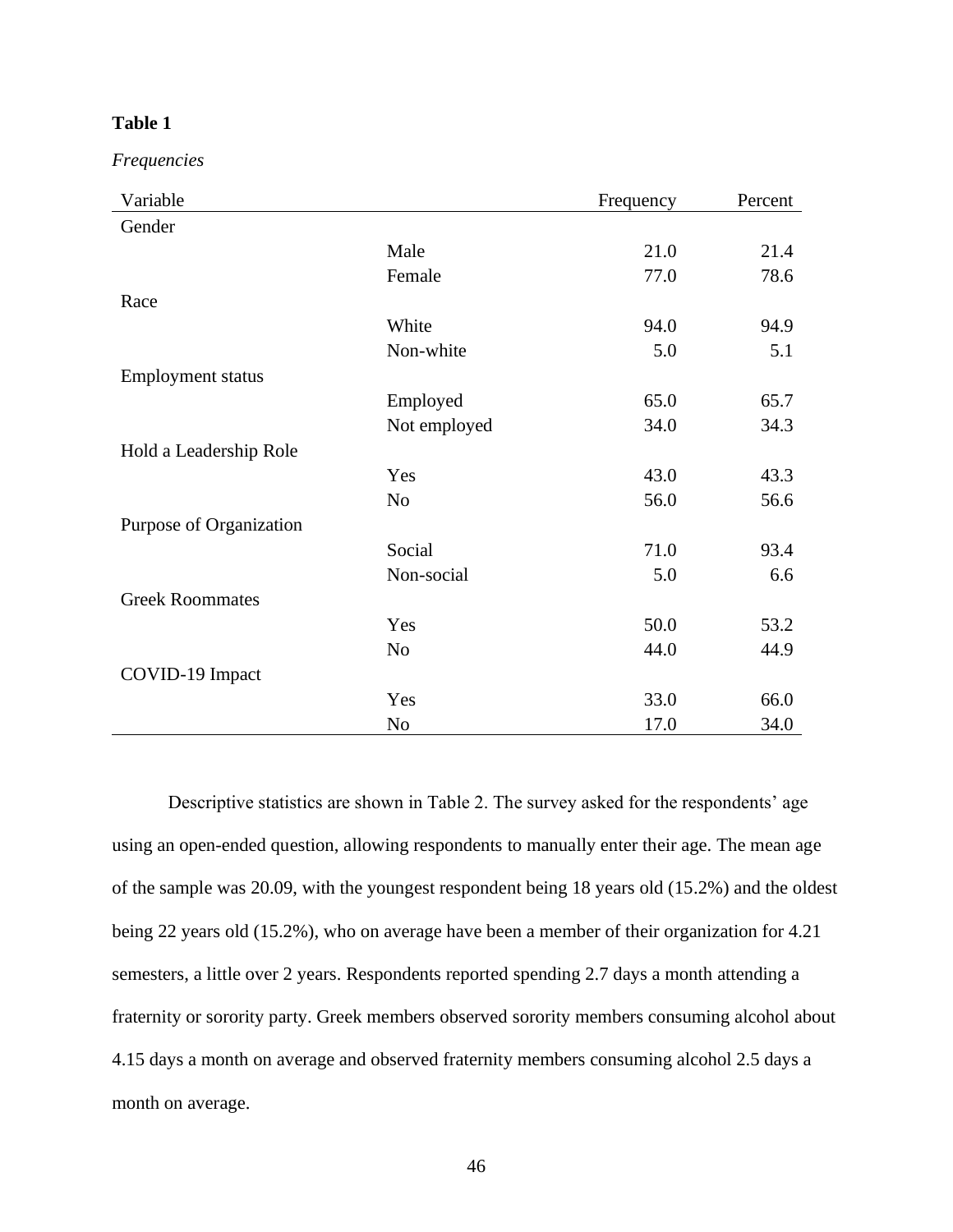**Table 1**

*Frequencies*

| Variable | | Frequency | Percent |
|---|---|---|---|
| Gender | | | |
| | Male | 21.0 | 21.4 |
| | Female | 77.0 | 78.6 |
| Race | | | |
| | White | 94.0 | 94.9 |
| | Non-white | 5.0 | 5.1 |
| Employment status | | | |
| | Employed | 65.0 | 65.7 |
| | Not employed | 34.0 | 34.3 |
| Hold a Leadership Role | | | |
| | Yes | 43.0 | 43.3 |
| | No | 56.0 | 56.6 |
| Purpose of Organization | | | |
| | Social | 71.0 | 93.4 |
| | Non-social | 5.0 | 6.6 |
| Greek Roommates | | | |
| | Yes | 50.0 | 53.2 |
| | No | 44.0 | 44.9 |
| COVID-19 Impact | | | |
| | Yes | 33.0 | 66.0 |
| | No | 17.0 | 34.0 |

Descriptive statistics are shown in Table 2. The survey asked for the respondents' age using an open-ended question, allowing respondents to manually enter their age. The mean age of the sample was 20.09, with the youngest respondent being 18 years old (15.2%) and the oldest being 22 years old (15.2%), who on average have been a member of their organization for 4.21 semesters, a little over 2 years. Respondents reported spending 2.7 days a month attending a fraternity or sorority party. Greek members observed sorority members consuming alcohol about 4.15 days a month on average and observed fraternity members consuming alcohol 2.5 days a month on average.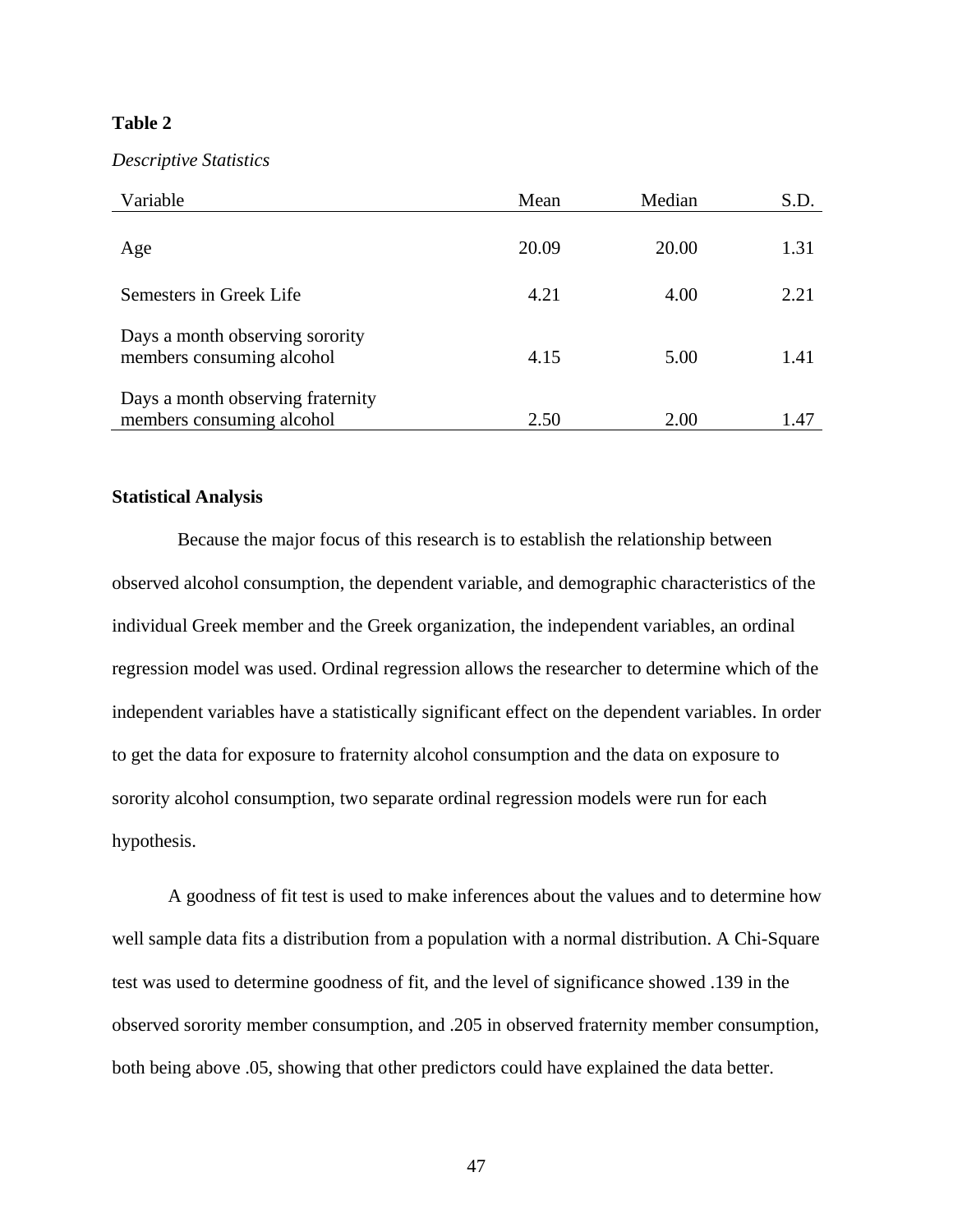**Table 2**

*Descriptive Statistics*

| Variable | Mean | Median | S.D. |
|---|---|---|---|
| Age | 20.09 | 20.00 | 1.31 |
| Semesters in Greek Life | 4.21 | 4.00 | 2.21 |
| Days a month observing sorority members consuming alcohol | 4.15 | 5.00 | 1.41 |
| Days a month observing fraternity members consuming alcohol | 2.50 | 2.00 | 1.47 |

**Statistical Analysis**

Because the major focus of this research is to establish the relationship between observed alcohol consumption, the dependent variable, and demographic characteristics of the individual Greek member and the Greek organization, the independent variables, an ordinal regression model was used. Ordinal regression allows the researcher to determine which of the independent variables have a statistically significant effect on the dependent variables. In order to get the data for exposure to fraternity alcohol consumption and the data on exposure to sorority alcohol consumption, two separate ordinal regression models were run for each hypothesis.

A goodness of fit test is used to make inferences about the values and to determine how well sample data fits a distribution from a population with a normal distribution. A Chi-Square test was used to determine goodness of fit, and the level of significance showed .139 in the observed sorority member consumption, and .205 in observed fraternity member consumption, both being above .05, showing that other predictors could have explained the data better.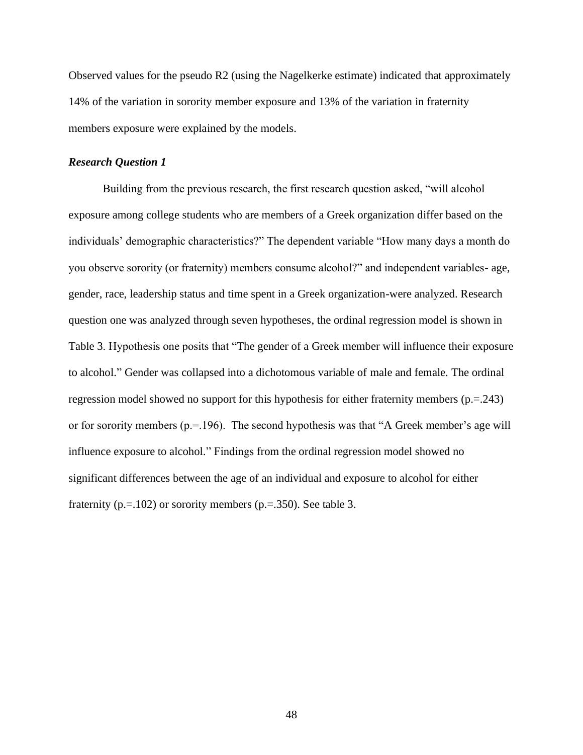Observed values for the pseudo $R^2$ (using the Nagelkerke estimate) indicated that approximately 14% of the variation in sorority member exposure and 13% of the variation in fraternity members exposure were explained by the models.

### *Research Question 1*

Building from the previous research, the first research question asked, "will alcohol exposure among college students who are members of a Greek organization differ based on the individuals' demographic characteristics?" The dependent variable "How many days a month do you observe sorority (or fraternity) members consume alcohol?" and independent variables- age, gender, race, leadership status and time spent in a Greek organization-were analyzed. Research question one was analyzed through seven hypotheses, the ordinal regression model is shown in Table 3. Hypothesis one posits that "The gender of a Greek member will influence their exposure to alcohol." Gender was collapsed into a dichotomous variable of male and female. The ordinal regression model showed no support for this hypothesis for either fraternity members ($p.=.243$) or for sorority members ($p.=.196$). The second hypothesis was that "A Greek member's age will influence exposure to alcohol." Findings from the ordinal regression model showed no significant differences between the age of an individual and exposure to alcohol for either fraternity ($p.=.102$) or sorority members ($p.=.350$). See table 3.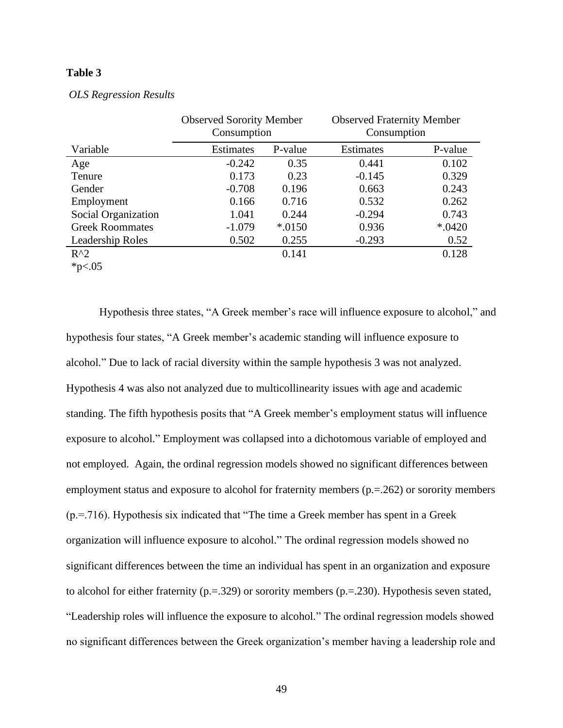**Table 3**

*OLS Regression Results*

| | Observed Sorority Member Consumption | | Observed Fraternity Member Consumption | |
|---|---|---|---|---|
| Variable | Estimates | P-value | Estimates | P-value |
| Age | -0.242 | 0.35 | 0.441 | 0.102 |
| Tenure | 0.173 | 0.23 | -0.145 | 0.329 |
| Gender | -0.708 | 0.196 | 0.663 | 0.243 |
| Employment | 0.166 | 0.716 | 0.532 | 0.262 |
| Social Organization | 1.041 | 0.244 | -0.294 | 0.743 |
| Greek Roommates | -1.079 | *.0150 | 0.936 | *.0420 |
| Leadership Roles | 0.502 | 0.255 | -0.293 | 0.52 |
| R^2 | | 0.141 | | 0.128 |

*p<.05

Hypothesis three states, "A Greek member's race will influence exposure to alcohol," and hypothesis four states, "A Greek member's academic standing will influence exposure to alcohol." Due to lack of racial diversity within the sample hypothesis 3 was not analyzed. Hypothesis 4 was also not analyzed due to multicollinearity issues with age and academic standing. The fifth hypothesis posits that "A Greek member's employment status will influence exposure to alcohol." Employment was collapsed into a dichotomous variable of employed and not employed. Again, the ordinal regression models showed no significant differences between employment status and exposure to alcohol for fraternity members (p.=.262) or sorority members (p.=.716). Hypothesis six indicated that "The time a Greek member has spent in a Greek organization will influence exposure to alcohol." The ordinal regression models showed no significant differences between the time an individual has spent in an organization and exposure to alcohol for either fraternity (p.=.329) or sorority members (p.=.230). Hypothesis seven stated, "Leadership roles will influence the exposure to alcohol." The ordinal regression models showed no significant differences between the Greek organization's member having a leadership role and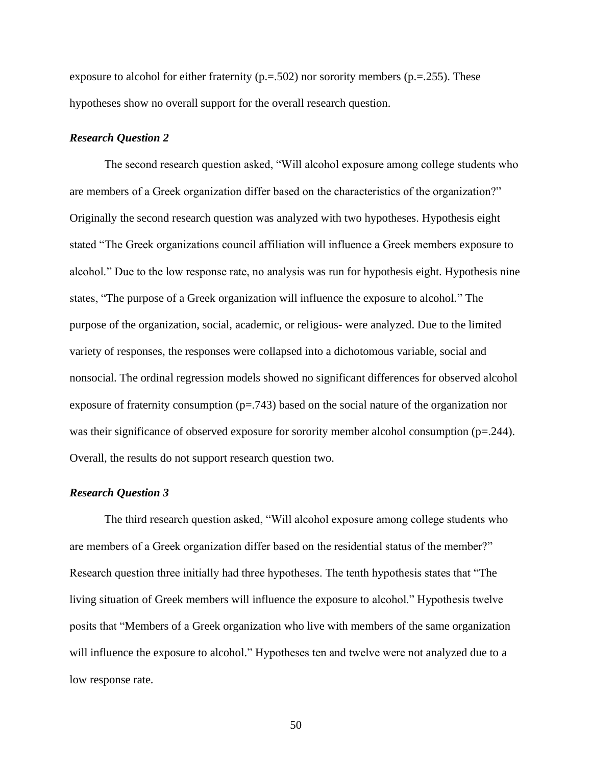exposure to alcohol for either fraternity (p.=.502) nor sorority members (p.=.255). These hypotheses show no overall support for the overall research question.

### *Research Question 2*

The second research question asked, "Will alcohol exposure among college students who are members of a Greek organization differ based on the characteristics of the organization?" Originally the second research question was analyzed with two hypotheses. Hypothesis eight stated "The Greek organizations council affiliation will influence a Greek members exposure to alcohol." Due to the low response rate, no analysis was run for hypothesis eight. Hypothesis nine states, "The purpose of a Greek organization will influence the exposure to alcohol." The purpose of the organization, social, academic, or religious- were analyzed. Due to the limited variety of responses, the responses were collapsed into a dichotomous variable, social and nonsocial. The ordinal regression models showed no significant differences for observed alcohol exposure of fraternity consumption (p=.743) based on the social nature of the organization nor was their significance of observed exposure for sorority member alcohol consumption (p=.244). Overall, the results do not support research question two.

### *Research Question 3*

The third research question asked, "Will alcohol exposure among college students who are members of a Greek organization differ based on the residential status of the member?" Research question three initially had three hypotheses. The tenth hypothesis states that "The living situation of Greek members will influence the exposure to alcohol." Hypothesis twelve posits that "Members of a Greek organization who live with members of the same organization will influence the exposure to alcohol." Hypotheses ten and twelve were not analyzed due to a low response rate.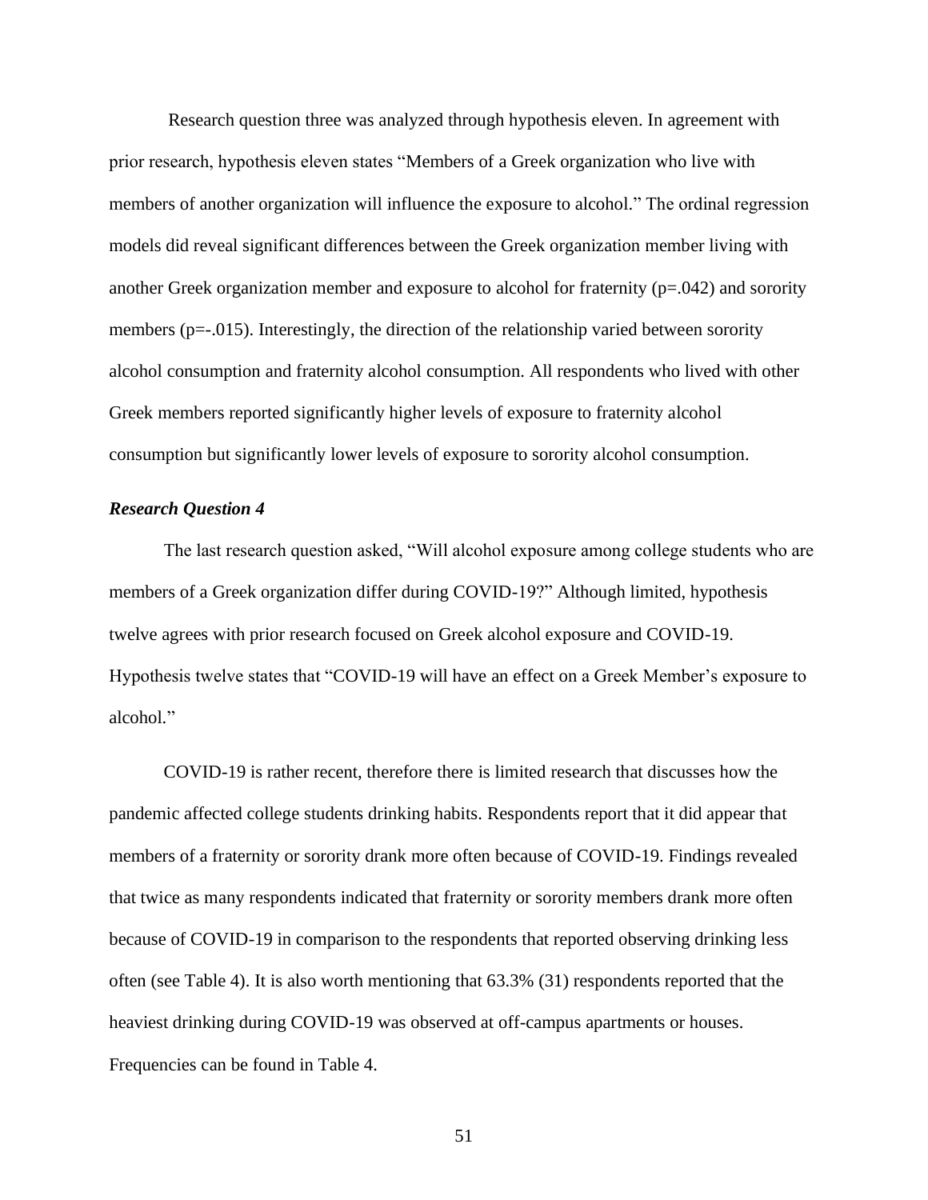Research question three was analyzed through hypothesis eleven. In agreement with prior research, hypothesis eleven states "Members of a Greek organization who live with members of another organization will influence the exposure to alcohol." The ordinal regression models did reveal significant differences between the Greek organization member living with another Greek organization member and exposure to alcohol for fraternity ($p=.042$) and sorority members ($p=-.015$). Interestingly, the direction of the relationship varied between sorority alcohol consumption and fraternity alcohol consumption. All respondents who lived with other Greek members reported significantly higher levels of exposure to fraternity alcohol consumption but significantly lower levels of exposure to sorority alcohol consumption.

### *Research Question 4*

The last research question asked, "Will alcohol exposure among college students who are members of a Greek organization differ during COVID-19?" Although limited, hypothesis twelve agrees with prior research focused on Greek alcohol exposure and COVID-19. Hypothesis twelve states that "COVID-19 will have an effect on a Greek Member's exposure to alcohol."

COVID-19 is rather recent, therefore there is limited research that discusses how the pandemic affected college students drinking habits. Respondents report that it did appear that members of a fraternity or sorority drank more often because of COVID-19. Findings revealed that twice as many respondents indicated that fraternity or sorority members drank more often because of COVID-19 in comparison to the respondents that reported observing drinking less often (see Table 4). It is also worth mentioning that 63.3% (31) respondents reported that the heaviest drinking during COVID-19 was observed at off-campus apartments or houses. Frequencies can be found in Table 4.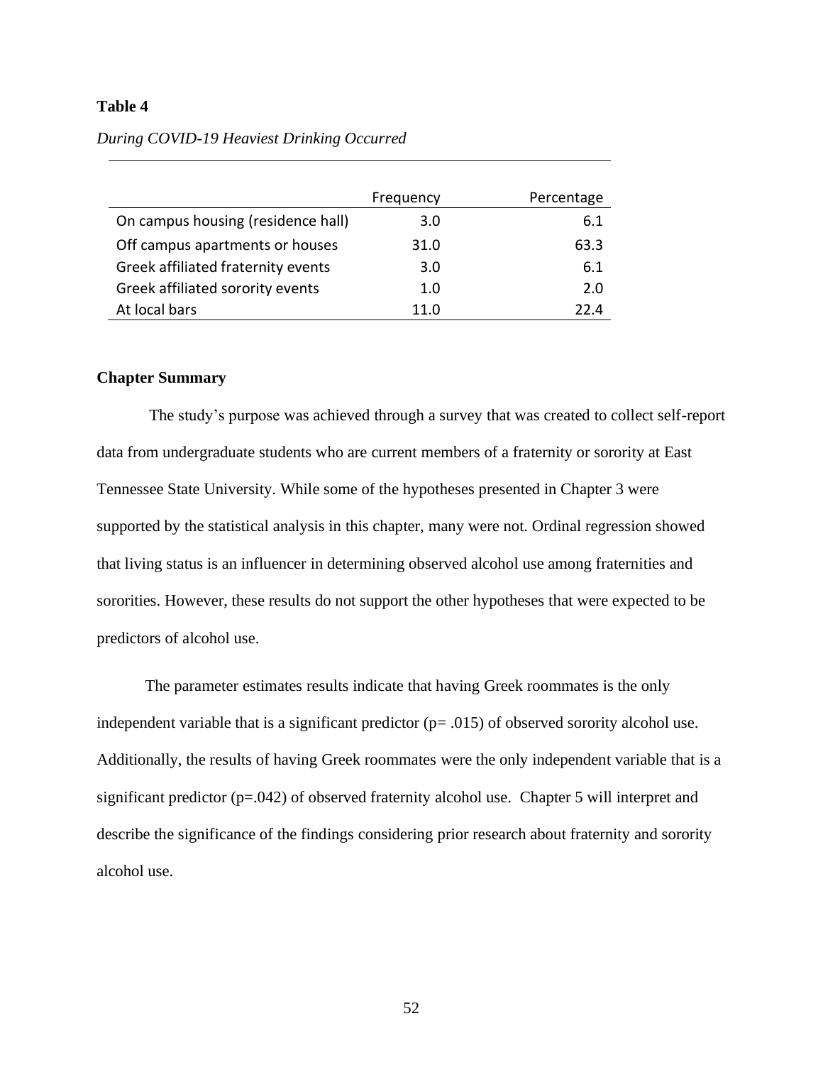**Table 4**

*During COVID-19 Heaviest Drinking Occurred*

| | Frequency | Percentage |
|---|---|---|
| On campus housing (residence hall) | 3.0 | 6.1 |
| Off campus apartments or houses | 31.0 | 63.3 |
| Greek affiliated fraternity events | 3.0 | 6.1 |
| Greek affiliated sorority events | 1.0 | 2.0 |
| At local bars | 11.0 | 22.4 |

**Chapter Summary**

The study's purpose was achieved through a survey that was created to collect self-report data from undergraduate students who are current members of a fraternity or sorority at East Tennessee State University. While some of the hypotheses presented in Chapter 3 were supported by the statistical analysis in this chapter, many were not. Ordinal regression showed that living status is an influencer in determining observed alcohol use among fraternities and sororities. However, these results do not support the other hypotheses that were expected to be predictors of alcohol use.

The parameter estimates results indicate that having Greek roommates is the only independent variable that is a significant predictor ($p= .015$) of observed sorority alcohol use. Additionally, the results of having Greek roommates were the only independent variable that is a significant predictor ($p=.042$) of observed fraternity alcohol use. Chapter 5 will interpret and describe the significance of the findings considering prior research about fraternity and sorority alcohol use.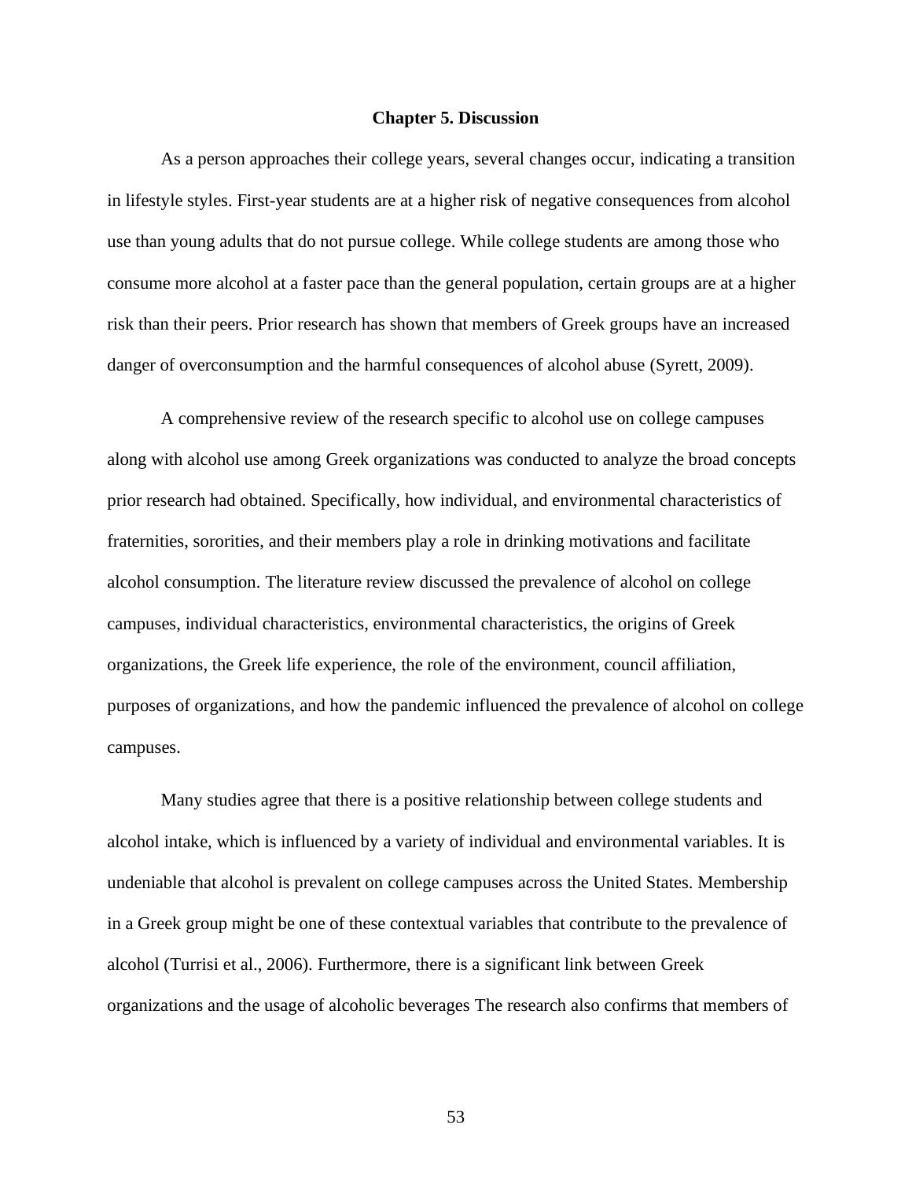# Chapter 5. Discussion

As a person approaches their college years, several changes occur, indicating a transition in lifestyle styles. First-year students are at a higher risk of negative consequences from alcohol use than young adults that do not pursue college. While college students are among those who consume more alcohol at a faster pace than the general population, certain groups are at a higher risk than their peers. Prior research has shown that members of Greek groups have an increased danger of overconsumption and the harmful consequences of alcohol abuse (Syrett, 2009).

A comprehensive review of the research specific to alcohol use on college campuses along with alcohol use among Greek organizations was conducted to analyze the broad concepts prior research had obtained. Specifically, how individual, and environmental characteristics of fraternities, sororities, and their members play a role in drinking motivations and facilitate alcohol consumption. The literature review discussed the prevalence of alcohol on college campuses, individual characteristics, environmental characteristics, the origins of Greek organizations, the Greek life experience, the role of the environment, council affiliation, purposes of organizations, and how the pandemic influenced the prevalence of alcohol on college campuses.

Many studies agree that there is a positive relationship between college students and alcohol intake, which is influenced by a variety of individual and environmental variables. It is undeniable that alcohol is prevalent on college campuses across the United States. Membership in a Greek group might be one of these contextual variables that contribute to the prevalence of alcohol (Turrisi et al., 2006). Furthermore, there is a significant link between Greek organizations and the usage of alcoholic beverages The research also confirms that members of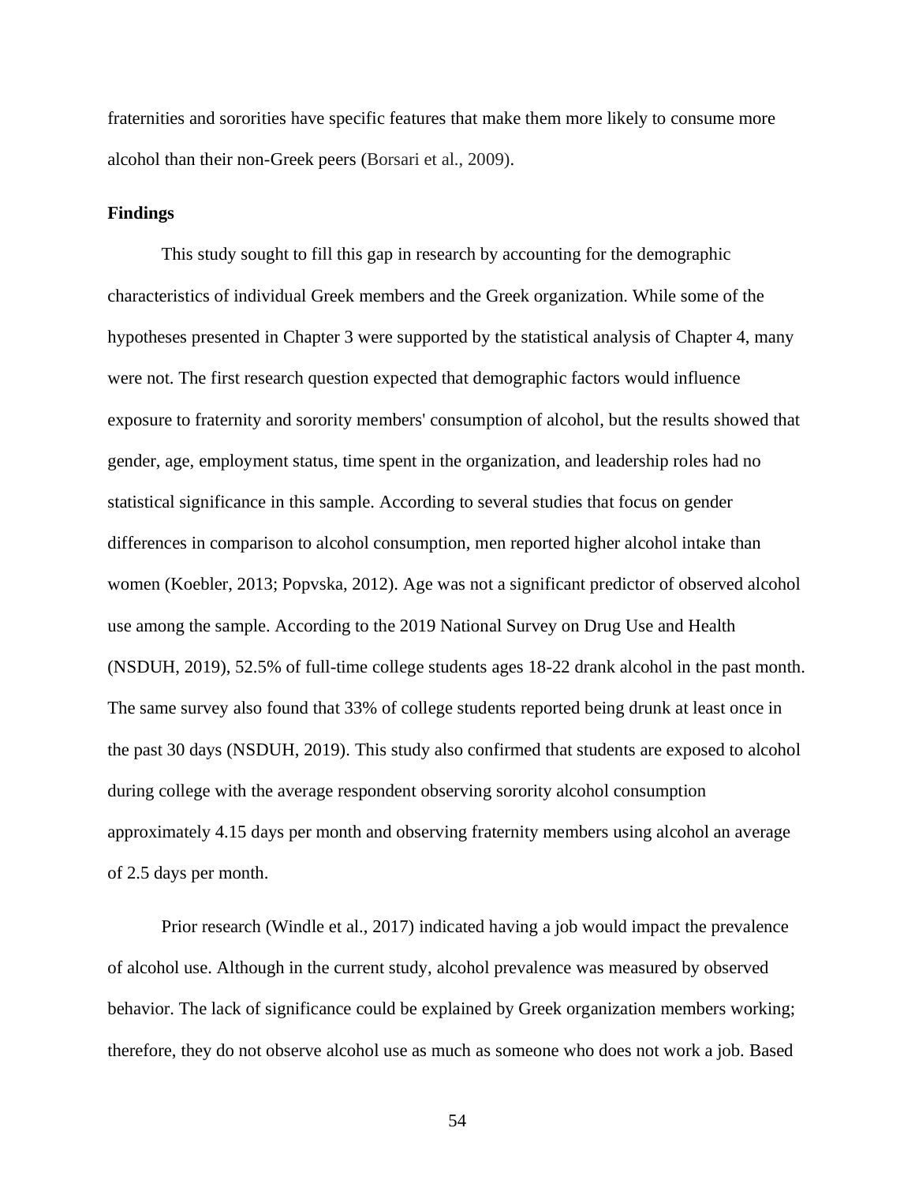fraternities and sororities have specific features that make them more likely to consume more alcohol than their non-Greek peers (Borsari et al., 2009).

**Findings**

This study sought to fill this gap in research by accounting for the demographic characteristics of individual Greek members and the Greek organization. While some of the hypotheses presented in Chapter 3 were supported by the statistical analysis of Chapter 4, many were not. The first research question expected that demographic factors would influence exposure to fraternity and sorority members' consumption of alcohol, but the results showed that gender, age, employment status, time spent in the organization, and leadership roles had no statistical significance in this sample. According to several studies that focus on gender differences in comparison to alcohol consumption, men reported higher alcohol intake than women (Koebler, 2013; Popvska, 2012). Age was not a significant predictor of observed alcohol use among the sample. According to the 2019 National Survey on Drug Use and Health (NSDUH, 2019), 52.5% of full-time college students ages 18-22 drank alcohol in the past month. The same survey also found that 33% of college students reported being drunk at least once in the past 30 days (NSDUH, 2019). This study also confirmed that students are exposed to alcohol during college with the average respondent observing sorority alcohol consumption approximately 4.15 days per month and observing fraternity members using alcohol an average of 2.5 days per month.

Prior research (Windle et al., 2017) indicated having a job would impact the prevalence of alcohol use. Although in the current study, alcohol prevalence was measured by observed behavior. The lack of significance could be explained by Greek organization members working; therefore, they do not observe alcohol use as much as someone who does not work a job. Based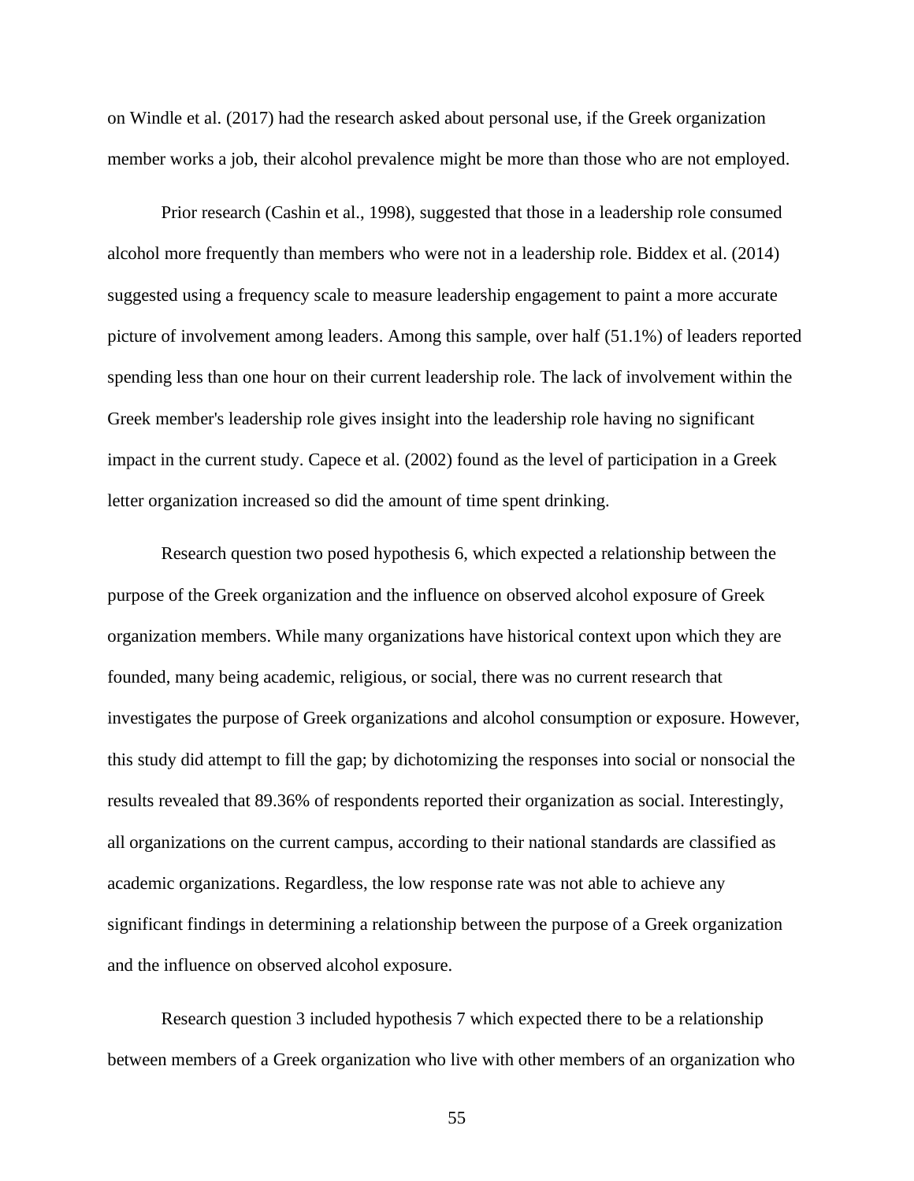on Windle et al. (2017) had the research asked about personal use, if the Greek organization member works a job, their alcohol prevalence might be more than those who are not employed.

Prior research (Cashin et al., 1998), suggested that those in a leadership role consumed alcohol more frequently than members who were not in a leadership role. Biddex et al. (2014) suggested using a frequency scale to measure leadership engagement to paint a more accurate picture of involvement among leaders. Among this sample, over half (51.1%) of leaders reported spending less than one hour on their current leadership role. The lack of involvement within the Greek member's leadership role gives insight into the leadership role having no significant impact in the current study. Capece et al. (2002) found as the level of participation in a Greek letter organization increased so did the amount of time spent drinking.

Research question two posed hypothesis 6, which expected a relationship between the purpose of the Greek organization and the influence on observed alcohol exposure of Greek organization members. While many organizations have historical context upon which they are founded, many being academic, religious, or social, there was no current research that investigates the purpose of Greek organizations and alcohol consumption or exposure. However, this study did attempt to fill the gap; by dichotomizing the responses into social or nonsocial the results revealed that 89.36% of respondents reported their organization as social. Interestingly, all organizations on the current campus, according to their national standards are classified as academic organizations. Regardless, the low response rate was not able to achieve any significant findings in determining a relationship between the purpose of a Greek organization and the influence on observed alcohol exposure.

Research question 3 included hypothesis 7 which expected there to be a relationship between members of a Greek organization who live with other members of an organization who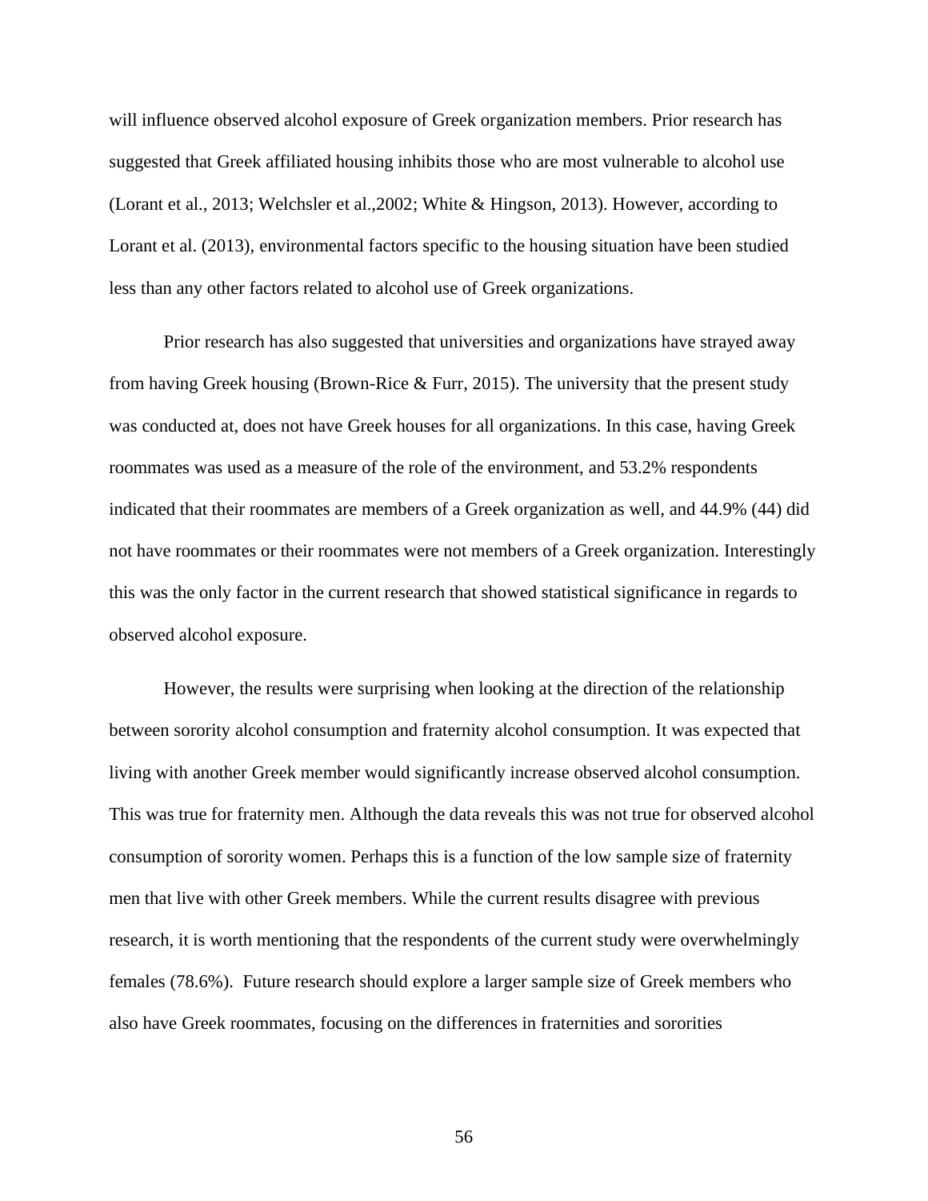will influence observed alcohol exposure of Greek organization members. Prior research has suggested that Greek affiliated housing inhibits those who are most vulnerable to alcohol use (Lorant et al., 2013; Welchsler et al.,2002; White & Hingson, 2013). However, according to Lorant et al. (2013), environmental factors specific to the housing situation have been studied less than any other factors related to alcohol use of Greek organizations.

Prior research has also suggested that universities and organizations have strayed away from having Greek housing (Brown-Rice & Furr, 2015). The university that the present study was conducted at, does not have Greek houses for all organizations. In this case, having Greek roommates was used as a measure of the role of the environment, and 53.2% respondents indicated that their roommates are members of a Greek organization as well, and 44.9% (44) did not have roommates or their roommates were not members of a Greek organization. Interestingly this was the only factor in the current research that showed statistical significance in regards to observed alcohol exposure.

However, the results were surprising when looking at the direction of the relationship between sorority alcohol consumption and fraternity alcohol consumption. It was expected that living with another Greek member would significantly increase observed alcohol consumption. This was true for fraternity men. Although the data reveals this was not true for observed alcohol consumption of sorority women. Perhaps this is a function of the low sample size of fraternity men that live with other Greek members. While the current results disagree with previous research, it is worth mentioning that the respondents of the current study were overwhelmingly females (78.6%). Future research should explore a larger sample size of Greek members who also have Greek roommates, focusing on the differences in fraternities and sororities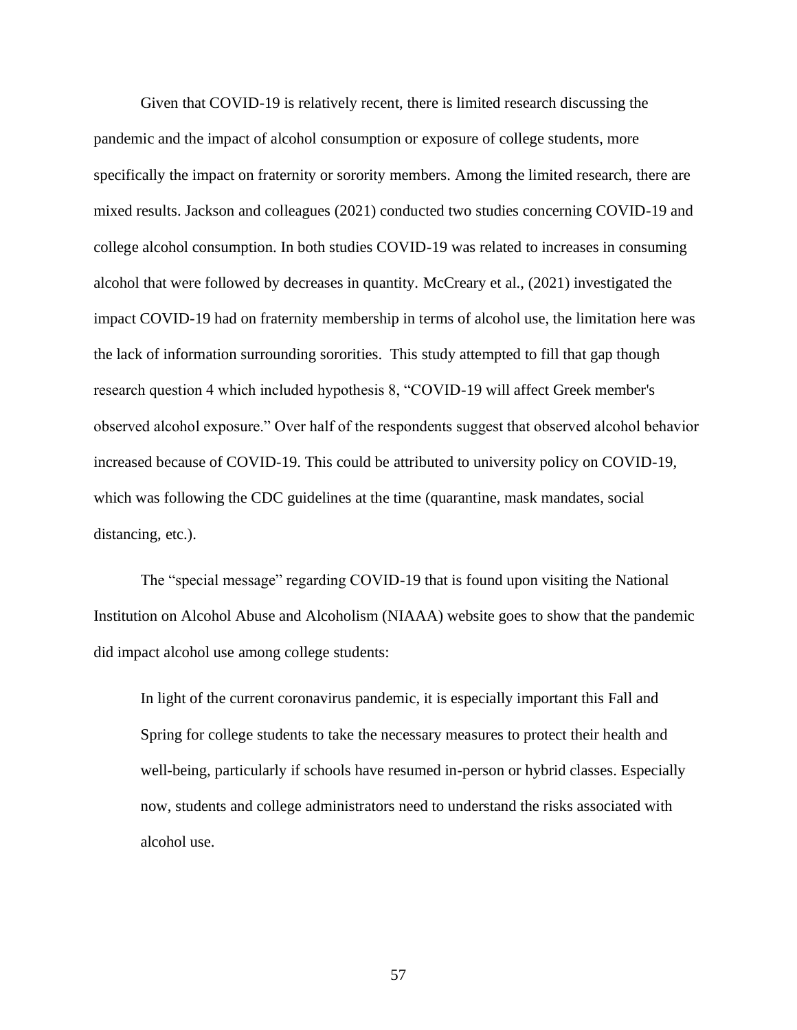Given that COVID-19 is relatively recent, there is limited research discussing the pandemic and the impact of alcohol consumption or exposure of college students, more specifically the impact on fraternity or sorority members. Among the limited research, there are mixed results. Jackson and colleagues (2021) conducted two studies concerning COVID-19 and college alcohol consumption. In both studies COVID-19 was related to increases in consuming alcohol that were followed by decreases in quantity. McCreary et al., (2021) investigated the impact COVID-19 had on fraternity membership in terms of alcohol use, the limitation here was the lack of information surrounding sororities. This study attempted to fill that gap though research question 4 which included hypothesis 8, "COVID-19 will affect Greek member's observed alcohol exposure." Over half of the respondents suggest that observed alcohol behavior increased because of COVID-19. This could be attributed to university policy on COVID-19, which was following the CDC guidelines at the time (quarantine, mask mandates, social distancing, etc.).

The "special message" regarding COVID-19 that is found upon visiting the National Institution on Alcohol Abuse and Alcoholism (NIAAA) website goes to show that the pandemic did impact alcohol use among college students:

> In light of the current coronavirus pandemic, it is especially important this Fall and Spring for college students to take the necessary measures to protect their health and well-being, particularly if schools have resumed in-person or hybrid classes. Especially now, students and college administrators need to understand the risks associated with alcohol use.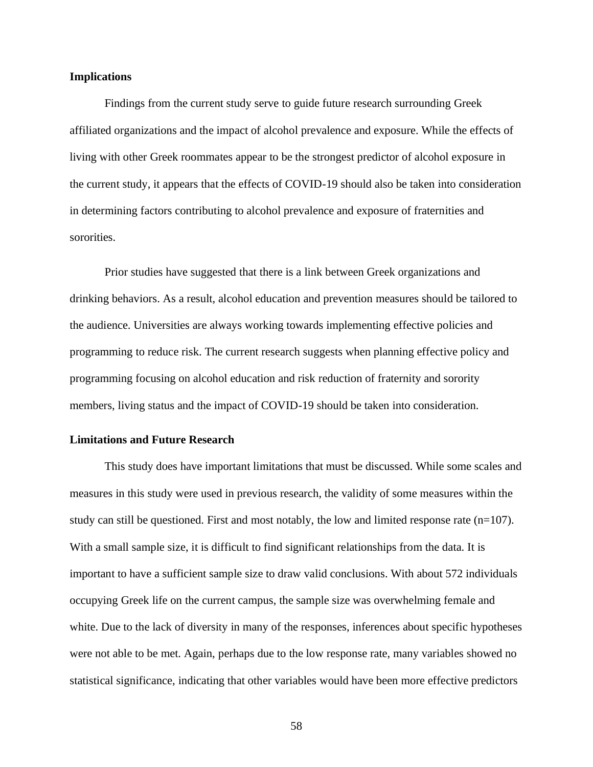### Implications

Findings from the current study serve to guide future research surrounding Greek affiliated organizations and the impact of alcohol prevalence and exposure. While the effects of living with other Greek roommates appear to be the strongest predictor of alcohol exposure in the current study, it appears that the effects of COVID-19 should also be taken into consideration in determining factors contributing to alcohol prevalence and exposure of fraternities and sororities.

Prior studies have suggested that there is a link between Greek organizations and drinking behaviors. As a result, alcohol education and prevention measures should be tailored to the audience. Universities are always working towards implementing effective policies and programming to reduce risk. The current research suggests when planning effective policy and programming focusing on alcohol education and risk reduction of fraternity and sorority members, living status and the impact of COVID-19 should be taken into consideration.

### Limitations and Future Research

This study does have important limitations that must be discussed. While some scales and measures in this study were used in previous research, the validity of some measures within the study can still be questioned. First and most notably, the low and limited response rate (n=107). With a small sample size, it is difficult to find significant relationships from the data. It is important to have a sufficient sample size to draw valid conclusions. With about 572 individuals occupying Greek life on the current campus, the sample size was overwhelming female and white. Due to the lack of diversity in many of the responses, inferences about specific hypotheses were not able to be met. Again, perhaps due to the low response rate, many variables showed no statistical significance, indicating that other variables would have been more effective predictors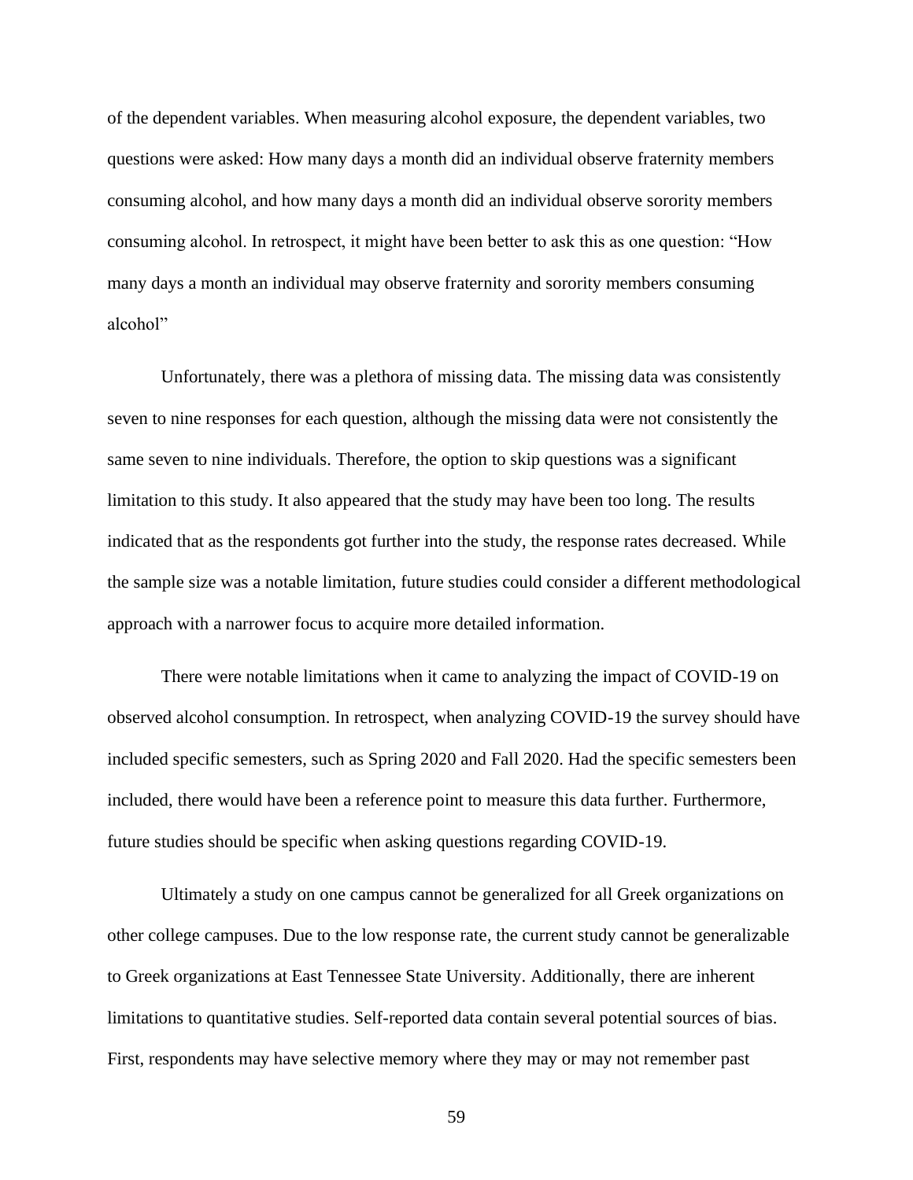of the dependent variables. When measuring alcohol exposure, the dependent variables, two questions were asked: How many days a month did an individual observe fraternity members consuming alcohol, and how many days a month did an individual observe sorority members consuming alcohol. In retrospect, it might have been better to ask this as one question: "How many days a month an individual may observe fraternity and sorority members consuming alcohol"

Unfortunately, there was a plethora of missing data. The missing data was consistently seven to nine responses for each question, although the missing data were not consistently the same seven to nine individuals. Therefore, the option to skip questions was a significant limitation to this study. It also appeared that the study may have been too long. The results indicated that as the respondents got further into the study, the response rates decreased. While the sample size was a notable limitation, future studies could consider a different methodological approach with a narrower focus to acquire more detailed information.

There were notable limitations when it came to analyzing the impact of COVID-19 on observed alcohol consumption. In retrospect, when analyzing COVID-19 the survey should have included specific semesters, such as Spring 2020 and Fall 2020. Had the specific semesters been included, there would have been a reference point to measure this data further. Furthermore, future studies should be specific when asking questions regarding COVID-19.

Ultimately a study on one campus cannot be generalized for all Greek organizations on other college campuses. Due to the low response rate, the current study cannot be generalizable to Greek organizations at East Tennessee State University. Additionally, there are inherent limitations to quantitative studies. Self-reported data contain several potential sources of bias. First, respondents may have selective memory where they may or may not remember past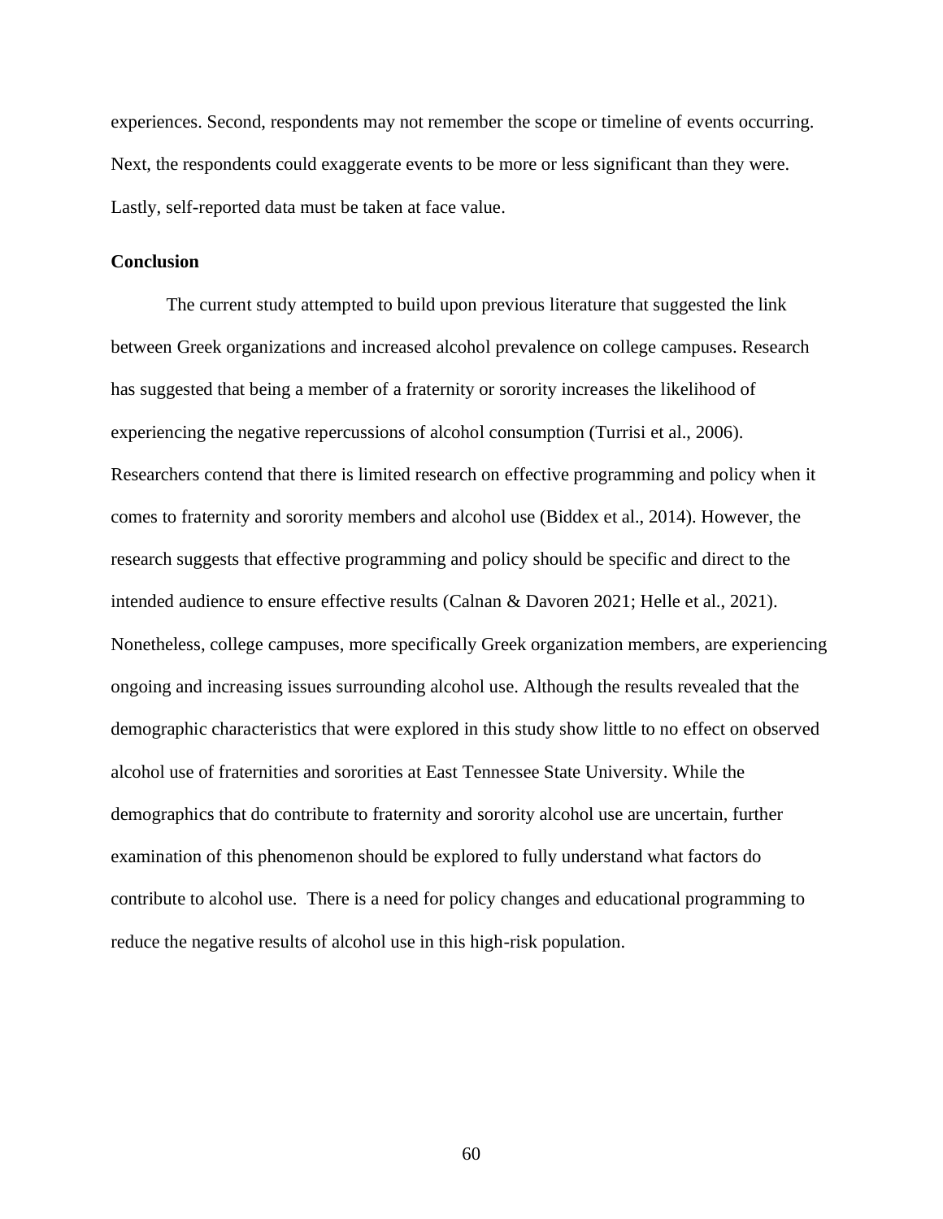experiences. Second, respondents may not remember the scope or timeline of events occurring. Next, the respondents could exaggerate events to be more or less significant than they were. Lastly, self-reported data must be taken at face value.

**Conclusion**

The current study attempted to build upon previous literature that suggested the link between Greek organizations and increased alcohol prevalence on college campuses. Research has suggested that being a member of a fraternity or sorority increases the likelihood of experiencing the negative repercussions of alcohol consumption (Turrisi et al., 2006). Researchers contend that there is limited research on effective programming and policy when it comes to fraternity and sorority members and alcohol use (Biddex et al., 2014). However, the research suggests that effective programming and policy should be specific and direct to the intended audience to ensure effective results (Calnan & Davoren 2021; Helle et al., 2021). Nonetheless, college campuses, more specifically Greek organization members, are experiencing ongoing and increasing issues surrounding alcohol use. Although the results revealed that the demographic characteristics that were explored in this study show little to no effect on observed alcohol use of fraternities and sororities at East Tennessee State University. While the demographics that do contribute to fraternity and sorority alcohol use are uncertain, further examination of this phenomenon should be explored to fully understand what factors do contribute to alcohol use. There is a need for policy changes and educational programming to reduce the negative results of alcohol use in this high-risk population.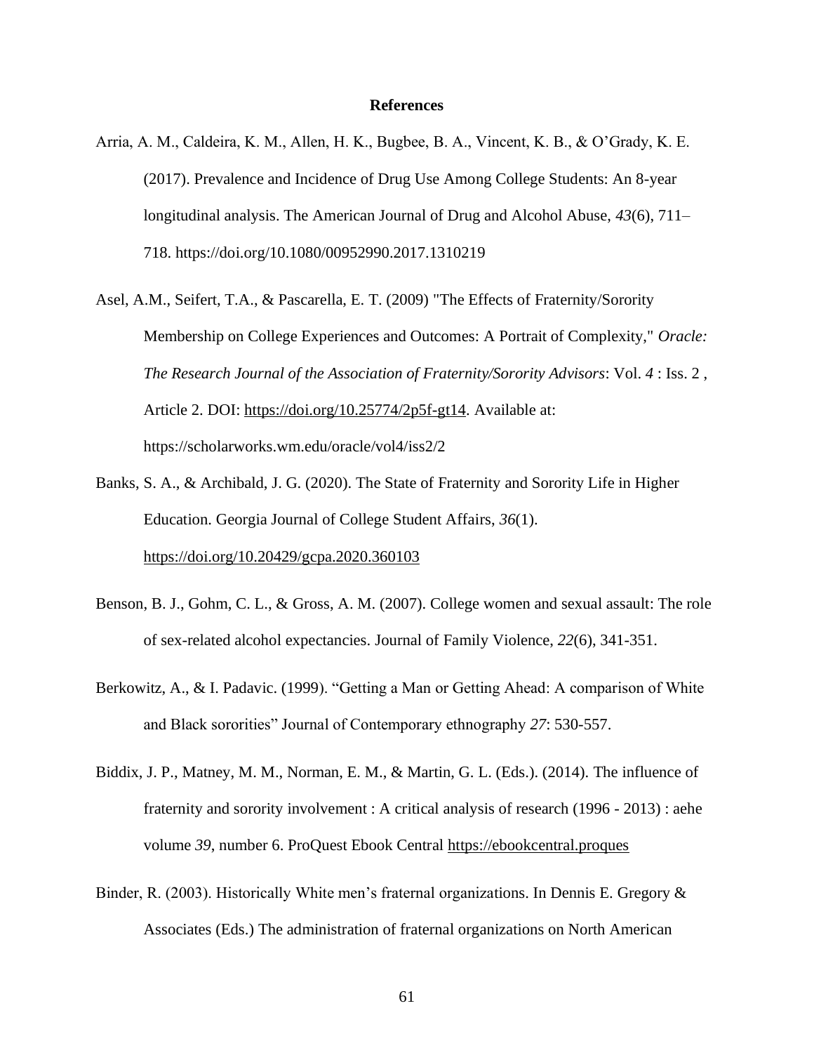# References

Arria, A. M., Caldeira, K. M., Allen, H. K., Bugbee, B. A., Vincent, K. B., & O'Grady, K. E. (2017). Prevalence and Incidence of Drug Use Among College Students: An 8-year longitudinal analysis. The American Journal of Drug and Alcohol Abuse, *43*(6), 711–718. https://doi.org/10.1080/00952990.2017.1310219

Asel, A.M., Seifert, T.A., & Pascarella, E. T. (2009) "The Effects of Fraternity/Sorority Membership on College Experiences and Outcomes: A Portrait of Complexity," *Oracle: The Research Journal of the Association of Fraternity/Sorority Advisors*: Vol. *4* : Iss. 2 , Article 2. DOI: https://doi.org/10.25774/2p5f-gt14. Available at: https://scholarworks.wm.edu/oracle/vol4/iss2/2

Banks, S. A., & Archibald, J. G. (2020). The State of Fraternity and Sorority Life in Higher Education. Georgia Journal of College Student Affairs, *36*(1). https://doi.org/10.20429/gcpa.2020.360103

Benson, B. J., Gohm, C. L., & Gross, A. M. (2007). College women and sexual assault: The role of sex-related alcohol expectancies. Journal of Family Violence, *22*(6), 341-351.

Berkowitz, A., & I. Padavic. (1999). "Getting a Man or Getting Ahead: A comparison of White and Black sororities" Journal of Contemporary ethnography *27*: 530-557.

Biddix, J. P., Matney, M. M., Norman, E. M., & Martin, G. L. (Eds.). (2014). The influence of fraternity and sorority involvement : A critical analysis of research (1996 - 2013) : aehe volume *39*, number 6. ProQuest Ebook Central https://ebookcentral.proques

Binder, R. (2003). Historically White men's fraternal organizations. In Dennis E. Gregory & Associates (Eds.) The administration of fraternal organizations on North American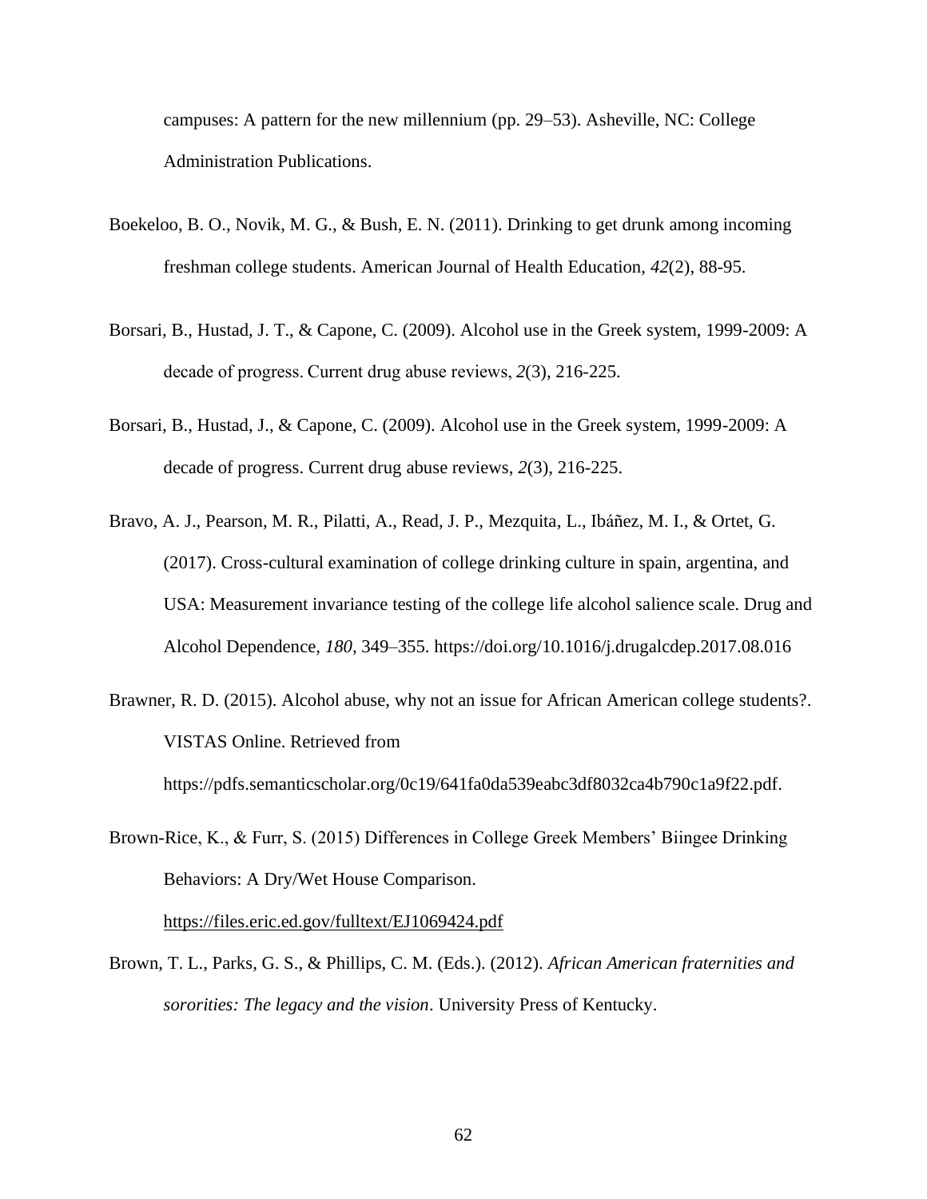campuses: A pattern for the new millennium (pp. 29–53). Asheville, NC: College Administration Publications.

Boekeloo, B. O., Novik, M. G., & Bush, E. N. (2011). Drinking to get drunk among incoming freshman college students. American Journal of Health Education, *42*(2), 88-95.

Borsari, B., Hustad, J. T., & Capone, C. (2009). Alcohol use in the Greek system, 1999-2009: A decade of progress. Current drug abuse reviews, *2*(3), 216-225.

Borsari, B., Hustad, J., & Capone, C. (2009). Alcohol use in the Greek system, 1999-2009: A decade of progress. Current drug abuse reviews, *2*(3), 216-225.

Bravo, A. J., Pearson, M. R., Pilatti, A., Read, J. P., Mezquita, L., Ibáñez, M. I., & Ortet, G. (2017). Cross-cultural examination of college drinking culture in spain, argentina, and USA: Measurement invariance testing of the college life alcohol salience scale. Drug and Alcohol Dependence, *180*, 349–355. https://doi.org/10.1016/j.drugalcdep.2017.08.016

Brawner, R. D. (2015). Alcohol abuse, why not an issue for African American college students?. VISTAS Online. Retrieved from https://pdfs.semanticscholar.org/0c19/641fa0da539eabc3df8032ca4b790c1a9f22.pdf.

Brown-Rice, K., & Furr, S. (2015) Differences in College Greek Members' Biingee Drinking Behaviors: A Dry/Wet House Comparison. https://files.eric.ed.gov/fulltext/EJ1069424.pdf

Brown, T. L., Parks, G. S., & Phillips, C. M. (Eds.). (2012). *African American fraternities and sororities: The legacy and the vision*. University Press of Kentucky.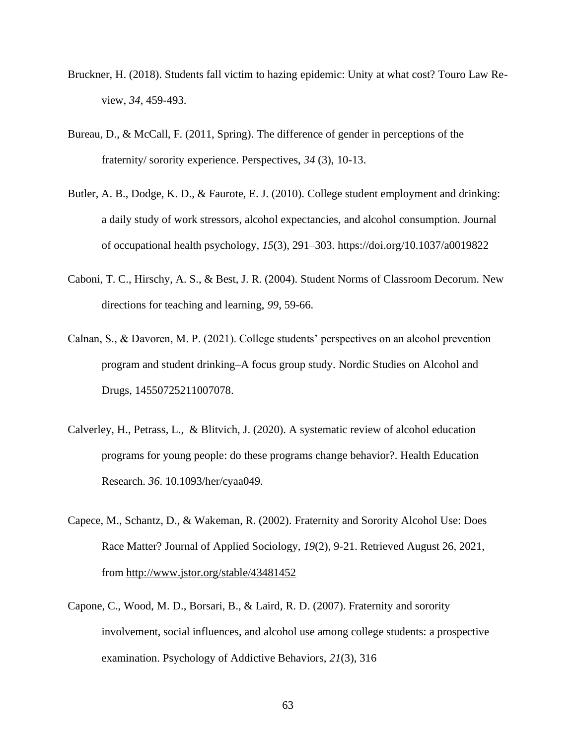Bruckner, H. (2018). Students fall victim to hazing epidemic: Unity at what cost? Touro Law Re-view, *34*, 459-493.

Bureau, D., & McCall, F. (2011, Spring). The difference of gender in perceptions of the fraternity/ sorority experience. Perspectives, *34* (3), 10-13.

Butler, A. B., Dodge, K. D., & Faurote, E. J. (2010). College student employment and drinking: a daily study of work stressors, alcohol expectancies, and alcohol consumption. Journal of occupational health psychology, *15*(3), 291–303. https://doi.org/10.1037/a0019822

Caboni, T. C., Hirschy, A. S., & Best, J. R. (2004). Student Norms of Classroom Decorum. New directions for teaching and learning, *99*, 59-66.

Calnan, S., & Davoren, M. P. (2021). College students' perspectives on an alcohol prevention program and student drinking–A focus group study. Nordic Studies on Alcohol and Drugs, 14550725211007078.

Calverley, H., Petrass, L., & Blitvich, J. (2020). A systematic review of alcohol education programs for young people: do these programs change behavior?. Health Education Research. *36*. 10.1093/her/cyaa049.

Capece, M., Schantz, D., & Wakeman, R. (2002). Fraternity and Sorority Alcohol Use: Does Race Matter? Journal of Applied Sociology, *19*(2), 9-21. Retrieved August 26, 2021, from http://www.jstor.org/stable/43481452

Capone, C., Wood, M. D., Borsari, B., & Laird, R. D. (2007). Fraternity and sorority involvement, social influences, and alcohol use among college students: a prospective examination. Psychology of Addictive Behaviors, *21*(3), 316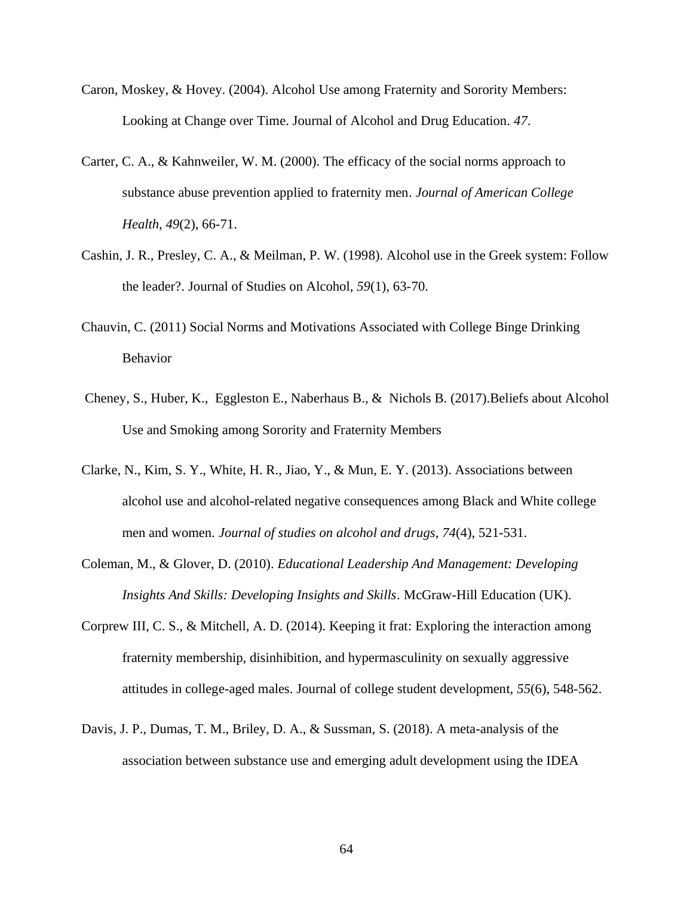Caron, Moskey, & Hovey. (2004). Alcohol Use among Fraternity and Sorority Members: Looking at Change over Time. Journal of Alcohol and Drug Education. *47*.

Carter, C. A., & Kahnweiler, W. M. (2000). The efficacy of the social norms approach to substance abuse prevention applied to fraternity men. *Journal of American College Health*, *49*(2), 66-71.

Cashin, J. R., Presley, C. A., & Meilman, P. W. (1998). Alcohol use in the Greek system: Follow the leader?. Journal of Studies on Alcohol, *59*(1), 63-70.

Chauvin, C. (2011) Social Norms and Motivations Associated with College Binge Drinking Behavior

Cheney, S., Huber, K., Eggleston E., Naberhaus B., & Nichols B. (2017).Beliefs about Alcohol Use and Smoking among Sorority and Fraternity Members

Clarke, N., Kim, S. Y., White, H. R., Jiao, Y., & Mun, E. Y. (2013). Associations between alcohol use and alcohol-related negative consequences among Black and White college men and women. *Journal of studies on alcohol and drugs*, *74*(4), 521-531.

Coleman, M., & Glover, D. (2010). *Educational Leadership And Management: Developing Insights And Skills: Developing Insights and Skills*. McGraw-Hill Education (UK).

Corprew III, C. S., & Mitchell, A. D. (2014). Keeping it frat: Exploring the interaction among fraternity membership, disinhibition, and hypermasculinity on sexually aggressive attitudes in college-aged males. Journal of college student development, *55*(6), 548-562.

Davis, J. P., Dumas, T. M., Briley, D. A., & Sussman, S. (2018). A meta-analysis of the association between substance use and emerging adult development using the IDEA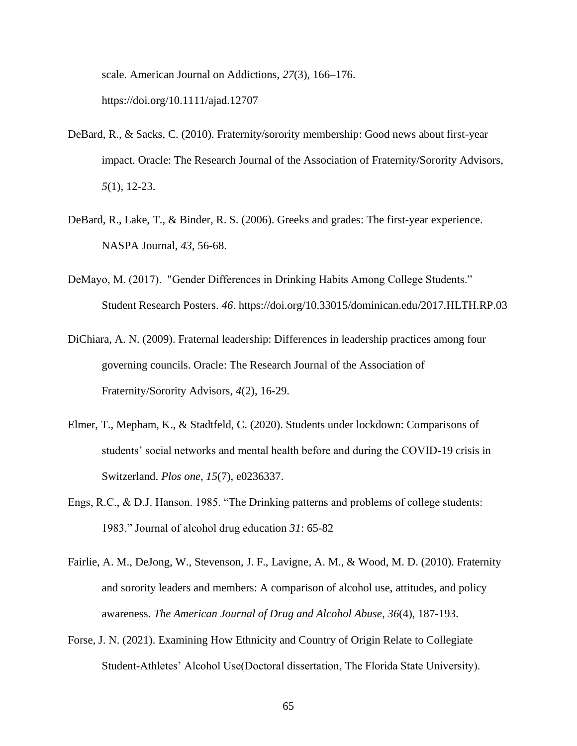scale. American Journal on Addictions, *27*(3), 166–176. https://doi.org/10.1111/ajad.12707

DeBard, R., & Sacks, C. (2010). Fraternity/sorority membership: Good news about first-year impact. Oracle: The Research Journal of the Association of Fraternity/Sorority Advisors, *5*(1), 12-23.

DeBard, R., Lake, T., & Binder, R. S. (2006). Greeks and grades: The first-year experience. NASPA Journal, *43*, 56-68.

DeMayo, M. (2017). "Gender Differences in Drinking Habits Among College Students." Student Research Posters. *46*. https://doi.org/10.33015/dominican.edu/2017.HLTH.RP.03

DiChiara, A. N. (2009). Fraternal leadership: Differences in leadership practices among four governing councils. Oracle: The Research Journal of the Association of Fraternity/Sorority Advisors, *4*(2), 16-29.

Elmer, T., Mepham, K., & Stadtfeld, C. (2020). Students under lockdown: Comparisons of students' social networks and mental health before and during the COVID-19 crisis in Switzerland. *Plos one*, *15*(7), e0236337.

Engs, R.C., & D.J. Hanson. 1985. "The Drinking patterns and problems of college students: 1983." Journal of alcohol drug education *31*: 65-82

Fairlie, A. M., DeJong, W., Stevenson, J. F., Lavigne, A. M., & Wood, M. D. (2010). Fraternity and sorority leaders and members: A comparison of alcohol use, attitudes, and policy awareness. *The American Journal of Drug and Alcohol Abuse*, *36*(4), 187-193.

Forse, J. N. (2021). Examining How Ethnicity and Country of Origin Relate to Collegiate Student-Athletes' Alcohol Use(Doctoral dissertation, The Florida State University).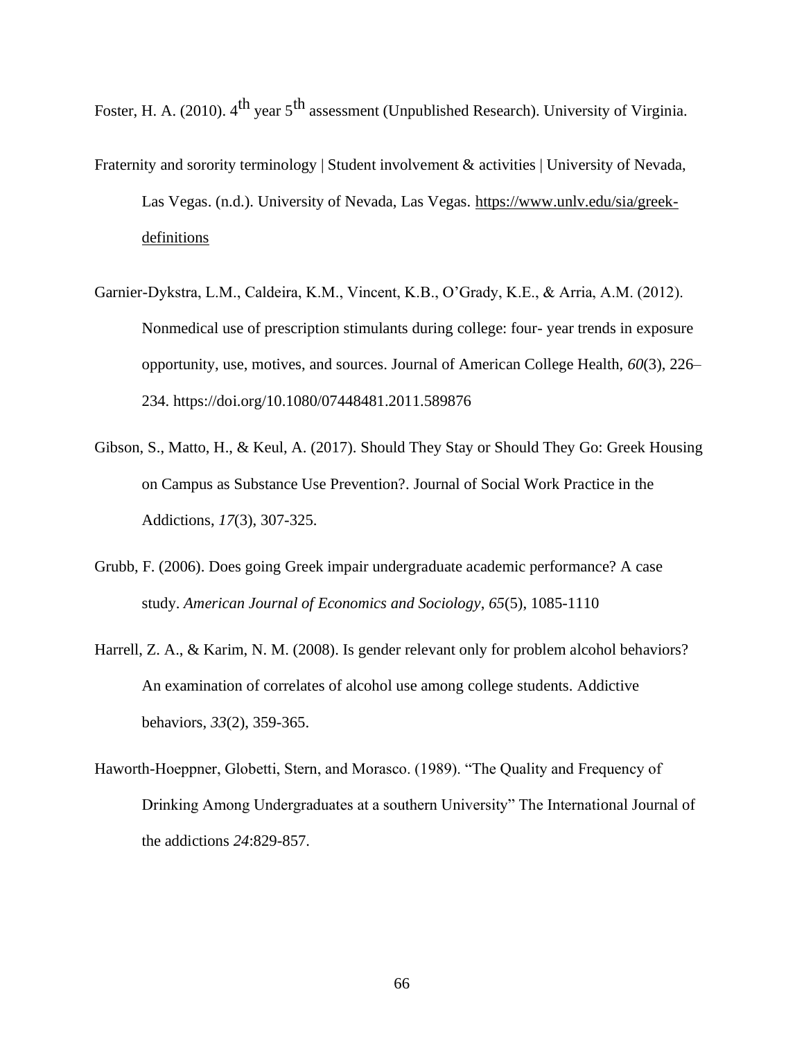Foster, H. A. (2010). 4th year 5th assessment (Unpublished Research). University of Virginia.

Fraternity and sorority terminology | Student involvement & activities | University of Nevada, Las Vegas. (n.d.). University of Nevada, Las Vegas. https://www.unlv.edu/sia/greek-definitions

Garnier-Dykstra, L.M., Caldeira, K.M., Vincent, K.B., O'Grady, K.E., & Arria, A.M. (2012). Nonmedical use of prescription stimulants during college: four- year trends in exposure opportunity, use, motives, and sources. Journal of American College Health, *60*(3), 226–234. https://doi.org/10.1080/07448481.2011.589876

Gibson, S., Matto, H., & Keul, A. (2017). Should They Stay or Should They Go: Greek Housing on Campus as Substance Use Prevention?. Journal of Social Work Practice in the Addictions, *17*(3), 307-325.

Grubb, F. (2006). Does going Greek impair undergraduate academic performance? A case study. *American Journal of Economics and Sociology*, *65*(5), 1085-1110

Harrell, Z. A., & Karim, N. M. (2008). Is gender relevant only for problem alcohol behaviors? An examination of correlates of alcohol use among college students. Addictive behaviors, *33*(2), 359-365.

Haworth-Hoeppner, Globetti, Stern, and Morasco. (1989). "The Quality and Frequency of Drinking Among Undergraduates at a southern University" The International Journal of the addictions *24*:829-857.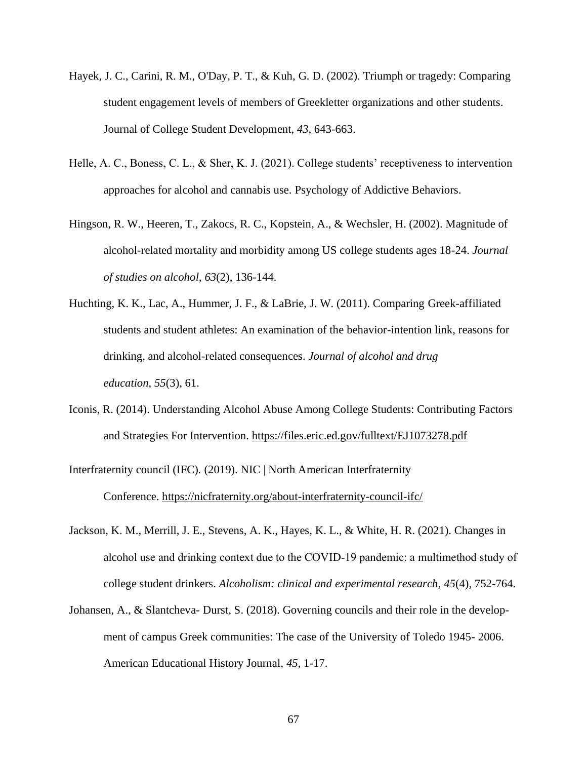Hayek, J. C., Carini, R. M., O'Day, P. T., & Kuh, G. D. (2002). Triumph or tragedy: Comparing student engagement levels of members of Greekletter organizations and other students. Journal of College Student Development, *43*, 643-663.

Helle, A. C., Boness, C. L., & Sher, K. J. (2021). College students' receptiveness to intervention approaches for alcohol and cannabis use. Psychology of Addictive Behaviors.

Hingson, R. W., Heeren, T., Zakocs, R. C., Kopstein, A., & Wechsler, H. (2002). Magnitude of alcohol-related mortality and morbidity among US college students ages 18-24. *Journal of studies on alcohol*, *63*(2), 136-144.

Huchting, K. K., Lac, A., Hummer, J. F., & LaBrie, J. W. (2011). Comparing Greek-affiliated students and student athletes: An examination of the behavior-intention link, reasons for drinking, and alcohol-related consequences. *Journal of alcohol and drug education*, *55*(3), 61.

Iconis, R. (2014). Understanding Alcohol Abuse Among College Students: Contributing Factors and Strategies For Intervention. https://files.eric.ed.gov/fulltext/EJ1073278.pdf

Interfraternity council (IFC). (2019). NIC | North American Interfraternity Conference. https://nicfraternity.org/about-interfraternity-council-ifc/

Jackson, K. M., Merrill, J. E., Stevens, A. K., Hayes, K. L., & White, H. R. (2021). Changes in alcohol use and drinking context due to the COVID-19 pandemic: a multimethod study of college student drinkers. *Alcoholism: clinical and experimental research*, *45*(4), 752-764.

Johansen, A., & Slantcheva- Durst, S. (2018). Governing councils and their role in the development of campus Greek communities: The case of the University of Toledo 1945- 2006. American Educational History Journal, *45*, 1-17.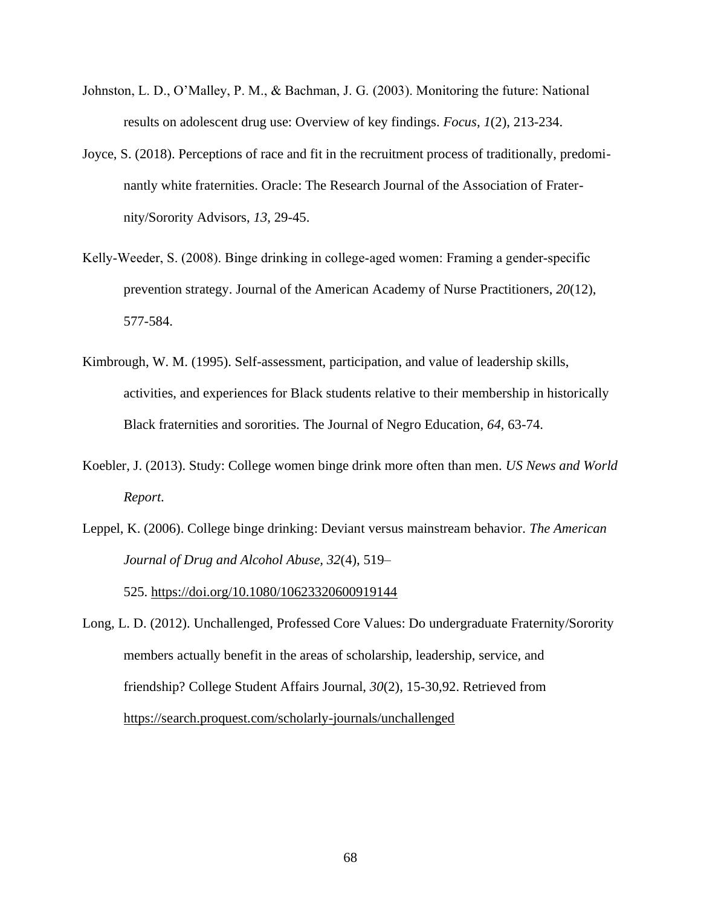Johnston, L. D., O'Malley, P. M., & Bachman, J. G. (2003). Monitoring the future: National results on adolescent drug use: Overview of key findings. *Focus*, *1*(2), 213-234.

Joyce, S. (2018). Perceptions of race and fit in the recruitment process of traditionally, predominantly white fraternities. Oracle: The Research Journal of the Association of Fraternity/Sorority Advisors, *13*, 29-45.

Kelly-Weeder, S. (2008). Binge drinking in college-aged women: Framing a gender-specific prevention strategy. Journal of the American Academy of Nurse Practitioners, *20*(12), 577-584.

Kimbrough, W. M. (1995). Self-assessment, participation, and value of leadership skills, activities, and experiences for Black students relative to their membership in historically Black fraternities and sororities. The Journal of Negro Education, *64*, 63-74.

Koebler, J. (2013). Study: College women binge drink more often than men. *US News and World Report.*

Leppel, K. (2006). College binge drinking: Deviant versus mainstream behavior. *The American Journal of Drug and Alcohol Abuse*, *32*(4), 519–525. https://doi.org/10.1080/10623320600919144

Long, L. D. (2012). Unchallenged, Professed Core Values: Do undergraduate Fraternity/Sorority members actually benefit in the areas of scholarship, leadership, service, and friendship? College Student Affairs Journal, *30*(2), 15-30,92. Retrieved from https://search.proquest.com/scholarly-journals/unchallenged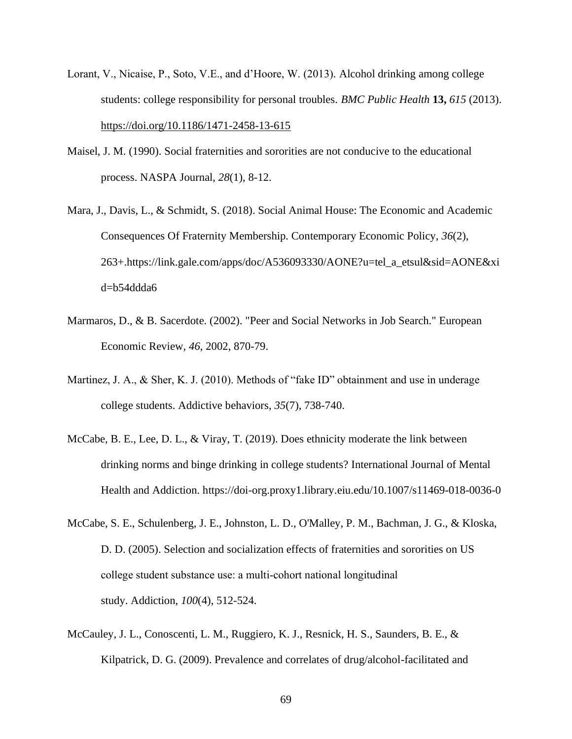Lorant, V., Nicaise, P., Soto, V.E., and d'Hoore, W. (2013). Alcohol drinking among college students: college responsibility for personal troubles. *BMC Public Health* **13,** *615* (2013). https://doi.org/10.1186/1471-2458-13-615

Maisel, J. M. (1990). Social fraternities and sororities are not conducive to the educational process. NASPA Journal, *28*(1), 8-12.

Mara, J., Davis, L., & Schmidt, S. (2018). Social Animal House: The Economic and Academic Consequences Of Fraternity Membership. Contemporary Economic Policy, *36*(2), 263+.https://link.gale.com/apps/doc/A536093330/AONE?u=tel_a_etsul&sid=AONE&xid=b54ddda6

Marmaros, D., & B. Sacerdote. (2002). "Peer and Social Networks in Job Search." European Economic Review, *46*, 2002, 870-79.

Martinez, J. A., & Sher, K. J. (2010). Methods of "fake ID" obtainment and use in underage college students. Addictive behaviors, *35*(7), 738-740.

McCabe, B. E., Lee, D. L., & Viray, T. (2019). Does ethnicity moderate the link between drinking norms and binge drinking in college students? International Journal of Mental Health and Addiction. https://doi-org.proxy1.library.eiu.edu/10.1007/s11469-018-0036-0

McCabe, S. E., Schulenberg, J. E., Johnston, L. D., O'Malley, P. M., Bachman, J. G., & Kloska, D. D. (2005). Selection and socialization effects of fraternities and sororities on US college student substance use: a multi-cohort national longitudinal study. Addiction, *100*(4), 512-524.

McCauley, J. L., Conoscenti, L. M., Ruggiero, K. J., Resnick, H. S., Saunders, B. E., & Kilpatrick, D. G. (2009). Prevalence and correlates of drug/alcohol-facilitated and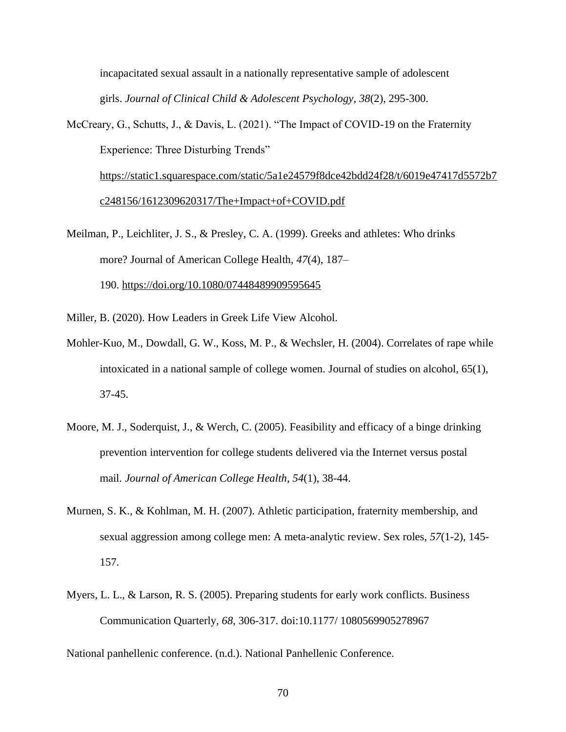incapacitated sexual assault in a nationally representative sample of adolescent girls. *Journal of Clinical Child & Adolescent Psychology, 38*(2), 295-300.

McCreary, G., Schutts, J., & Davis, L. (2021). "The Impact of COVID-19 on the Fraternity Experience: Three Disturbing Trends" https://static1.squarespace.com/static/5a1e24579f8dce42bdd24f28/t/6019e47417d5572b7c248156/1612309620317/The+Impact+of+COVID.pdf

Meilman, P., Leichliter, J. S., & Presley, C. A. (1999). Greeks and athletes: Who drinks more? Journal of American College Health, *47*(4), 187–190. https://doi.org/10.1080/07448489909595645

Miller, B. (2020). How Leaders in Greek Life View Alcohol.

Mohler-Kuo, M., Dowdall, G. W., Koss, M. P., & Wechsler, H. (2004). Correlates of rape while intoxicated in a national sample of college women. Journal of studies on alcohol, 65(1), 37-45.

Moore, M. J., Soderquist, J., & Werch, C. (2005). Feasibility and efficacy of a binge drinking prevention intervention for college students delivered via the Internet versus postal mail. *Journal of American College Health*, *54*(1), 38-44.

Murnen, S. K., & Kohlman, M. H. (2007). Athletic participation, fraternity membership, and sexual aggression among college men: A meta-analytic review. Sex roles, *57*(1-2), 145-157.

Myers, L. L., & Larson, R. S. (2005). Preparing students for early work conflicts. Business Communication Quarterly, *68*, 306-317. doi:10.1177/ 1080569905278967

National panhellenic conference. (n.d.). National Panhellenic Conference.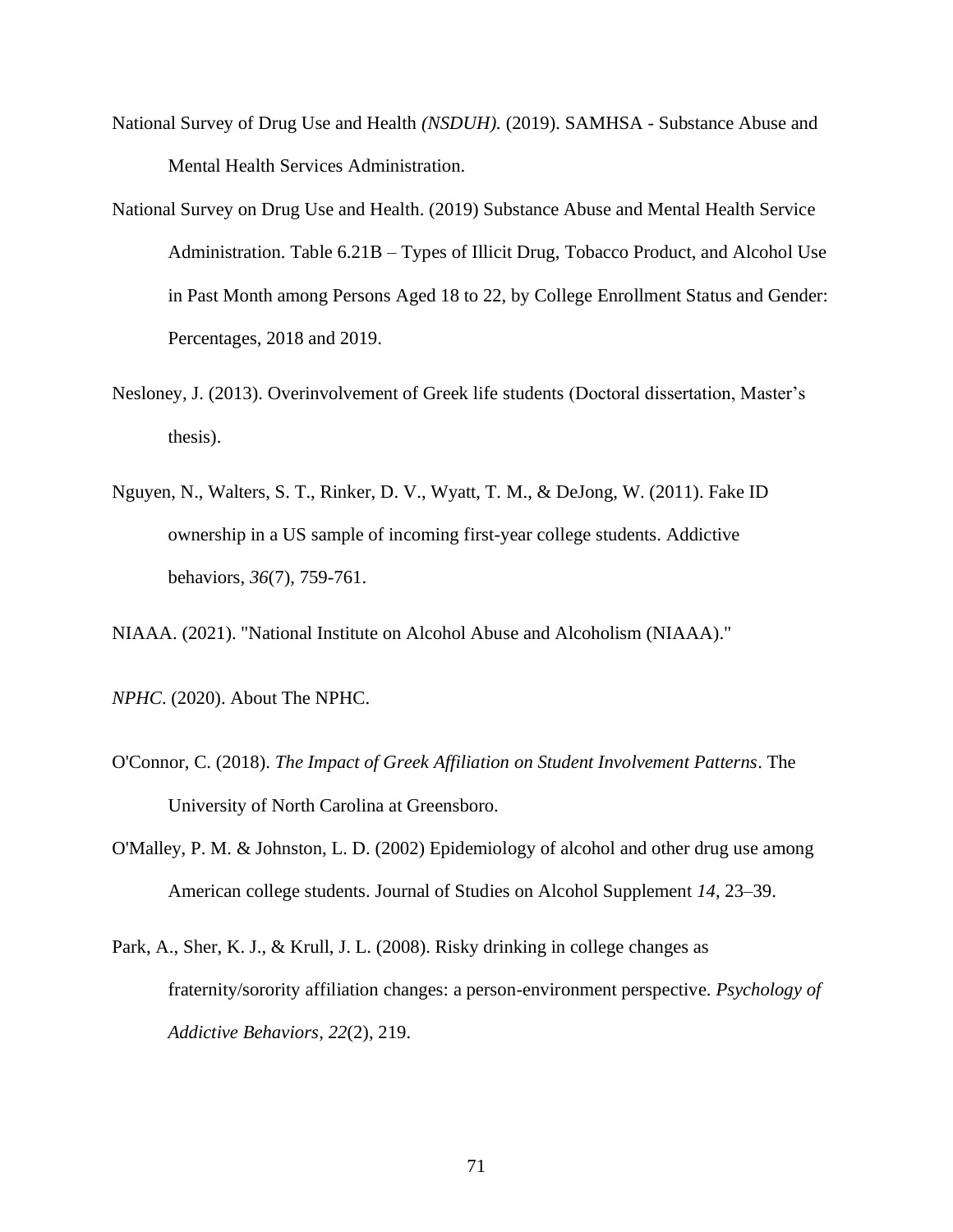National Survey of Drug Use and Health *(NSDUH).* (2019). SAMHSA - Substance Abuse and Mental Health Services Administration.

National Survey on Drug Use and Health. (2019) Substance Abuse and Mental Health Service Administration. Table 6.21B – Types of Illicit Drug, Tobacco Product, and Alcohol Use in Past Month among Persons Aged 18 to 22, by College Enrollment Status and Gender: Percentages, 2018 and 2019.

Nesloney, J. (2013). Overinvolvement of Greek life students (Doctoral dissertation, Master's thesis).

Nguyen, N., Walters, S. T., Rinker, D. V., Wyatt, T. M., & DeJong, W. (2011). Fake ID ownership in a US sample of incoming first-year college students. Addictive behaviors, *36*(7), 759-761.

NIAAA. (2021). "National Institute on Alcohol Abuse and Alcoholism (NIAAA)."

*NPHC*. (2020). About The NPHC.

O'Connor, C. (2018). *The Impact of Greek Affiliation on Student Involvement Patterns*. The University of North Carolina at Greensboro.

O'Malley, P. M. & Johnston, L. D. (2002) Epidemiology of alcohol and other drug use among American college students. Journal of Studies on Alcohol Supplement *14*, 23–39.

Park, A., Sher, K. J., & Krull, J. L. (2008). Risky drinking in college changes as fraternity/sorority affiliation changes: a person-environment perspective. *Psychology of Addictive Behaviors*, *22*(2), 219.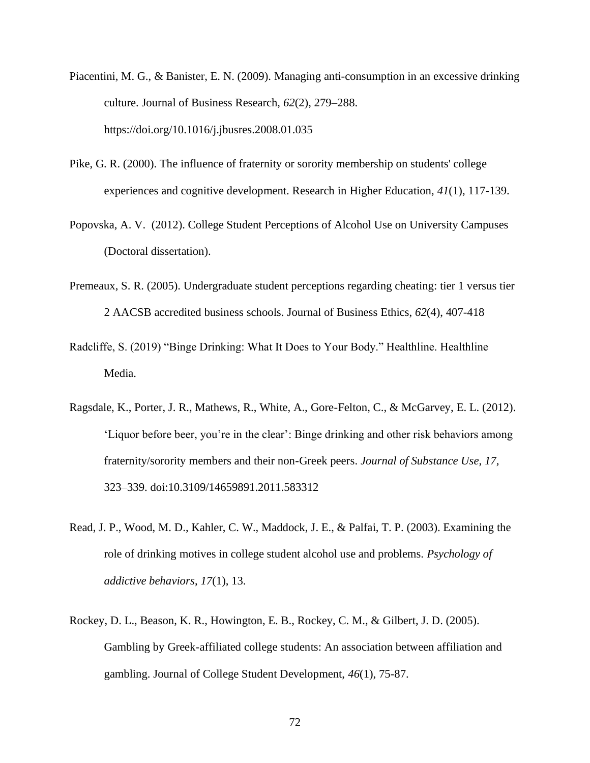Piacentini, M. G., & Banister, E. N. (2009). Managing anti-consumption in an excessive drinking culture. Journal of Business Research, *62*(2), 279–288. https://doi.org/10.1016/j.jbusres.2008.01.035

Pike, G. R. (2000). The influence of fraternity or sorority membership on students' college experiences and cognitive development. Research in Higher Education, *41*(1), 117-139.

Popovska, A. V. (2012). College Student Perceptions of Alcohol Use on University Campuses (Doctoral dissertation).

Premeaux, S. R. (2005). Undergraduate student perceptions regarding cheating: tier 1 versus tier 2 AACSB accredited business schools. Journal of Business Ethics, *62*(4), 407-418

Radcliffe, S. (2019) "Binge Drinking: What It Does to Your Body." Healthline. Healthline Media.

Ragsdale, K., Porter, J. R., Mathews, R., White, A., Gore-Felton, C., & McGarvey, E. L. (2012). 'Liquor before beer, you're in the clear': Binge drinking and other risk behaviors among fraternity/sorority members and their non-Greek peers. *Journal of Substance Use*, *17*, 323–339. doi:10.3109/14659891.2011.583312

Read, J. P., Wood, M. D., Kahler, C. W., Maddock, J. E., & Palfai, T. P. (2003). Examining the role of drinking motives in college student alcohol use and problems. *Psychology of addictive behaviors*, *17*(1), 13.

Rockey, D. L., Beason, K. R., Howington, E. B., Rockey, C. M., & Gilbert, J. D. (2005). Gambling by Greek-affiliated college students: An association between affiliation and gambling. Journal of College Student Development, *46*(1), 75-87.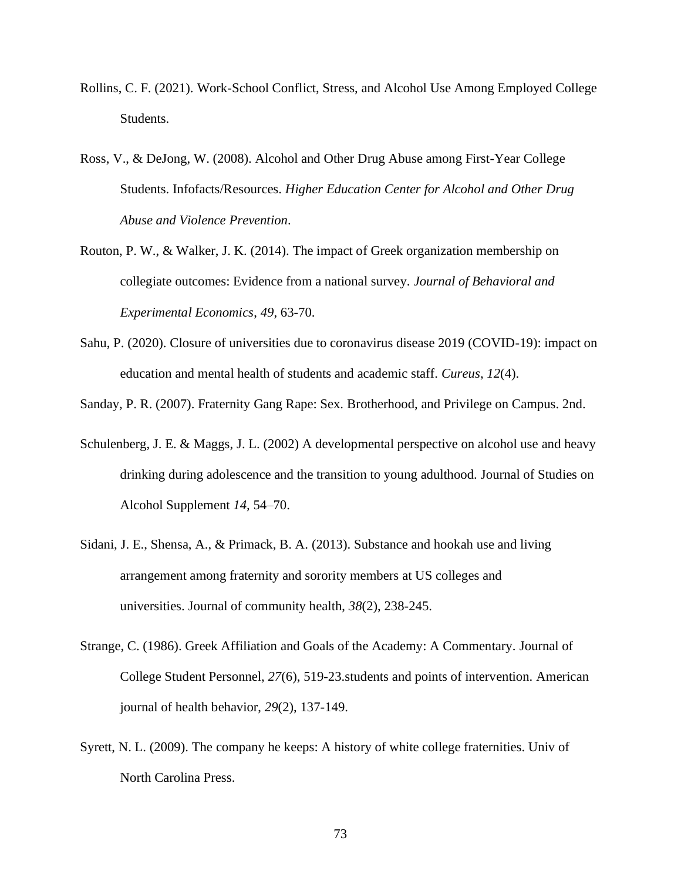Rollins, C. F. (2021). Work-School Conflict, Stress, and Alcohol Use Among Employed College Students.

Ross, V., & DeJong, W. (2008). Alcohol and Other Drug Abuse among First-Year College Students. Infofacts/Resources. *Higher Education Center for Alcohol and Other Drug Abuse and Violence Prevention*.

Routon, P. W., & Walker, J. K. (2014). The impact of Greek organization membership on collegiate outcomes: Evidence from a national survey. *Journal of Behavioral and Experimental Economics*, *49*, 63-70.

Sahu, P. (2020). Closure of universities due to coronavirus disease 2019 (COVID-19): impact on education and mental health of students and academic staff. *Cureus*, *12*(4).

Sanday, P. R. (2007). Fraternity Gang Rape: Sex. Brotherhood, and Privilege on Campus. 2nd.

Schulenberg, J. E. & Maggs, J. L. (2002) A developmental perspective on alcohol use and heavy drinking during adolescence and the transition to young adulthood. Journal of Studies on Alcohol Supplement *14,* 54–70.

Sidani, J. E., Shensa, A., & Primack, B. A. (2013). Substance and hookah use and living arrangement among fraternity and sorority members at US colleges and universities. Journal of community health, *38*(2), 238-245.

Strange, C. (1986). Greek Affiliation and Goals of the Academy: A Commentary. Journal of College Student Personnel, *27*(6), 519-23.students and points of intervention. American journal of health behavior, *29*(2), 137-149.

Syrett, N. L. (2009). The company he keeps: A history of white college fraternities. Univ of North Carolina Press.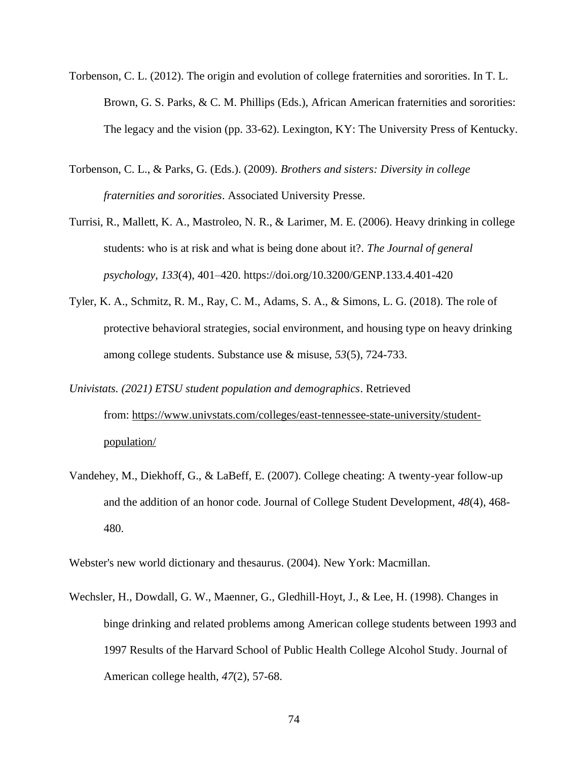Torbenson, C. L. (2012). The origin and evolution of college fraternities and sororities. In T. L. Brown, G. S. Parks, & C. M. Phillips (Eds.), African American fraternities and sororities: The legacy and the vision (pp. 33-62). Lexington, KY: The University Press of Kentucky.

Torbenson, C. L., & Parks, G. (Eds.). (2009). *Brothers and sisters: Diversity in college fraternities and sororities*. Associated University Presse.

Turrisi, R., Mallett, K. A., Mastroleo, N. R., & Larimer, M. E. (2006). Heavy drinking in college students: who is at risk and what is being done about it?. *The Journal of general psychology*, *133*(4), 401–420. https://doi.org/10.3200/GENP.133.4.401-420

Tyler, K. A., Schmitz, R. M., Ray, C. M., Adams, S. A., & Simons, L. G. (2018). The role of protective behavioral strategies, social environment, and housing type on heavy drinking among college students. Substance use & misuse, *53*(5), 724-733.

*Univistats. (2021) ETSU student population and demographics*. Retrieved from: https://www.univstats.com/colleges/east-tennessee-state-university/student-population/

Vandehey, M., Diekhoff, G., & LaBeff, E. (2007). College cheating: A twenty-year follow-up and the addition of an honor code. Journal of College Student Development, *48*(4), 468-480.

Webster's new world dictionary and thesaurus. (2004). New York: Macmillan.

Wechsler, H., Dowdall, G. W., Maenner, G., Gledhill-Hoyt, J., & Lee, H. (1998). Changes in binge drinking and related problems among American college students between 1993 and 1997 Results of the Harvard School of Public Health College Alcohol Study. Journal of American college health, *47*(2), 57-68.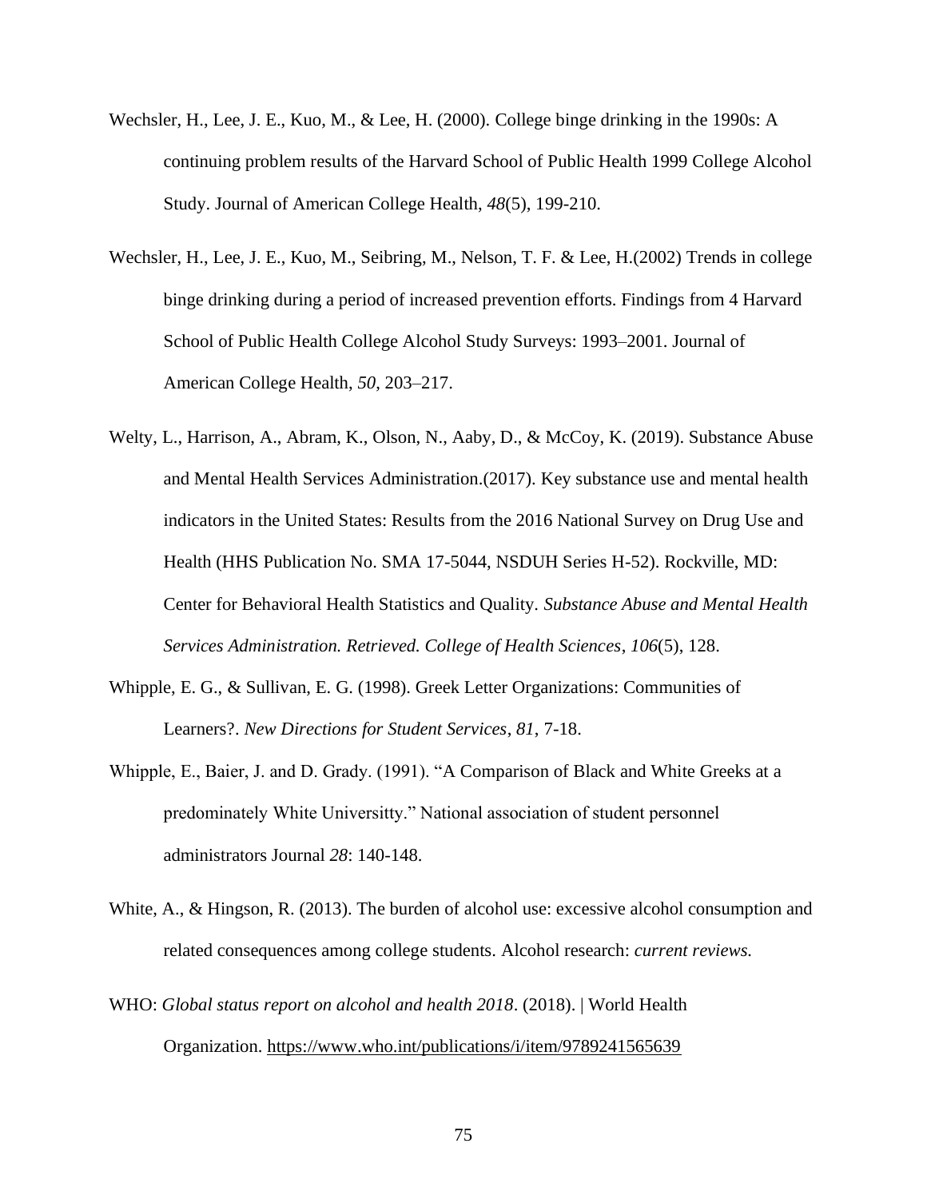Wechsler, H., Lee, J. E., Kuo, M., & Lee, H. (2000). College binge drinking in the 1990s: A continuing problem results of the Harvard School of Public Health 1999 College Alcohol Study. Journal of American College Health, *48*(5), 199-210.

Wechsler, H., Lee, J. E., Kuo, M., Seibring, M., Nelson, T. F. & Lee, H.(2002) Trends in college binge drinking during a period of increased prevention efforts. Findings from 4 Harvard School of Public Health College Alcohol Study Surveys: 1993–2001. Journal of American College Health, *50*, 203–217.

Welty, L., Harrison, A., Abram, K., Olson, N., Aaby, D., & McCoy, K. (2019). Substance Abuse and Mental Health Services Administration.(2017). Key substance use and mental health indicators in the United States: Results from the 2016 National Survey on Drug Use and Health (HHS Publication No. SMA 17-5044, NSDUH Series H-52). Rockville, MD: Center for Behavioral Health Statistics and Quality. *Substance Abuse and Mental Health Services Administration. Retrieved. College of Health Sciences*, *106*(5), 128.

Whipple, E. G., & Sullivan, E. G. (1998). Greek Letter Organizations: Communities of Learners?. *New Directions for Student Services*, *81*, 7-18.

Whipple, E., Baier, J. and D. Grady. (1991). "A Comparison of Black and White Greeks at a predominately White Universitty." National association of student personnel administrators Journal *28*: 140-148.

White, A., & Hingson, R. (2013). The burden of alcohol use: excessive alcohol consumption and related consequences among college students. Alcohol research: *current reviews.*

WHO: *Global status report on alcohol and health 2018*. (2018). | World Health Organization. https://www.who.int/publications/i/item/9789241565639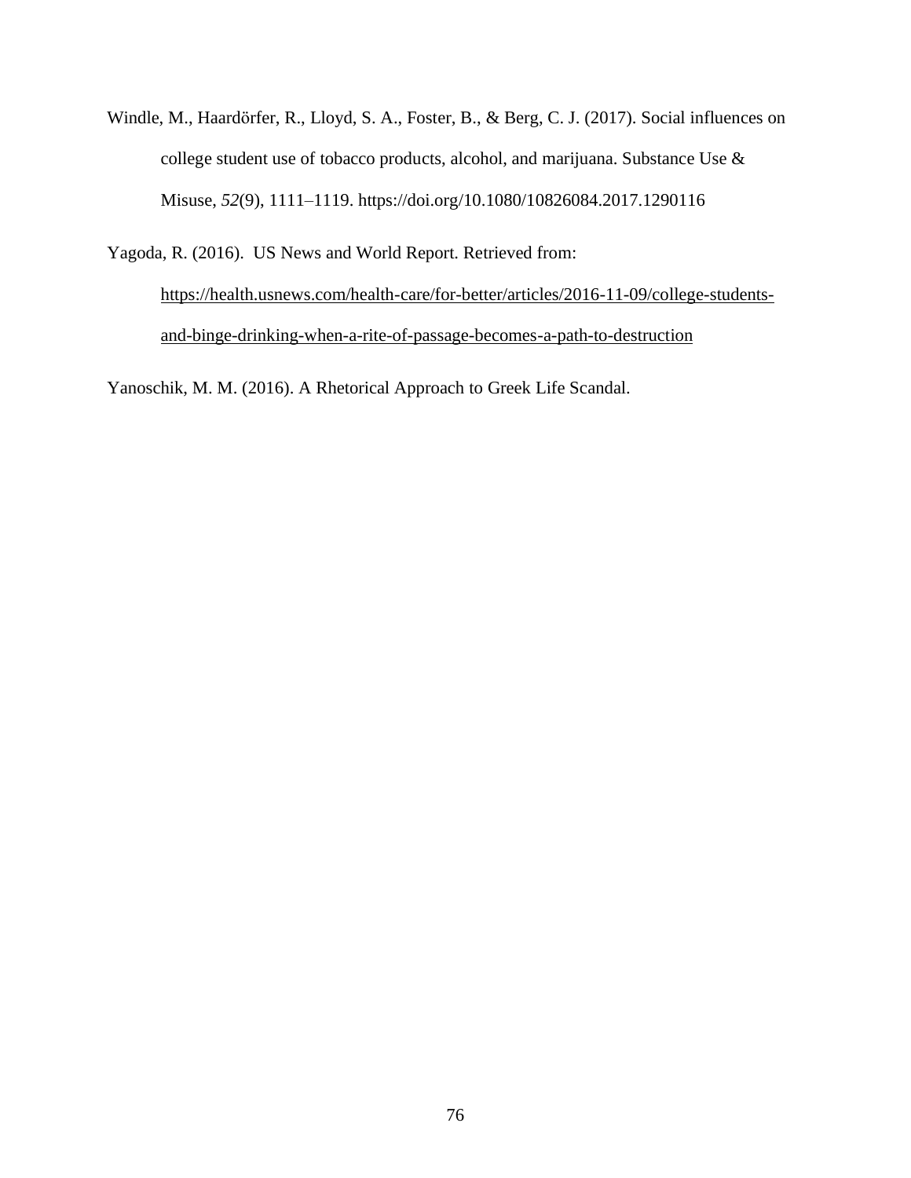Windle, M., Haardörfer, R., Lloyd, S. A., Foster, B., & Berg, C. J. (2017). Social influences on college student use of tobacco products, alcohol, and marijuana. Substance Use & Misuse, *52*(9), 1111–1119. https://doi.org/10.1080/10826084.2017.1290116

Yagoda, R. (2016). US News and World Report. Retrieved from: https://health.usnews.com/health-care/for-better/articles/2016-11-09/college-students-and-binge-drinking-when-a-rite-of-passage-becomes-a-path-to-destruction

Yanoschik, M. M. (2016). A Rhetorical Approach to Greek Life Scandal.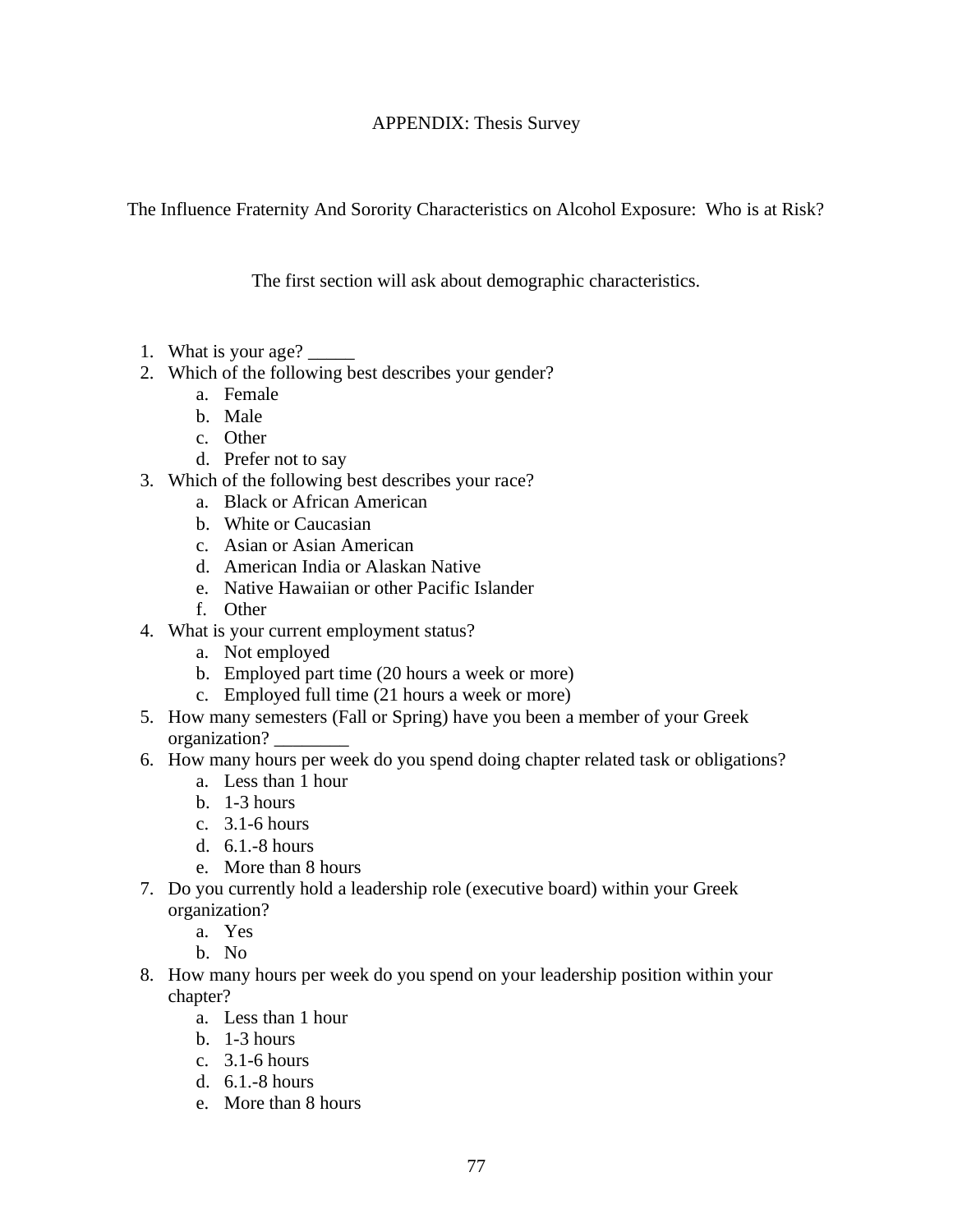# APPENDIX: Thesis Survey

## The Influence Fraternity And Sorority Characteristics on Alcohol Exposure: Who is at Risk?

The first section will ask about demographic characteristics.

1. What is your age? _____
2. Which of the following best describes your gender?
   a. Female
   b. Male
   c. Other
   d. Prefer not to say
3. Which of the following best describes your race?
   a. Black or African American
   b. White or Caucasian
   c. Asian or Asian American
   d. American India or Alaskan Native
   e. Native Hawaiian or other Pacific Islander
   f. Other
4. What is your current employment status?
   a. Not employed
   b. Employed part time (20 hours a week or more)
   c. Employed full time (21 hours a week or more)
5. How many semesters (Fall or Spring) have you been a member of your Greek organization? ________
6. How many hours per week do you spend doing chapter related task or obligations?
   a. Less than 1 hour
   b. 1-3 hours
   c. 3.1-6 hours
   d. 6.1.-8 hours
   e. More than 8 hours
7. Do you currently hold a leadership role (executive board) within your Greek organization?
   a. Yes
   b. No
8. How many hours per week do you spend on your leadership position within your chapter?
   a. Less than 1 hour
   b. 1-3 hours
   c. 3.1-6 hours
   d. 6.1.-8 hours
   e. More than 8 hours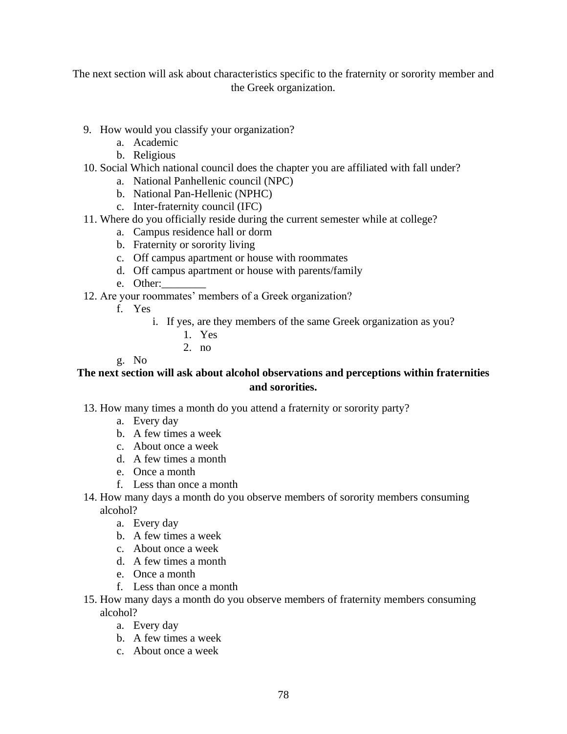The next section will ask about characteristics specific to the fraternity or sorority member and the Greek organization.

9. How would you classify your organization?
    a. Academic
    b. Religious
10. Social Which national council does the chapter you are affiliated with fall under?
    a. National Panhellenic council (NPC)
    b. National Pan-Hellenic (NPHC)
    c. Inter-fraternity council (IFC)
11. Where do you officially reside during the current semester while at college?
    a. Campus residence hall or dorm
    b. Fraternity or sorority living
    c. Off campus apartment or house with roommates
    d. Off campus apartment or house with parents/family
    e. Other:________
12. Are your roommates' members of a Greek organization?
    f. Yes
        i. If yes, are they members of the same Greek organization as you?
            1. Yes
            2. no
    g. No

**The next section will ask about alcohol observations and perceptions within fraternities and sororities.**

13. How many times a month do you attend a fraternity or sorority party?
    a. Every day
    b. A few times a week
    c. About once a week
    d. A few times a month
    e. Once a month
    f. Less than once a month
14. How many days a month do you observe members of sorority members consuming alcohol?
    a. Every day
    b. A few times a week
    c. About once a week
    d. A few times a month
    e. Once a month
    f. Less than once a month
15. How many days a month do you observe members of fraternity members consuming alcohol?
    a. Every day
    b. A few times a week
    c. About once a week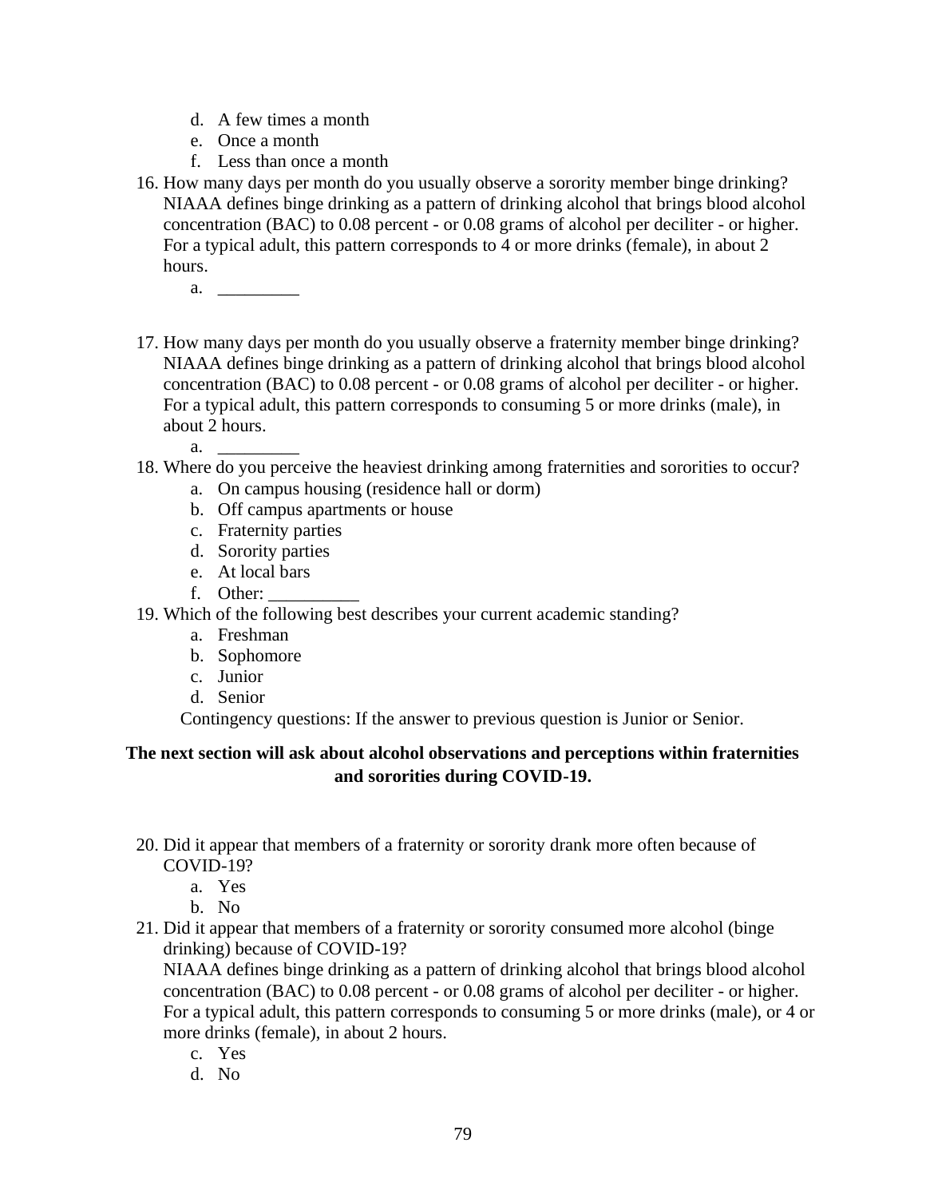d. A few times a month
   e. Once a month
   f. Less than once a month

16. How many days per month do you usually observe a sorority member binge drinking? NIAAA defines binge drinking as a pattern of drinking alcohol that brings blood alcohol concentration (BAC) to 0.08 percent - or 0.08 grams of alcohol per deciliter - or higher. For a typical adult, this pattern corresponds to 4 or more drinks (female), in about 2 hours.
   a. _________

17. How many days per month do you usually observe a fraternity member binge drinking? NIAAA defines binge drinking as a pattern of drinking alcohol that brings blood alcohol concentration (BAC) to 0.08 percent - or 0.08 grams of alcohol per deciliter - or higher. For a typical adult, this pattern corresponds to consuming 5 or more drinks (male), in about 2 hours.
   a. _________

18. Where do you perceive the heaviest drinking among fraternities and sororities to occur?
   a. On campus housing (residence hall or dorm)
   b. Off campus apartments or house
   c. Fraternity parties
   d. Sorority parties
   e. At local bars
   f. Other: __________

19. Which of the following best describes your current academic standing?
   a. Freshman
   b. Sophomore
   c. Junior
   d. Senior

   Contingency questions: If the answer to previous question is Junior or Senior.

**The next section will ask about alcohol observations and perceptions within fraternities and sororities during COVID-19.**

20. Did it appear that members of a fraternity or sorority drank more often because of COVID-19?
   a. Yes
   b. No

21. Did it appear that members of a fraternity or sorority consumed more alcohol (binge drinking) because of COVID-19?
   NIAAA defines binge drinking as a pattern of drinking alcohol that brings blood alcohol concentration (BAC) to 0.08 percent - or 0.08 grams of alcohol per deciliter - or higher. For a typical adult, this pattern corresponds to consuming 5 or more drinks (male), or 4 or more drinks (female), in about 2 hours.
   c. Yes
   d. No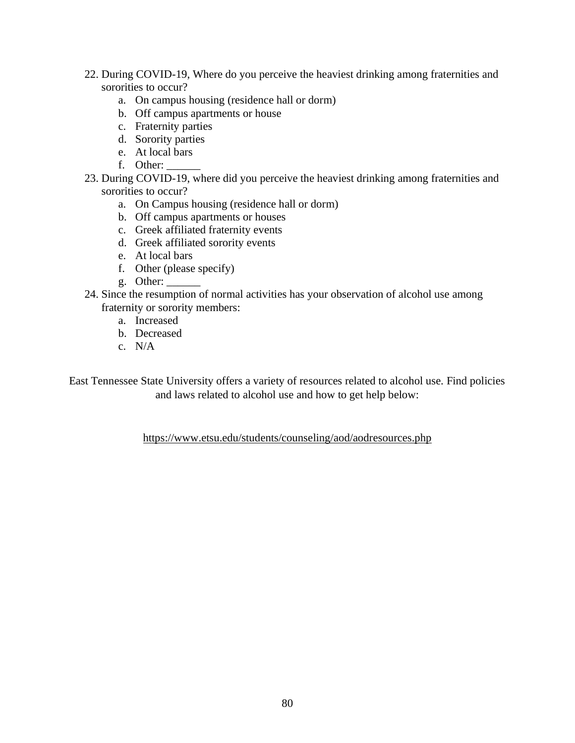22. During COVID-19, Where do you perceive the heaviest drinking among fraternities and sororities to occur?
    a. On campus housing (residence hall or dorm)
    b. Off campus apartments or house
    c. Fraternity parties
    d. Sorority parties
    e. At local bars
    f. Other: ______
23. During COVID-19, where did you perceive the heaviest drinking among fraternities and sororities to occur?
    a. On Campus housing (residence hall or dorm)
    b. Off campus apartments or houses
    c. Greek affiliated fraternity events
    d. Greek affiliated sorority events
    e. At local bars
    f. Other (please specify)
    g. Other: ______
24. Since the resumption of normal activities has your observation of alcohol use among fraternity or sorority members:
    a. Increased
    b. Decreased
    c. N/A

East Tennessee State University offers a variety of resources related to alcohol use. Find policies and laws related to alcohol use and how to get help below:

https://www.etsu.edu/students/counseling/aod/aodresources.php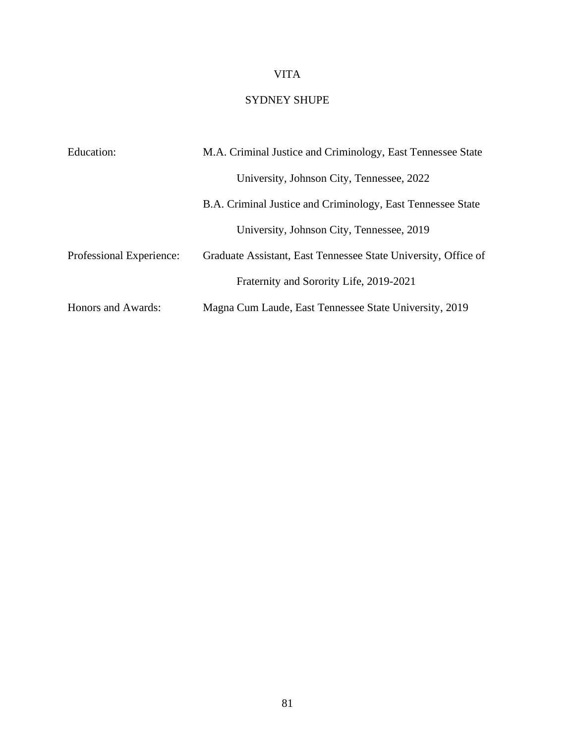# VITA

## SYDNEY SHUPE

| | |
|---|---|
| Education: | M.A. Criminal Justice and Criminology, East Tennessee State University, Johnson City, Tennessee, 2022 |
| | B.A. Criminal Justice and Criminology, East Tennessee State University, Johnson City, Tennessee, 2019 |
| Professional Experience: | Graduate Assistant, East Tennessee State University, Office of Fraternity and Sorority Life, 2019-2021 |
| Honors and Awards: | Magna Cum Laude, East Tennessee State University, 2019 |